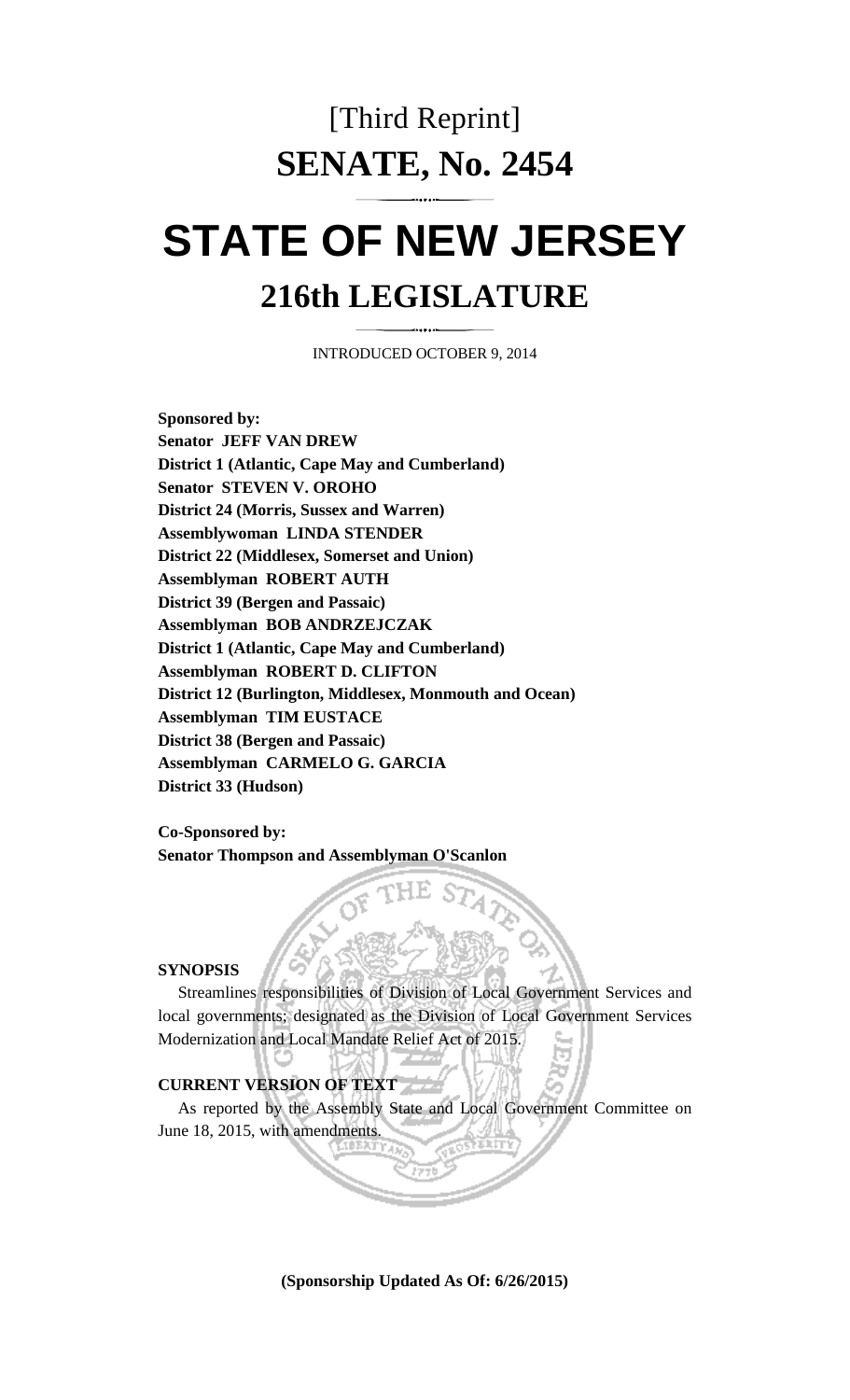# [Third Reprint]

# SENATE, No. 2454

# STATE OF NEW JERSEY

## 216th LEGISLATURE

INTRODUCED OCTOBER 9, 2014

**Sponsored by:**
**Senator JEFF VAN DREW**
**District 1 (Atlantic, Cape May and Cumberland)**
**Senator STEVEN V. OROHO**
**District 24 (Morris, Sussex and Warren)**
**Assemblywoman LINDA STENDER**
**District 22 (Middlesex, Somerset and Union)**
**Assemblyman ROBERT AUTH**
**District 39 (Bergen and Passaic)**
**Assemblyman BOB ANDRZEJCZAK**
**District 1 (Atlantic, Cape May and Cumberland)**
**Assemblyman ROBERT D. CLIFTON**
**District 12 (Burlington, Middlesex, Monmouth and Ocean)**
**Assemblyman TIM EUSTACE**
**District 38 (Bergen and Passaic)**
**Assemblyman CARMELO G. GARCIA**
**District 33 (Hudson)**

**Co-Sponsored by:**
**Senator Thompson and Assemblyman O'Scanlon**

**SYNOPSIS**

Streamlines responsibilities of Division of Local Government Services and local governments; designated as the Division of Local Government Services Modernization and Local Mandate Relief Act of 2015.

**CURRENT VERSION OF TEXT**

As reported by the Assembly State and Local Government Committee on June 18, 2015, with amendments.

**(Sponsorship Updated As Of: 6/26/2015)**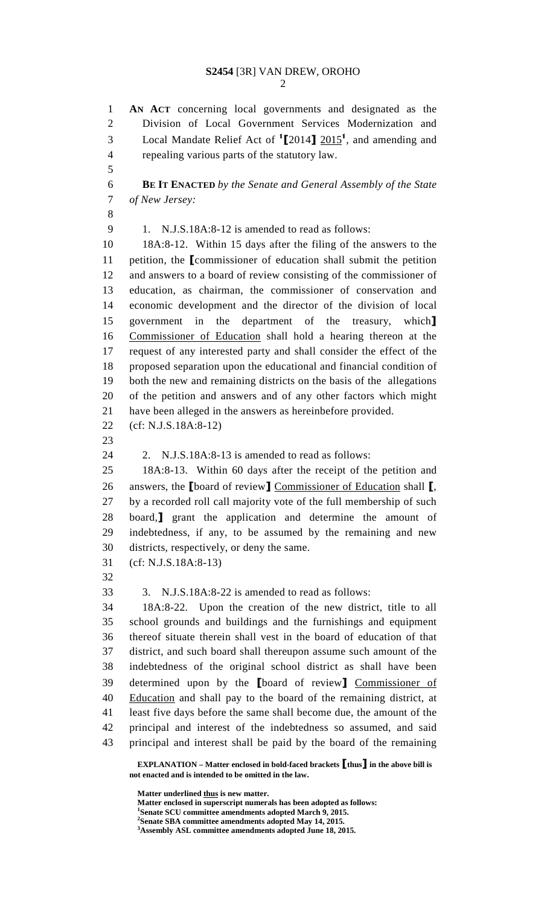**AN ACT** concerning local governments and designated as the Division of Local Government Services Modernization and Local Mandate Relief Act of [1]⟦2014⟧ 2015[1], and amending and repealing various parts of the statutory law.

**BE IT ENACTED** *by the Senate and General Assembly of the State of New Jersey:*

1. N.J.S.18A:8-12 is amended to read as follows:

18A:8-12. Within 15 days after the filing of the answers to the petition, the ⟦commissioner of education shall submit the petition and answers to a board of review consisting of the commissioner of education, as chairman, the commissioner of conservation and economic development and the director of the division of local government in the department of the treasury, which⟧ Commissioner of Education shall hold a hearing thereon at the request of any interested party and shall consider the effect of the proposed separation upon the educational and financial condition of both the new and remaining districts on the basis of the allegations of the petition and answers and of any other factors which might have been alleged in the answers as hereinbefore provided.

(cf: N.J.S.18A:8-12)

2. N.J.S.18A:8-13 is amended to read as follows:

18A:8-13. Within 60 days after the receipt of the petition and answers, the ⟦board of review⟧ Commissioner of Education shall ⟦, by a recorded roll call majority vote of the full membership of such board,⟧ grant the application and determine the amount of indebtedness, if any, to be assumed by the remaining and new districts, respectively, or deny the same.

(cf: N.J.S.18A:8-13)

3. N.J.S.18A:8-22 is amended to read as follows:

18A:8-22. Upon the creation of the new district, title to all school grounds and buildings and the furnishings and equipment thereof situate therein shall vest in the board of education of that district, and such board shall thereupon assume such amount of the indebtedness of the original school district as shall have been determined upon by the ⟦board of review⟧ Commissioner of Education and shall pay to the board of the remaining district, at least five days before the same shall become due, the amount of the principal and interest of the indebtedness so assumed, and said principal and interest shall be paid by the board of the remaining

**EXPLANATION – Matter enclosed in bold-faced brackets ⟦thus⟧ in the above bill is not enacted and is intended to be omitted in the law.**

**Matter underlined thus is new matter.**
**Matter enclosed in superscript numerals has been adopted as follows:**
**[1]Senate SCU committee amendments adopted March 9, 2015.**
**[2]Senate SBA committee amendments adopted May 14, 2015.**
**[3]Assembly ASL committee amendments adopted June 18, 2015.**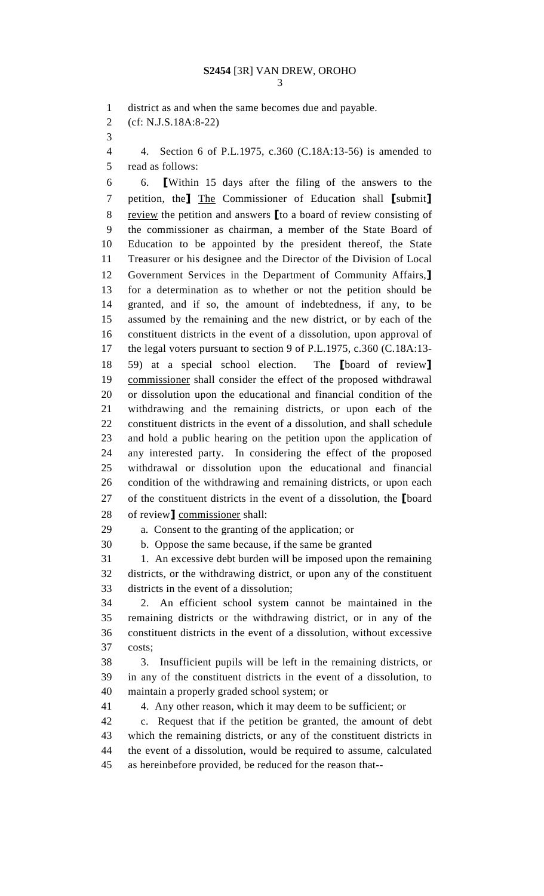district as and when the same becomes due and payable.

(cf: N.J.S.18A:8-22)

4. Section 6 of P.L.1975, c.360 (C.18A:13-56) is amended to read as follows:

6. [Within 15 days after the filing of the answers to the petition, the] The Commissioner of Education shall [submit] review the petition and answers [to a board of review consisting of the commissioner as chairman, a member of the State Board of Education to be appointed by the president thereof, the State Treasurer or his designee and the Director of the Division of Local Government Services in the Department of Community Affairs,] for a determination as to whether or not the petition should be granted, and if so, the amount of indebtedness, if any, to be assumed by the remaining and the new district, or by each of the constituent districts in the event of a dissolution, upon approval of the legal voters pursuant to section 9 of P.L.1975, c.360 (C.18A:13-59) at a special school election. The [board of review] commissioner shall consider the effect of the proposed withdrawal or dissolution upon the educational and financial condition of the withdrawing and the remaining districts, or upon each of the constituent districts in the event of a dissolution, and shall schedule and hold a public hearing on the petition upon the application of any interested party. In considering the effect of the proposed withdrawal or dissolution upon the educational and financial condition of the withdrawing and remaining districts, or upon each of the constituent districts in the event of a dissolution, the [board of review] commissioner shall:

a. Consent to the granting of the application; or

b. Oppose the same because, if the same be granted

1. An excessive debt burden will be imposed upon the remaining districts, or the withdrawing district, or upon any of the constituent districts in the event of a dissolution;

2. An efficient school system cannot be maintained in the remaining districts or the withdrawing district, or in any of the constituent districts in the event of a dissolution, without excessive costs;

3. Insufficient pupils will be left in the remaining districts, or in any of the constituent districts in the event of a dissolution, to maintain a properly graded school system; or

4. Any other reason, which it may deem to be sufficient; or

c. Request that if the petition be granted, the amount of debt which the remaining districts, or any of the constituent districts in the event of a dissolution, would be required to assume, calculated as hereinbefore provided, be reduced for the reason that--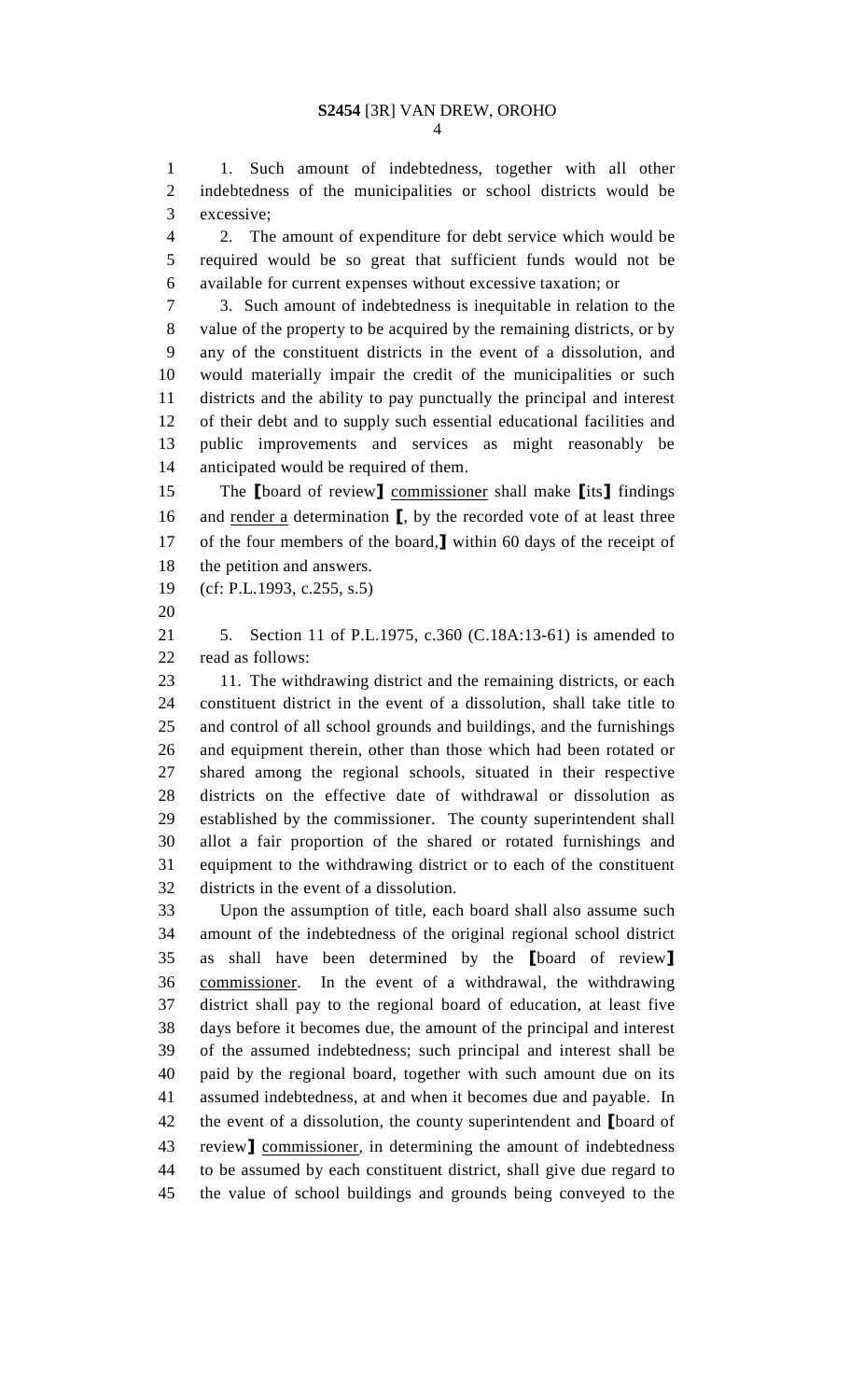1. Such amount of indebtedness, together with all other indebtedness of the municipalities or school districts would be excessive;

2. The amount of expenditure for debt service which would be required would be so great that sufficient funds would not be available for current expenses without excessive taxation; or

3. Such amount of indebtedness is inequitable in relation to the value of the property to be acquired by the remaining districts, or by any of the constituent districts in the event of a dissolution, and would materially impair the credit of the municipalities or such districts and the ability to pay punctually the principal and interest of their debt and to supply such essential educational facilities and public improvements and services as might reasonably be anticipated would be required of them.

The [board of review] commissioner shall make [its] findings and render a determination [, by the recorded vote of at least three of the four members of the board,] within 60 days of the receipt of the petition and answers.

(cf: P.L.1993, c.255, s.5)

5. Section 11 of P.L.1975, c.360 (C.18A:13-61) is amended to read as follows:

11. The withdrawing district and the remaining districts, or each constituent district in the event of a dissolution, shall take title to and control of all school grounds and buildings, and the furnishings and equipment therein, other than those which had been rotated or shared among the regional schools, situated in their respective districts on the effective date of withdrawal or dissolution as established by the commissioner. The county superintendent shall allot a fair proportion of the shared or rotated furnishings and equipment to the withdrawing district or to each of the constituent districts in the event of a dissolution.

Upon the assumption of title, each board shall also assume such amount of the indebtedness of the original regional school district as shall have been determined by the [board of review] commissioner. In the event of a withdrawal, the withdrawing district shall pay to the regional board of education, at least five days before it becomes due, the amount of the principal and interest of the assumed indebtedness; such principal and interest shall be paid by the regional board, together with such amount due on its assumed indebtedness, at and when it becomes due and payable. In the event of a dissolution, the county superintendent and [board of review] commissioner, in determining the amount of indebtedness to be assumed by each constituent district, shall give due regard to the value of school buildings and grounds being conveyed to the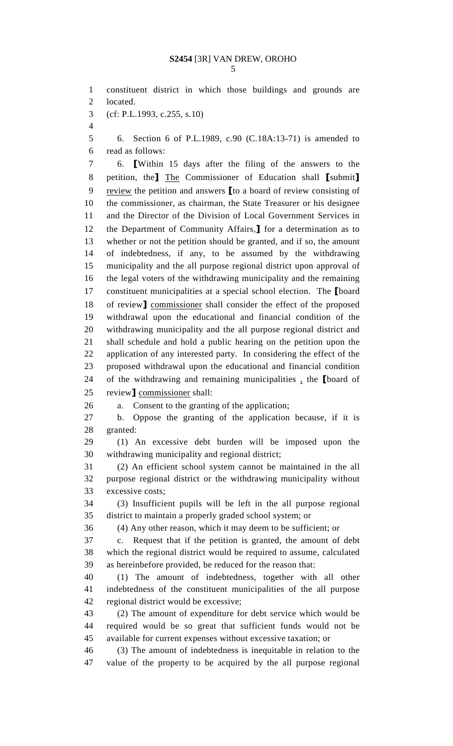constituent district in which those buildings and grounds are located.

(cf: P.L.1993, c.255, s.10)

6. Section 6 of P.L.1989, c.90 (C.18A:13-71) is amended to read as follows:

6. [Within 15 days after the filing of the answers to the petition, the] The Commissioner of Education shall [submit] review the petition and answers [to a board of review consisting of the commissioner, as chairman, the State Treasurer or his designee and the Director of the Division of Local Government Services in the Department of Community Affairs,] for a determination as to whether or not the petition should be granted, and if so, the amount of indebtedness, if any, to be assumed by the withdrawing municipality and the all purpose regional district upon approval of the legal voters of the withdrawing municipality and the remaining constituent municipalities at a special school election. The [board of review] commissioner shall consider the effect of the proposed withdrawal upon the educational and financial condition of the withdrawing municipality and the all purpose regional district and shall schedule and hold a public hearing on the petition upon the application of any interested party. In considering the effect of the proposed withdrawal upon the educational and financial condition of the withdrawing and remaining municipalities , the [board of review] commissioner shall:

a. Consent to the granting of the application;

b. Oppose the granting of the application because, if it is granted:

(1) An excessive debt burden will be imposed upon the withdrawing municipality and regional district;

(2) An efficient school system cannot be maintained in the all purpose regional district or the withdrawing municipality without excessive costs;

(3) Insufficient pupils will be left in the all purpose regional district to maintain a properly graded school system; or

(4) Any other reason, which it may deem to be sufficient; or

c. Request that if the petition is granted, the amount of debt which the regional district would be required to assume, calculated as hereinbefore provided, be reduced for the reason that:

(1) The amount of indebtedness, together with all other indebtedness of the constituent municipalities of the all purpose regional district would be excessive;

(2) The amount of expenditure for debt service which would be required would be so great that sufficient funds would not be available for current expenses without excessive taxation; or

(3) The amount of indebtedness is inequitable in relation to the value of the property to be acquired by the all purpose regional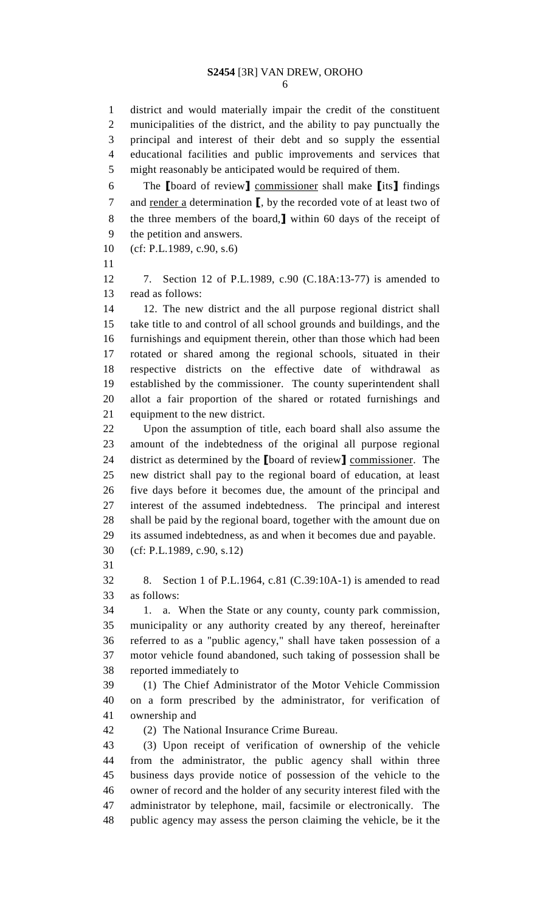district and would materially impair the credit of the constituent municipalities of the district, and the ability to pay punctually the principal and interest of their debt and so supply the essential educational facilities and public improvements and services that might reasonably be anticipated would be required of them.

The [board of review] commissioner shall make [its] findings and render a determination [, by the recorded vote of at least two of the three members of the board,] within 60 days of the receipt of the petition and answers.

(cf: P.L.1989, c.90, s.6)

7. Section 12 of P.L.1989, c.90 (C.18A:13-77) is amended to read as follows:

12. The new district and the all purpose regional district shall take title to and control of all school grounds and buildings, and the furnishings and equipment therein, other than those which had been rotated or shared among the regional schools, situated in their respective districts on the effective date of withdrawal as established by the commissioner. The county superintendent shall allot a fair proportion of the shared or rotated furnishings and equipment to the new district.

Upon the assumption of title, each board shall also assume the amount of the indebtedness of the original all purpose regional district as determined by the [board of review] commissioner. The new district shall pay to the regional board of education, at least five days before it becomes due, the amount of the principal and interest of the assumed indebtedness. The principal and interest shall be paid by the regional board, together with the amount due on its assumed indebtedness, as and when it becomes due and payable.

(cf: P.L.1989, c.90, s.12)

8. Section 1 of P.L.1964, c.81 (C.39:10A-1) is amended to read as follows:

1. a. When the State or any county, county park commission, municipality or any authority created by any thereof, hereinafter referred to as a "public agency," shall have taken possession of a motor vehicle found abandoned, such taking of possession shall be reported immediately to

(1) The Chief Administrator of the Motor Vehicle Commission on a form prescribed by the administrator, for verification of ownership and

(2) The National Insurance Crime Bureau.

(3) Upon receipt of verification of ownership of the vehicle from the administrator, the public agency shall within three business days provide notice of possession of the vehicle to the owner of record and the holder of any security interest filed with the administrator by telephone, mail, facsimile or electronically. The public agency may assess the person claiming the vehicle, be it the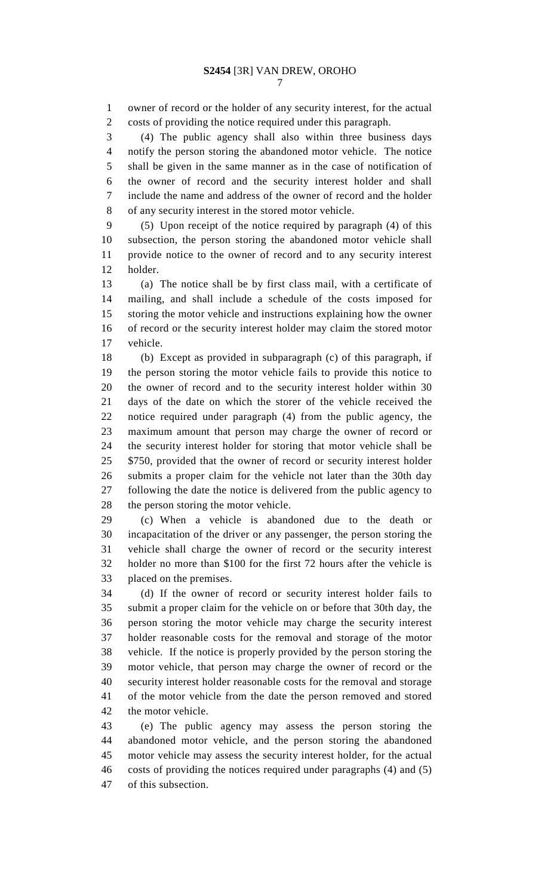owner of record or the holder of any security interest, for the actual costs of providing the notice required under this paragraph.

(4) The public agency shall also within three business days notify the person storing the abandoned motor vehicle. The notice shall be given in the same manner as in the case of notification of the owner of record and the security interest holder and shall include the name and address of the owner of record and the holder of any security interest in the stored motor vehicle.

(5) Upon receipt of the notice required by paragraph (4) of this subsection, the person storing the abandoned motor vehicle shall provide notice to the owner of record and to any security interest holder.

(a) The notice shall be by first class mail, with a certificate of mailing, and shall include a schedule of the costs imposed for storing the motor vehicle and instructions explaining how the owner of record or the security interest holder may claim the stored motor vehicle.

(b) Except as provided in subparagraph (c) of this paragraph, if the person storing the motor vehicle fails to provide this notice to the owner of record and to the security interest holder within 30 days of the date on which the storer of the vehicle received the notice required under paragraph (4) from the public agency, the maximum amount that person may charge the owner of record or the security interest holder for storing that motor vehicle shall be $750, provided that the owner of record or security interest holder submits a proper claim for the vehicle not later than the 30th day following the date the notice is delivered from the public agency to the person storing the motor vehicle.

(c) When a vehicle is abandoned due to the death or incapacitation of the driver or any passenger, the person storing the vehicle shall charge the owner of record or the security interest holder no more than $100 for the first 72 hours after the vehicle is placed on the premises.

(d) If the owner of record or security interest holder fails to submit a proper claim for the vehicle on or before that 30th day, the person storing the motor vehicle may charge the security interest holder reasonable costs for the removal and storage of the motor vehicle. If the notice is properly provided by the person storing the motor vehicle, that person may charge the owner of record or the security interest holder reasonable costs for the removal and storage of the motor vehicle from the date the person removed and stored the motor vehicle.

(e) The public agency may assess the person storing the abandoned motor vehicle, and the person storing the abandoned motor vehicle may assess the security interest holder, for the actual costs of providing the notices required under paragraphs (4) and (5) of this subsection.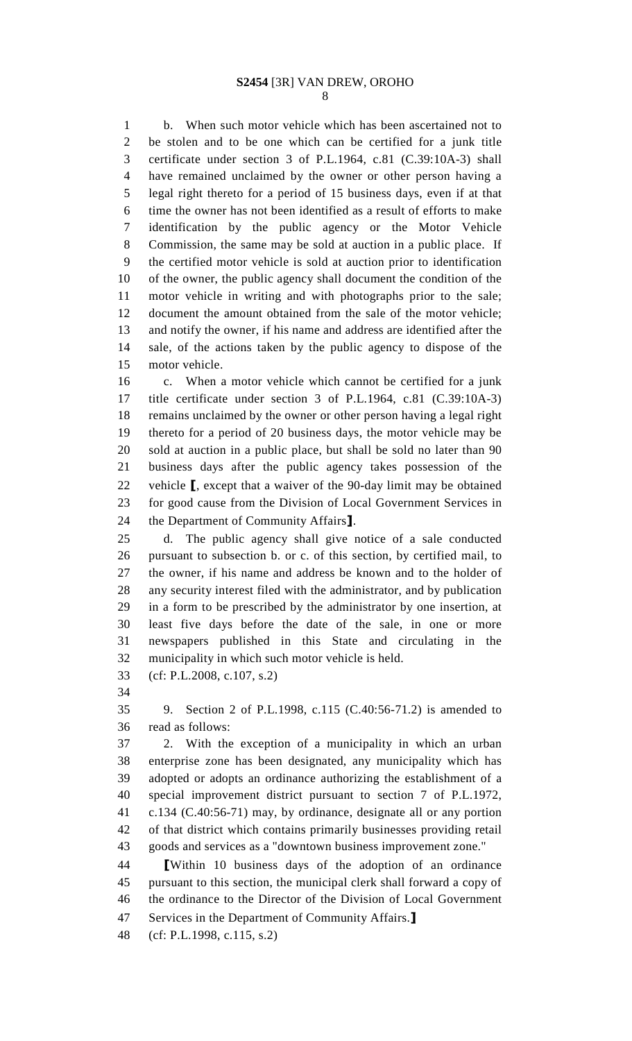b. When such motor vehicle which has been ascertained not to be stolen and to be one which can be certified for a junk title certificate under section 3 of P.L.1964, c.81 (C.39:10A-3) shall have remained unclaimed by the owner or other person having a legal right thereto for a period of 15 business days, even if at that time the owner has not been identified as a result of efforts to make identification by the public agency or the Motor Vehicle Commission, the same may be sold at auction in a public place. If the certified motor vehicle is sold at auction prior to identification of the owner, the public agency shall document the condition of the motor vehicle in writing and with photographs prior to the sale; document the amount obtained from the sale of the motor vehicle; and notify the owner, if his name and address are identified after the sale, of the actions taken by the public agency to dispose of the motor vehicle.

c. When a motor vehicle which cannot be certified for a junk title certificate under section 3 of P.L.1964, c.81 (C.39:10A-3) remains unclaimed by the owner or other person having a legal right thereto for a period of 20 business days, the motor vehicle may be sold at auction in a public place, but shall be sold no later than 90 business days after the public agency takes possession of the vehicle **[**, except that a waiver of the 90-day limit may be obtained for good cause from the Division of Local Government Services in the Department of Community Affairs**]**.

d. The public agency shall give notice of a sale conducted pursuant to subsection b. or c. of this section, by certified mail, to the owner, if his name and address be known and to the holder of any security interest filed with the administrator, and by publication in a form to be prescribed by the administrator by one insertion, at least five days before the date of the sale, in one or more newspapers published in this State and circulating in the municipality in which such motor vehicle is held.

(cf: P.L.2008, c.107, s.2)

9. Section 2 of P.L.1998, c.115 (C.40:56-71.2) is amended to read as follows:

2. With the exception of a municipality in which an urban enterprise zone has been designated, any municipality which has adopted or adopts an ordinance authorizing the establishment of a special improvement district pursuant to section 7 of P.L.1972, c.134 (C.40:56-71) may, by ordinance, designate all or any portion of that district which contains primarily businesses providing retail goods and services as a "downtown business improvement zone."

**[**Within 10 business days of the adoption of an ordinance pursuant to this section, the municipal clerk shall forward a copy of the ordinance to the Director of the Division of Local Government Services in the Department of Community Affairs.**]**

(cf: P.L.1998, c.115, s.2)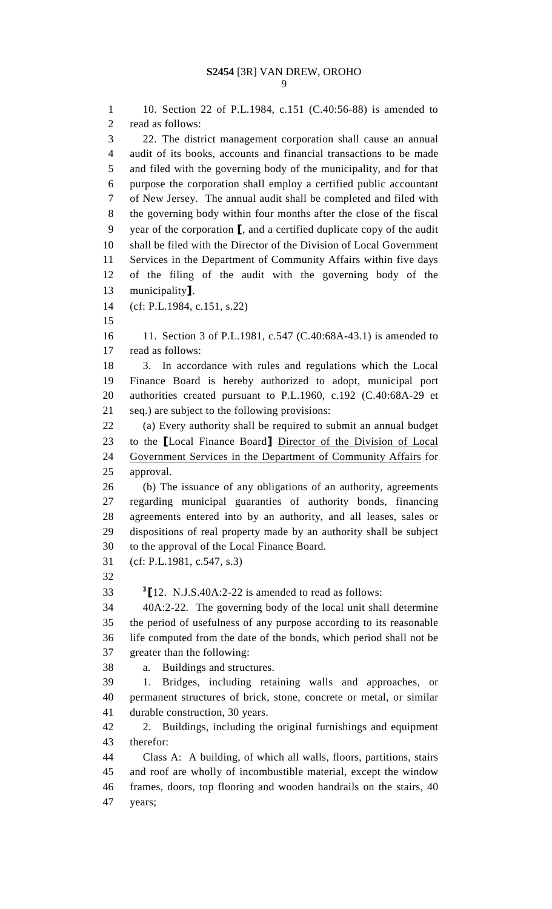10. Section 22 of P.L.1984, c.151 (C.40:56-88) is amended to read as follows:

22. The district management corporation shall cause an annual audit of its books, accounts and financial transactions to be made and filed with the governing body of the municipality, and for that purpose the corporation shall employ a certified public accountant of New Jersey. The annual audit shall be completed and filed with the governing body within four months after the close of the fiscal year of the corporation ⟦, and a certified duplicate copy of the audit shall be filed with the Director of the Division of Local Government Services in the Department of Community Affairs within five days of the filing of the audit with the governing body of the municipality⟧.

(cf: P.L.1984, c.151, s.22)

11. Section 3 of P.L.1981, c.547 (C.40:68A-43.1) is amended to read as follows:

3. In accordance with rules and regulations which the Local Finance Board is hereby authorized to adopt, municipal port authorities created pursuant to P.L.1960, c.192 (C.40:68A-29 et seq.) are subject to the following provisions:

(a) Every authority shall be required to submit an annual budget to the ⟦Local Finance Board⟧ <u>Director of the Division of Local Government Services in the Department of Community Affairs</u> for approval.

(b) The issuance of any obligations of an authority, agreements regarding municipal guaranties of authority bonds, financing agreements entered into by an authority, and all leases, sales or dispositions of real property made by an authority shall be subject to the approval of the Local Finance Board.

(cf: P.L.1981, c.547, s.3)

[3]⟦12. N.J.S.40A:2-22 is amended to read as follows:

40A:2-22. The governing body of the local unit shall determine the period of usefulness of any purpose according to its reasonable life computed from the date of the bonds, which period shall not be greater than the following:

a. Buildings and structures.

1. Bridges, including retaining walls and approaches, or permanent structures of brick, stone, concrete or metal, or similar durable construction, 30 years.

2. Buildings, including the original furnishings and equipment therefor:

Class A: A building, of which all walls, floors, partitions, stairs and roof are wholly of incombustible material, except the window frames, doors, top flooring and wooden handrails on the stairs, 40 years;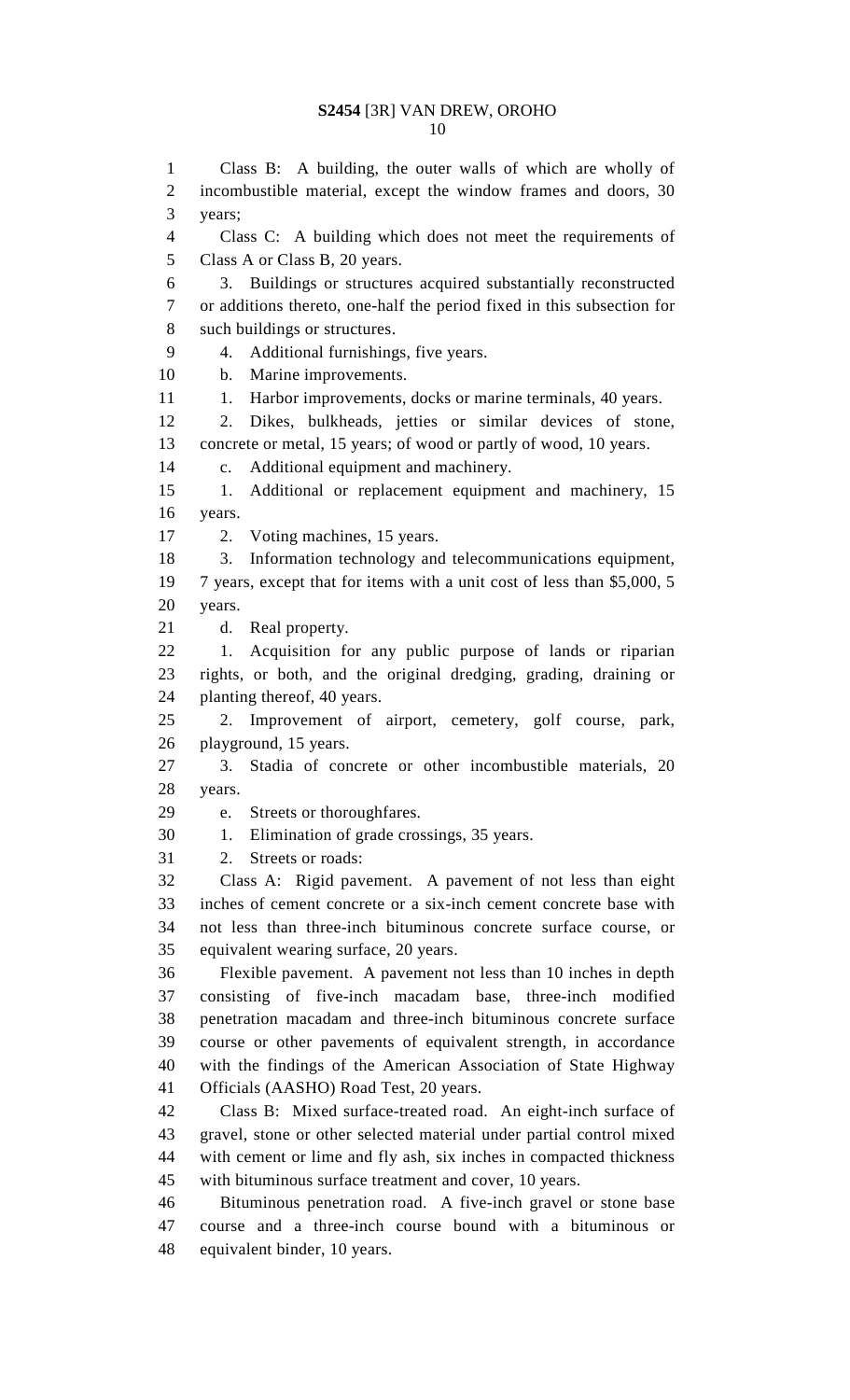Class B: A building, the outer walls of which are wholly of incombustible material, except the window frames and doors, 30 years;

Class C: A building which does not meet the requirements of Class A or Class B, 20 years.

3. Buildings or structures acquired substantially reconstructed or additions thereto, one-half the period fixed in this subsection for such buildings or structures.

4. Additional furnishings, five years.

b. Marine improvements.

1. Harbor improvements, docks or marine terminals, 40 years.

2. Dikes, bulkheads, jetties or similar devices of stone, concrete or metal, 15 years; of wood or partly of wood, 10 years.

c. Additional equipment and machinery.

1. Additional or replacement equipment and machinery, 15 years.

2. Voting machines, 15 years.

3. Information technology and telecommunications equipment, 7 years, except that for items with a unit cost of less than $5,000, 5 years.

d. Real property.

1. Acquisition for any public purpose of lands or riparian rights, or both, and the original dredging, grading, draining or planting thereof, 40 years.

2. Improvement of airport, cemetery, golf course, park, playground, 15 years.

3. Stadia of concrete or other incombustible materials, 20 years.

e. Streets or thoroughfares.

1. Elimination of grade crossings, 35 years.

2. Streets or roads:

Class A: Rigid pavement. A pavement of not less than eight inches of cement concrete or a six-inch cement concrete base with not less than three-inch bituminous concrete surface course, or equivalent wearing surface, 20 years.

Flexible pavement. A pavement not less than 10 inches in depth consisting of five-inch macadam base, three-inch modified penetration macadam and three-inch bituminous concrete surface course or other pavements of equivalent strength, in accordance with the findings of the American Association of State Highway Officials (AASHO) Road Test, 20 years.

Class B: Mixed surface-treated road. An eight-inch surface of gravel, stone or other selected material under partial control mixed with cement or lime and fly ash, six inches in compacted thickness with bituminous surface treatment and cover, 10 years.

Bituminous penetration road. A five-inch gravel or stone base course and a three-inch course bound with a bituminous or equivalent binder, 10 years.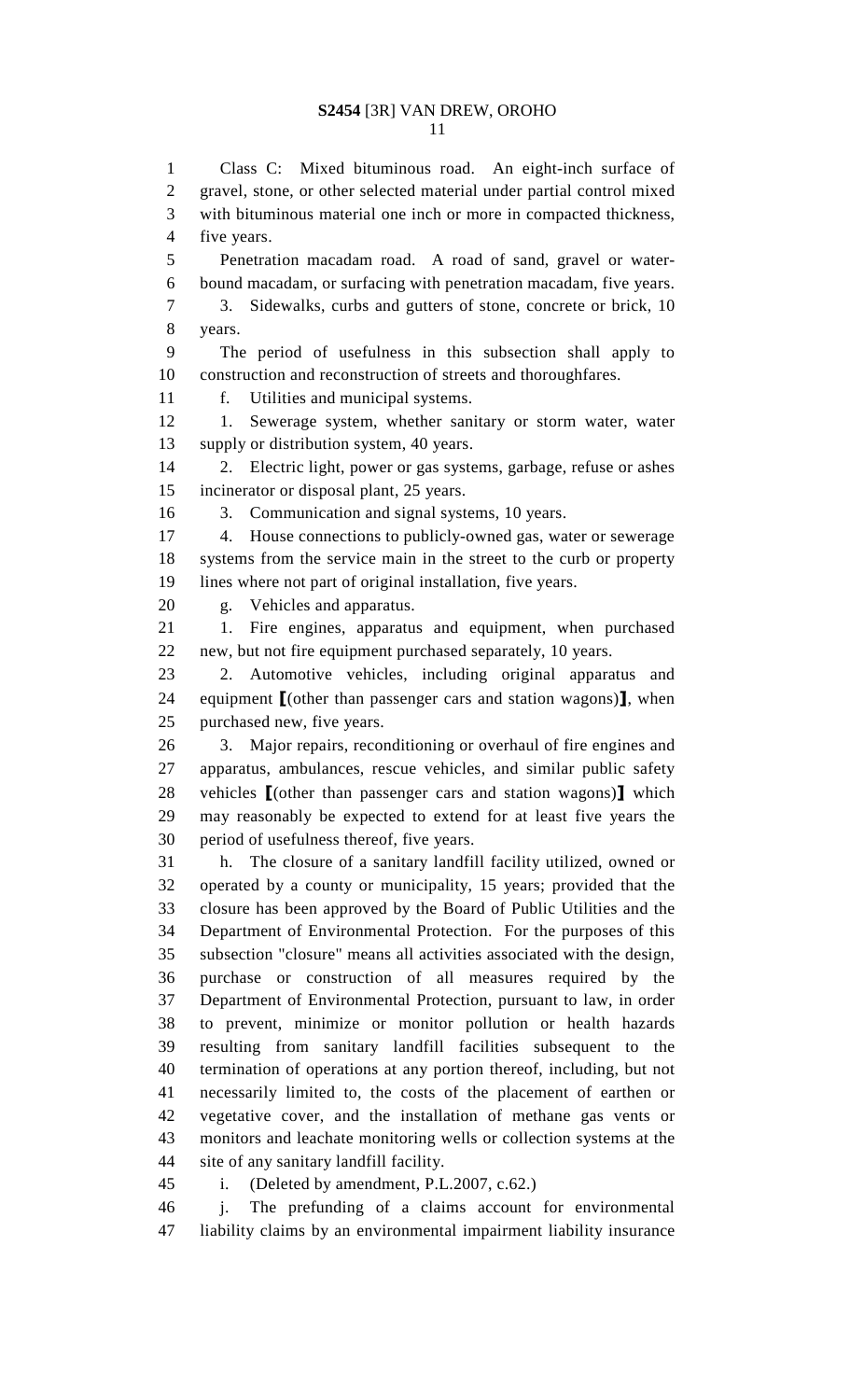Class C: Mixed bituminous road. An eight-inch surface of gravel, stone, or other selected material under partial control mixed with bituminous material one inch or more in compacted thickness, five years.

Penetration macadam road. A road of sand, gravel or water-bound macadam, or surfacing with penetration macadam, five years.

3. Sidewalks, curbs and gutters of stone, concrete or brick, 10 years.

The period of usefulness in this subsection shall apply to construction and reconstruction of streets and thoroughfares.

f. Utilities and municipal systems.

1. Sewerage system, whether sanitary or storm water, water supply or distribution system, 40 years.

2. Electric light, power or gas systems, garbage, refuse or ashes incinerator or disposal plant, 25 years.

3. Communication and signal systems, 10 years.

4. House connections to publicly-owned gas, water or sewerage systems from the service main in the street to the curb or property lines where not part of original installation, five years.

g. Vehicles and apparatus.

1. Fire engines, apparatus and equipment, when purchased new, but not fire equipment purchased separately, 10 years.

2. Automotive vehicles, including original apparatus and equipment ⟦(other than passenger cars and station wagons)⟧, when purchased new, five years.

3. Major repairs, reconditioning or overhaul of fire engines and apparatus, ambulances, rescue vehicles, and similar public safety vehicles ⟦(other than passenger cars and station wagons)⟧ which may reasonably be expected to extend for at least five years the period of usefulness thereof, five years.

h. The closure of a sanitary landfill facility utilized, owned or operated by a county or municipality, 15 years; provided that the closure has been approved by the Board of Public Utilities and the Department of Environmental Protection. For the purposes of this subsection "closure" means all activities associated with the design, purchase or construction of all measures required by the Department of Environmental Protection, pursuant to law, in order to prevent, minimize or monitor pollution or health hazards resulting from sanitary landfill facilities subsequent to the termination of operations at any portion thereof, including, but not necessarily limited to, the costs of the placement of earthen or vegetative cover, and the installation of methane gas vents or monitors and leachate monitoring wells or collection systems at the site of any sanitary landfill facility.

i. (Deleted by amendment, P.L.2007, c.62.)

j. The prefunding of a claims account for environmental liability claims by an environmental impairment liability insurance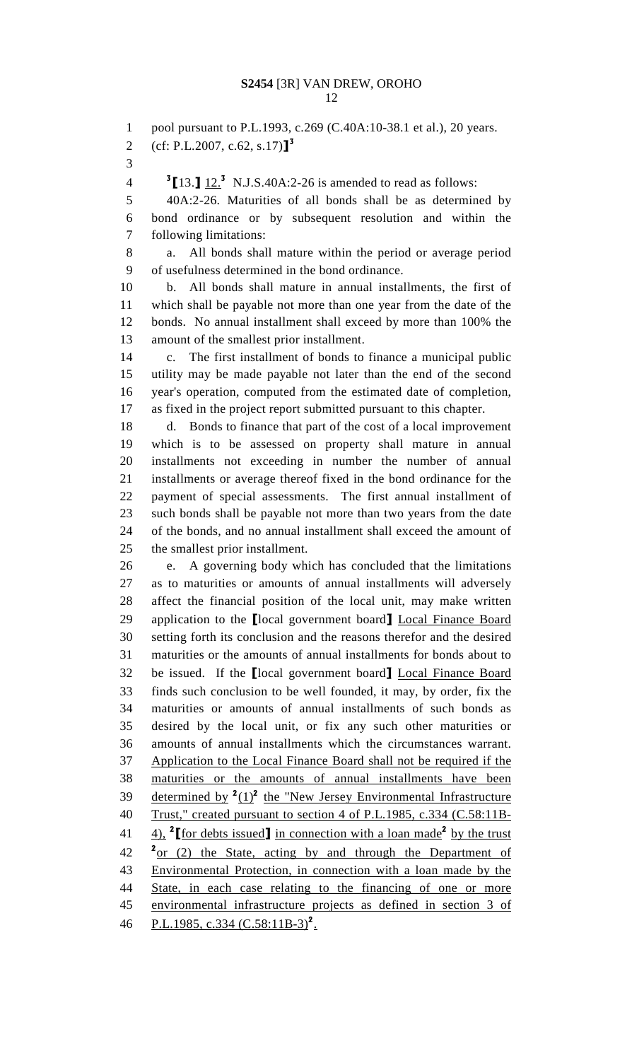pool pursuant to P.L.1993, c.269 (C.40A:10-38.1 et al.), 20 years.

(cf: P.L.2007, c.62, s.17)】[3]

[3]【13.】 12.[3] N.J.S.40A:2-26 is amended to read as follows:

40A:2-26. Maturities of all bonds shall be as determined by bond ordinance or by subsequent resolution and within the following limitations:

a. All bonds shall mature within the period or average period of usefulness determined in the bond ordinance.

b. All bonds shall mature in annual installments, the first of which shall be payable not more than one year from the date of the bonds. No annual installment shall exceed by more than 100% the amount of the smallest prior installment.

c. The first installment of bonds to finance a municipal public utility may be made payable not later than the end of the second year's operation, computed from the estimated date of completion, as fixed in the project report submitted pursuant to this chapter.

d. Bonds to finance that part of the cost of a local improvement which is to be assessed on property shall mature in annual installments not exceeding in number the number of annual installments or average thereof fixed in the bond ordinance for the payment of special assessments. The first annual installment of such bonds shall be payable not more than two years from the date of the bonds, and no annual installment shall exceed the amount of the smallest prior installment.

e. A governing body which has concluded that the limitations as to maturities or amounts of annual installments will adversely affect the financial position of the local unit, may make written application to the 【local government board】 <u>Local Finance Board</u> setting forth its conclusion and the reasons therefor and the desired maturities or the amounts of annual installments for bonds about to be issued. If the 【local government board】 <u>Local Finance Board</u> finds such conclusion to be well founded, it may, by order, fix the maturities or amounts of annual installments of such bonds as desired by the local unit, or fix any such other maturities or amounts of annual installments which the circumstances warrant. <u>Application to the Local Finance Board shall not be required if the maturities or the amounts of annual installments have been determined by [2](1)[2] the "New Jersey Environmental Infrastructure Trust," created pursuant to section 4 of P.L.1985, c.334 (C.58:11B-4), [2]【for debts issued】 in connection with a loan made[2] by the trust [2]or (2) the State, acting by and through the Department of Environmental Protection, in connection with a loan made by the State, in each case relating to the financing of one or more environmental infrastructure projects as defined in section 3 of P.L.1985, c.334 (C.58:11B-3)[2].</u>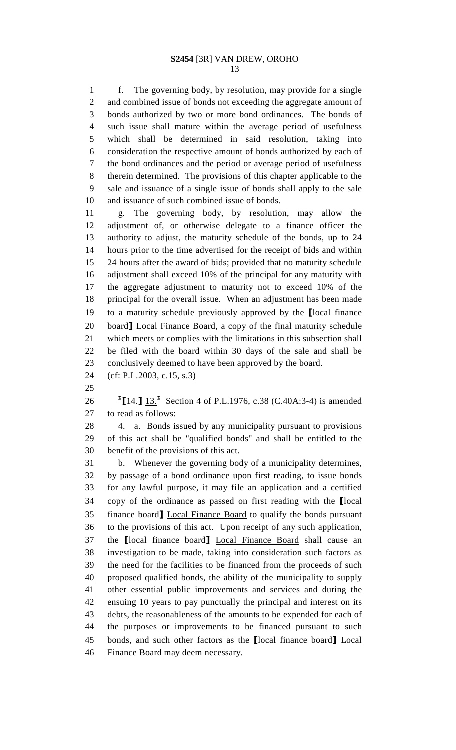f. The governing body, by resolution, may provide for a single and combined issue of bonds not exceeding the aggregate amount of bonds authorized by two or more bond ordinances. The bonds of such issue shall mature within the average period of usefulness which shall be determined in said resolution, taking into consideration the respective amount of bonds authorized by each of the bond ordinances and the period or average period of usefulness therein determined. The provisions of this chapter applicable to the sale and issuance of a single issue of bonds shall apply to the sale and issuance of such combined issue of bonds.

g. The governing body, by resolution, may allow the adjustment of, or otherwise delegate to a finance officer the authority to adjust, the maturity schedule of the bonds, up to 24 hours prior to the time advertised for the receipt of bids and within 24 hours after the award of bids; provided that no maturity schedule adjustment shall exceed 10% of the principal for any maturity with the aggregate adjustment to maturity not to exceed 10% of the principal for the overall issue. When an adjustment has been made to a maturity schedule previously approved by the [local finance board] Local Finance Board, a copy of the final maturity schedule which meets or complies with the limitations in this subsection shall be filed with the board within 30 days of the sale and shall be conclusively deemed to have been approved by the board.

(cf: P.L.2003, c.15, s.3)

[3][14.] 13.[3] Section 4 of P.L.1976, c.38 (C.40A:3-4) is amended to read as follows:

4. a. Bonds issued by any municipality pursuant to provisions of this act shall be "qualified bonds" and shall be entitled to the benefit of the provisions of this act.

b. Whenever the governing body of a municipality determines, by passage of a bond ordinance upon first reading, to issue bonds for any lawful purpose, it may file an application and a certified copy of the ordinance as passed on first reading with the [local finance board] Local Finance Board to qualify the bonds pursuant to the provisions of this act. Upon receipt of any such application, the [local finance board] Local Finance Board shall cause an investigation to be made, taking into consideration such factors as the need for the facilities to be financed from the proceeds of such proposed qualified bonds, the ability of the municipality to supply other essential public improvements and services and during the ensuing 10 years to pay punctually the principal and interest on its debts, the reasonableness of the amounts to be expended for each of the purposes or improvements to be financed pursuant to such bonds, and such other factors as the [local finance board] Local Finance Board may deem necessary.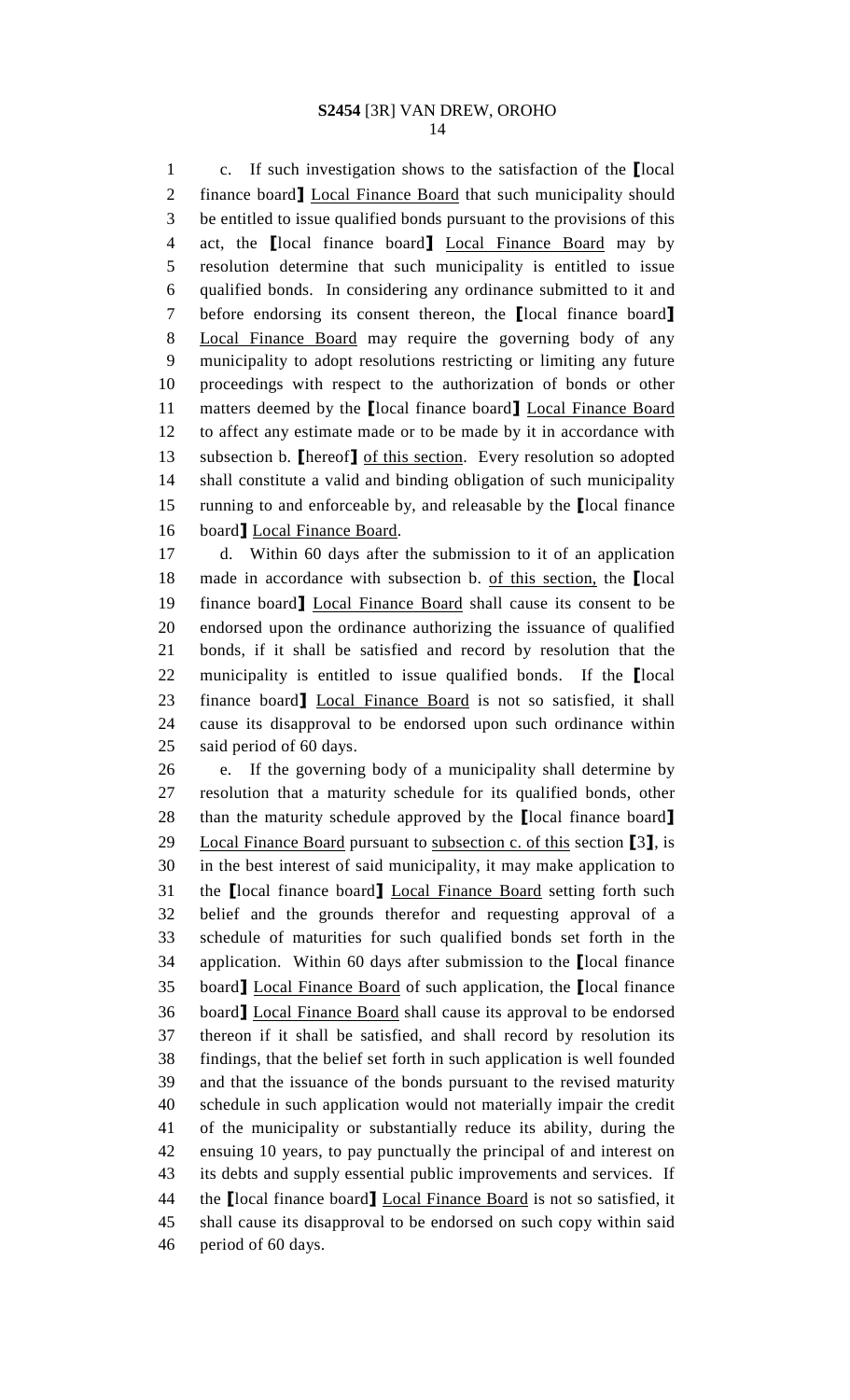c. If such investigation shows to the satisfaction of the [local finance board] Local Finance Board that such municipality should be entitled to issue qualified bonds pursuant to the provisions of this act, the [local finance board] Local Finance Board may by resolution determine that such municipality is entitled to issue qualified bonds. In considering any ordinance submitted to it and before endorsing its consent thereon, the [local finance board] Local Finance Board may require the governing body of any municipality to adopt resolutions restricting or limiting any future proceedings with respect to the authorization of bonds or other matters deemed by the [local finance board] Local Finance Board to affect any estimate made or to be made by it in accordance with subsection b. [hereof] of this section. Every resolution so adopted shall constitute a valid and binding obligation of such municipality running to and enforceable by, and releasable by the [local finance board] Local Finance Board.

d. Within 60 days after the submission to it of an application made in accordance with subsection b. of this section, the [local finance board] Local Finance Board shall cause its consent to be endorsed upon the ordinance authorizing the issuance of qualified bonds, if it shall be satisfied and record by resolution that the municipality is entitled to issue qualified bonds. If the [local finance board] Local Finance Board is not so satisfied, it shall cause its disapproval to be endorsed upon such ordinance within said period of 60 days.

e. If the governing body of a municipality shall determine by resolution that a maturity schedule for its qualified bonds, other than the maturity schedule approved by the [local finance board] Local Finance Board pursuant to subsection c. of this section [3], is in the best interest of said municipality, it may make application to the [local finance board] Local Finance Board setting forth such belief and the grounds therefor and requesting approval of a schedule of maturities for such qualified bonds set forth in the application. Within 60 days after submission to the [local finance board] Local Finance Board of such application, the [local finance board] Local Finance Board shall cause its approval to be endorsed thereon if it shall be satisfied, and shall record by resolution its findings, that the belief set forth in such application is well founded and that the issuance of the bonds pursuant to the revised maturity schedule in such application would not materially impair the credit of the municipality or substantially reduce its ability, during the ensuing 10 years, to pay punctually the principal of and interest on its debts and supply essential public improvements and services. If the [local finance board] Local Finance Board is not so satisfied, it shall cause its disapproval to be endorsed on such copy within said period of 60 days.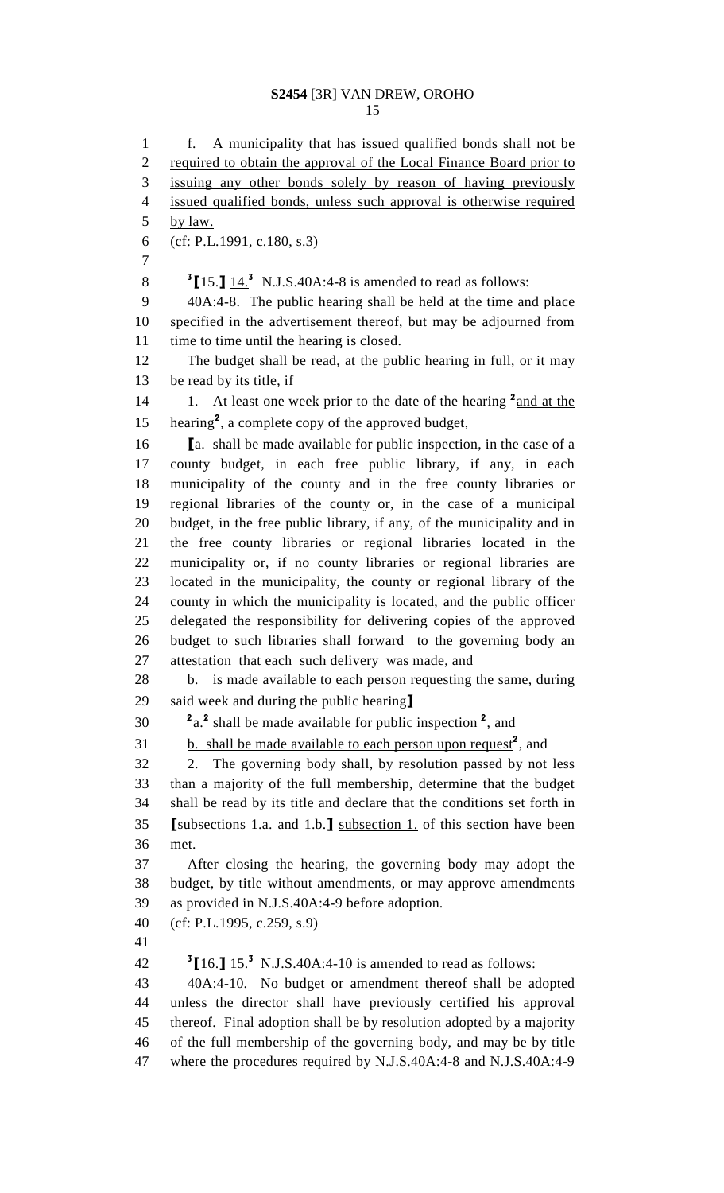f. A municipality that has issued qualified bonds shall not be required to obtain the approval of the Local Finance Board prior to issuing any other bonds solely by reason of having previously issued qualified bonds, unless such approval is otherwise required by law.

(cf: P.L.1991, c.180, s.3)

[3]【15.】 14.[3] N.J.S.40A:4-8 is amended to read as follows:

40A:4-8. The public hearing shall be held at the time and place specified in the advertisement thereof, but may be adjourned from time to time until the hearing is closed.

The budget shall be read, at the public hearing in full, or it may be read by its title, if

1. At least one week prior to the date of the hearing [2]and at the hearing[2], a complete copy of the approved budget,

【a. shall be made available for public inspection, in the case of a county budget, in each free public library, if any, in each municipality of the county and in the free county libraries or regional libraries of the county or, in the case of a municipal budget, in the free public library, if any, of the municipality and in the free county libraries or regional libraries located in the municipality or, if no county libraries or regional libraries are located in the municipality, the county or regional library of the county in which the municipality is located, and the public officer delegated the responsibility for delivering copies of the approved budget to such libraries shall forward to the governing body an attestation that each such delivery was made, and

b. is made available to each person requesting the same, during said week and during the public hearing】

[2]a.[2] shall be made available for public inspection [2], and

b. shall be made available to each person upon request[2], and

2. The governing body shall, by resolution passed by not less than a majority of the full membership, determine that the budget shall be read by its title and declare that the conditions set forth in 【subsections 1.a. and 1.b.】 subsection 1. of this section have been met.

After closing the hearing, the governing body may adopt the budget, by title without amendments, or may approve amendments as provided in N.J.S.40A:4-9 before adoption.

(cf: P.L.1995, c.259, s.9)

[3]【16.】 15.[3] N.J.S.40A:4-10 is amended to read as follows:

40A:4-10. No budget or amendment thereof shall be adopted unless the director shall have previously certified his approval thereof. Final adoption shall be by resolution adopted by a majority of the full membership of the governing body, and may be by title where the procedures required by N.J.S.40A:4-8 and N.J.S.40A:4-9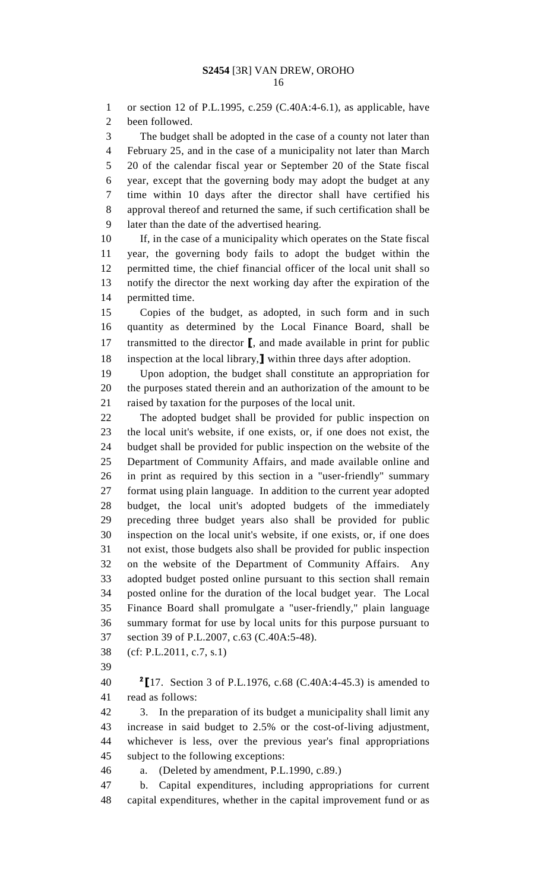or section 12 of P.L.1995, c.259 (C.40A:4-6.1), as applicable, have been followed.

The budget shall be adopted in the case of a county not later than February 25, and in the case of a municipality not later than March 20 of the calendar fiscal year or September 20 of the State fiscal year, except that the governing body may adopt the budget at any time within 10 days after the director shall have certified his approval thereof and returned the same, if such certification shall be later than the date of the advertised hearing.

If, in the case of a municipality which operates on the State fiscal year, the governing body fails to adopt the budget within the permitted time, the chief financial officer of the local unit shall so notify the director the next working day after the expiration of the permitted time.

Copies of the budget, as adopted, in such form and in such quantity as determined by the Local Finance Board, shall be transmitted to the director ⟦, and made available in print for public inspection at the local library,⟧ within three days after adoption.

Upon adoption, the budget shall constitute an appropriation for the purposes stated therein and an authorization of the amount to be raised by taxation for the purposes of the local unit.

The adopted budget shall be provided for public inspection on the local unit's website, if one exists, or, if one does not exist, the budget shall be provided for public inspection on the website of the Department of Community Affairs, and made available online and in print as required by this section in a "user-friendly" summary format using plain language. In addition to the current year adopted budget, the local unit's adopted budgets of the immediately preceding three budget years also shall be provided for public inspection on the local unit's website, if one exists, or, if one does not exist, those budgets also shall be provided for public inspection on the website of the Department of Community Affairs. Any adopted budget posted online pursuant to this section shall remain posted online for the duration of the local budget year. The Local Finance Board shall promulgate a "user-friendly," plain language summary format for use by local units for this purpose pursuant to section 39 of P.L.2007, c.63 (C.40A:5-48).

(cf: P.L.2011, c.7, s.1)

[2]⟦17. Section 3 of P.L.1976, c.68 (C.40A:4-45.3) is amended to read as follows:

3. In the preparation of its budget a municipality shall limit any increase in said budget to 2.5% or the cost-of-living adjustment, whichever is less, over the previous year's final appropriations subject to the following exceptions:

a. (Deleted by amendment, P.L.1990, c.89.)

b. Capital expenditures, including appropriations for current capital expenditures, whether in the capital improvement fund or as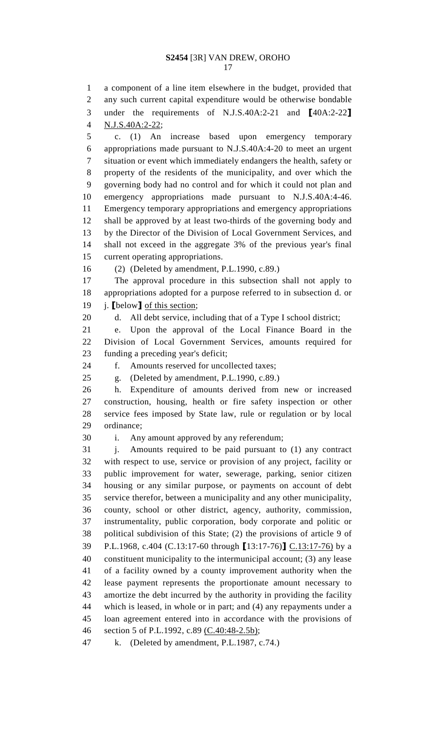a component of a line item elsewhere in the budget, provided that any such current capital expenditure would be otherwise bondable under the requirements of N.J.S.40A:2-21 and ⟦40A:2-22⟧ N.J.S.40A:2-22;

c. (1) An increase based upon emergency temporary appropriations made pursuant to N.J.S.40A:4-20 to meet an urgent situation or event which immediately endangers the health, safety or property of the residents of the municipality, and over which the governing body had no control and for which it could not plan and emergency appropriations made pursuant to N.J.S.40A:4-46. Emergency temporary appropriations and emergency appropriations shall be approved by at least two-thirds of the governing body and by the Director of the Division of Local Government Services, and shall not exceed in the aggregate 3% of the previous year's final current operating appropriations.

(2) (Deleted by amendment, P.L.1990, c.89.)

The approval procedure in this subsection shall not apply to appropriations adopted for a purpose referred to in subsection d. or j. ⟦below⟧ of this section;

d. All debt service, including that of a Type I school district;

e. Upon the approval of the Local Finance Board in the Division of Local Government Services, amounts required for funding a preceding year's deficit;

f. Amounts reserved for uncollected taxes;

g. (Deleted by amendment, P.L.1990, c.89.)

h. Expenditure of amounts derived from new or increased construction, housing, health or fire safety inspection or other service fees imposed by State law, rule or regulation or by local ordinance;

i. Any amount approved by any referendum;

j. Amounts required to be paid pursuant to (1) any contract with respect to use, service or provision of any project, facility or public improvement for water, sewerage, parking, senior citizen housing or any similar purpose, or payments on account of debt service therefor, between a municipality and any other municipality, county, school or other district, agency, authority, commission, instrumentality, public corporation, body corporate and politic or political subdivision of this State; (2) the provisions of article 9 of P.L.1968, c.404 (C.13:17-60 through ⟦13:17-76)⟧ C.13:17-76) by a constituent municipality to the intermunicipal account; (3) any lease of a facility owned by a county improvement authority when the lease payment represents the proportionate amount necessary to amortize the debt incurred by the authority in providing the facility which is leased, in whole or in part; and (4) any repayments under a loan agreement entered into in accordance with the provisions of section 5 of P.L.1992, c.89 (C.40:48-2.5b);

k. (Deleted by amendment, P.L.1987, c.74.)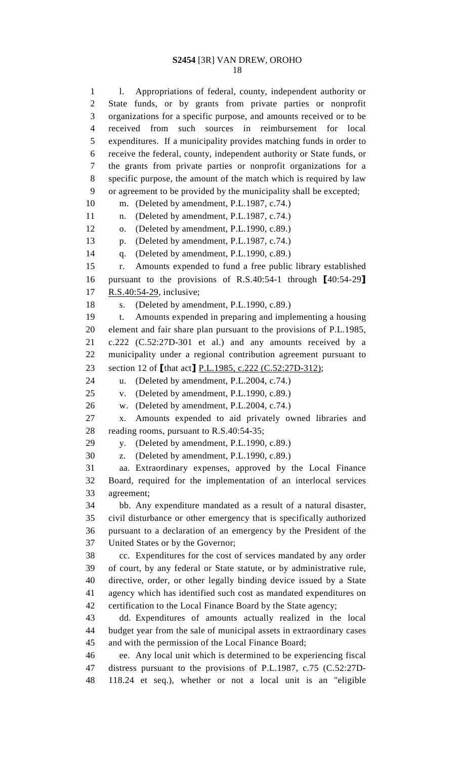l. Appropriations of federal, county, independent authority or State funds, or by grants from private parties or nonprofit organizations for a specific purpose, and amounts received or to be received from such sources in reimbursement for local expenditures. If a municipality provides matching funds in order to receive the federal, county, independent authority or State funds, or the grants from private parties or nonprofit organizations for a specific purpose, the amount of the match which is required by law or agreement to be provided by the municipality shall be excepted;

m. (Deleted by amendment, P.L.1987, c.74.)

n. (Deleted by amendment, P.L.1987, c.74.)

o. (Deleted by amendment, P.L.1990, c.89.)

p. (Deleted by amendment, P.L.1987, c.74.)

q. (Deleted by amendment, P.L.1990, c.89.)

r. Amounts expended to fund a free public library established pursuant to the provisions of R.S.40:54-1 through [40:54-29] R.S.40:54-29, inclusive;

s. (Deleted by amendment, P.L.1990, c.89.)

t. Amounts expended in preparing and implementing a housing element and fair share plan pursuant to the provisions of P.L.1985, c.222 (C.52:27D-301 et al.) and any amounts received by a municipality under a regional contribution agreement pursuant to section 12 of [that act] P.L.1985, c.222 (C.52:27D-312);

u. (Deleted by amendment, P.L.2004, c.74.)

v. (Deleted by amendment, P.L.1990, c.89.)

w. (Deleted by amendment, P.L.2004, c.74.)

x. Amounts expended to aid privately owned libraries and reading rooms, pursuant to R.S.40:54-35;

y. (Deleted by amendment, P.L.1990, c.89.)

z. (Deleted by amendment, P.L.1990, c.89.)

aa. Extraordinary expenses, approved by the Local Finance Board, required for the implementation of an interlocal services agreement;

bb. Any expenditure mandated as a result of a natural disaster, civil disturbance or other emergency that is specifically authorized pursuant to a declaration of an emergency by the President of the United States or by the Governor;

cc. Expenditures for the cost of services mandated by any order of court, by any federal or State statute, or by administrative rule, directive, order, or other legally binding device issued by a State agency which has identified such cost as mandated expenditures on certification to the Local Finance Board by the State agency;

dd. Expenditures of amounts actually realized in the local budget year from the sale of municipal assets in extraordinary cases and with the permission of the Local Finance Board;

ee. Any local unit which is determined to be experiencing fiscal distress pursuant to the provisions of P.L.1987, c.75 (C.52:27D-118.24 et seq.), whether or not a local unit is an "eligible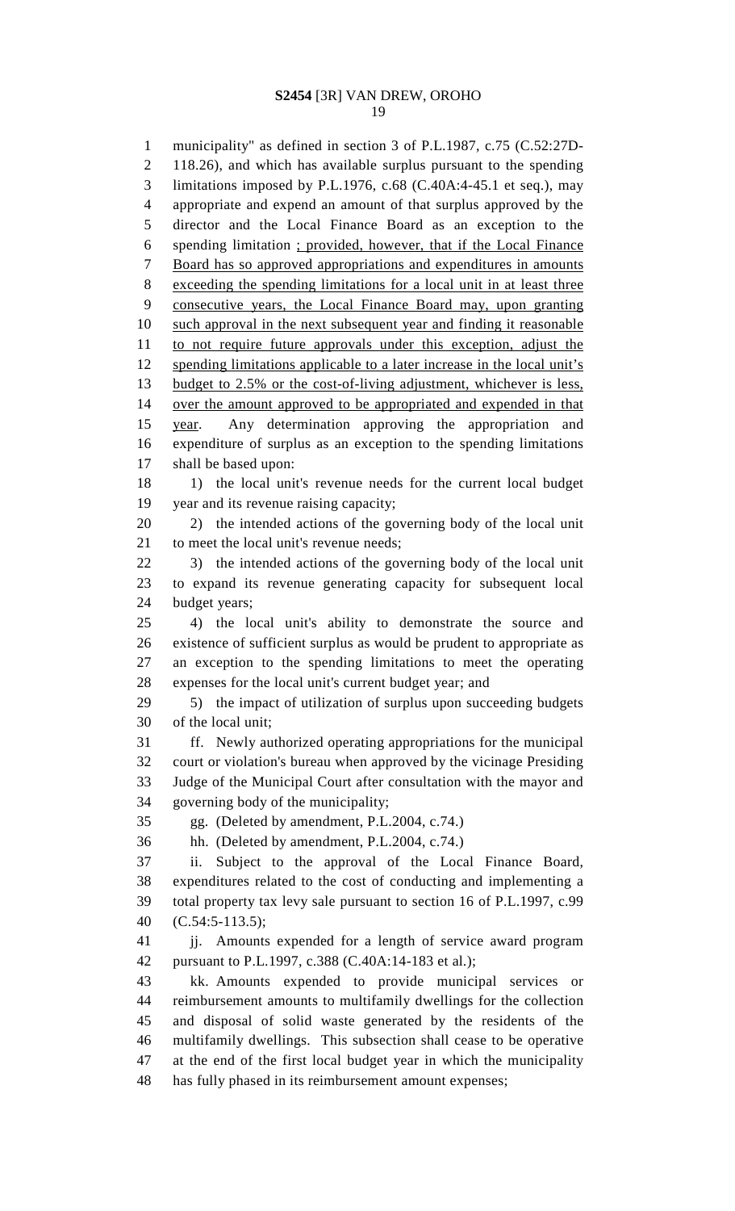municipality" as defined in section 3 of P.L.1987, c.75 (C.52:27D-118.26), and which has available surplus pursuant to the spending limitations imposed by P.L.1976, c.68 (C.40A:4-45.1 et seq.), may appropriate and expend an amount of that surplus approved by the director and the Local Finance Board as an exception to the spending limitation ; provided, however, that if the Local Finance Board has so approved appropriations and expenditures in amounts exceeding the spending limitations for a local unit in at least three consecutive years, the Local Finance Board may, upon granting such approval in the next subsequent year and finding it reasonable to not require future approvals under this exception, adjust the spending limitations applicable to a later increase in the local unit's budget to 2.5% or the cost-of-living adjustment, whichever is less, over the amount approved to be appropriated and expended in that year. Any determination approving the appropriation and expenditure of surplus as an exception to the spending limitations shall be based upon:

1) the local unit's revenue needs for the current local budget year and its revenue raising capacity;

2) the intended actions of the governing body of the local unit to meet the local unit's revenue needs;

3) the intended actions of the governing body of the local unit to expand its revenue generating capacity for subsequent local budget years;

4) the local unit's ability to demonstrate the source and existence of sufficient surplus as would be prudent to appropriate as an exception to the spending limitations to meet the operating expenses for the local unit's current budget year; and

5) the impact of utilization of surplus upon succeeding budgets of the local unit;

ff. Newly authorized operating appropriations for the municipal court or violation's bureau when approved by the vicinage Presiding Judge of the Municipal Court after consultation with the mayor and governing body of the municipality;

gg. (Deleted by amendment, P.L.2004, c.74.)

hh. (Deleted by amendment, P.L.2004, c.74.)

ii. Subject to the approval of the Local Finance Board, expenditures related to the cost of conducting and implementing a total property tax levy sale pursuant to section 16 of P.L.1997, c.99 (C.54:5-113.5);

jj. Amounts expended for a length of service award program pursuant to P.L.1997, c.388 (C.40A:14-183 et al.);

kk. Amounts expended to provide municipal services or reimbursement amounts to multifamily dwellings for the collection and disposal of solid waste generated by the residents of the multifamily dwellings. This subsection shall cease to be operative at the end of the first local budget year in which the municipality has fully phased in its reimbursement amount expenses;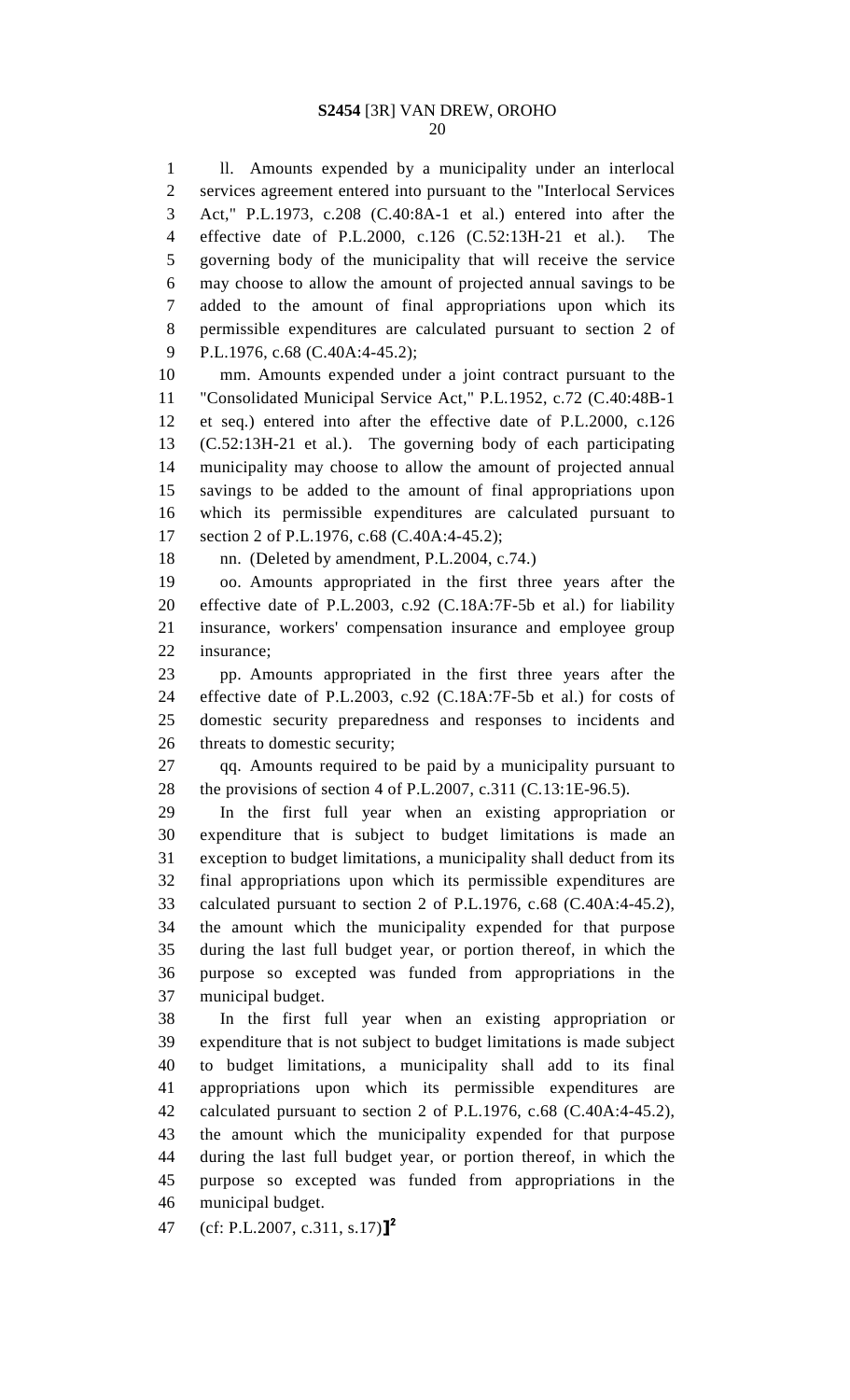ll. Amounts expended by a municipality under an interlocal services agreement entered into pursuant to the "Interlocal Services Act," P.L.1973, c.208 (C.40:8A-1 et al.) entered into after the effective date of P.L.2000, c.126 (C.52:13H-21 et al.). The governing body of the municipality that will receive the service may choose to allow the amount of projected annual savings to be added to the amount of final appropriations upon which its permissible expenditures are calculated pursuant to section 2 of P.L.1976, c.68 (C.40A:4-45.2);

mm. Amounts expended under a joint contract pursuant to the "Consolidated Municipal Service Act," P.L.1952, c.72 (C.40:48B-1 et seq.) entered into after the effective date of P.L.2000, c.126 (C.52:13H-21 et al.). The governing body of each participating municipality may choose to allow the amount of projected annual savings to be added to the amount of final appropriations upon which its permissible expenditures are calculated pursuant to section 2 of P.L.1976, c.68 (C.40A:4-45.2);

nn. (Deleted by amendment, P.L.2004, c.74.)

oo. Amounts appropriated in the first three years after the effective date of P.L.2003, c.92 (C.18A:7F-5b et al.) for liability insurance, workers' compensation insurance and employee group insurance;

pp. Amounts appropriated in the first three years after the effective date of P.L.2003, c.92 (C.18A:7F-5b et al.) for costs of domestic security preparedness and responses to incidents and threats to domestic security;

qq. Amounts required to be paid by a municipality pursuant to the provisions of section 4 of P.L.2007, c.311 (C.13:1E-96.5).

In the first full year when an existing appropriation or expenditure that is subject to budget limitations is made an exception to budget limitations, a municipality shall deduct from its final appropriations upon which its permissible expenditures are calculated pursuant to section 2 of P.L.1976, c.68 (C.40A:4-45.2), the amount which the municipality expended for that purpose during the last full budget year, or portion thereof, in which the purpose so excepted was funded from appropriations in the municipal budget.

In the first full year when an existing appropriation or expenditure that is not subject to budget limitations is made subject to budget limitations, a municipality shall add to its final appropriations upon which its permissible expenditures are calculated pursuant to section 2 of P.L.1976, c.68 (C.40A:4-45.2), the amount which the municipality expended for that purpose during the last full budget year, or portion thereof, in which the purpose so excepted was funded from appropriations in the municipal budget.

(cf: P.L.2007, c.311, s.17)]²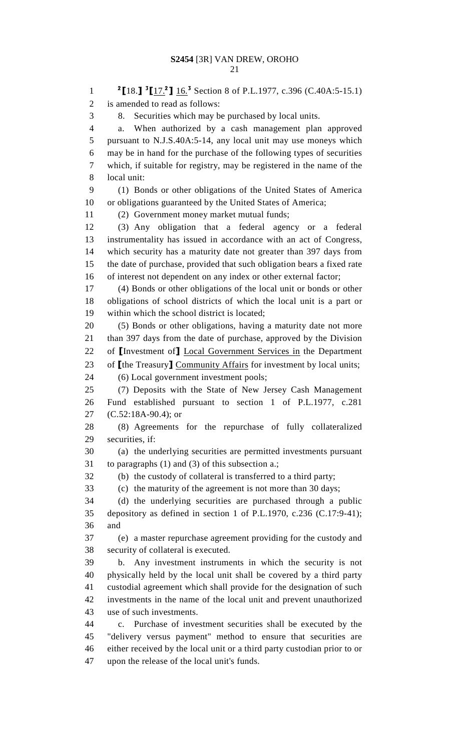[2]⟦18.⟧ [3]⟦17.[2]⟧ 16.[3] Section 8 of P.L.1977, c.396 (C.40A:5-15.1) is amended to read as follows:

8. Securities which may be purchased by local units.

a. When authorized by a cash management plan approved pursuant to N.J.S.40A:5-14, any local unit may use moneys which may be in hand for the purchase of the following types of securities which, if suitable for registry, may be registered in the name of the local unit:

(1) Bonds or other obligations of the United States of America or obligations guaranteed by the United States of America;

(2) Government money market mutual funds;

(3) Any obligation that a federal agency or a federal instrumentality has issued in accordance with an act of Congress, which security has a maturity date not greater than 397 days from the date of purchase, provided that such obligation bears a fixed rate of interest not dependent on any index or other external factor;

(4) Bonds or other obligations of the local unit or bonds or other obligations of school districts of which the local unit is a part or within which the school district is located;

(5) Bonds or other obligations, having a maturity date not more than 397 days from the date of purchase, approved by the Division of ⟦Investment of⟧ Local Government Services in the Department of ⟦the Treasury⟧ Community Affairs for investment by local units;

(6) Local government investment pools;

(7) Deposits with the State of New Jersey Cash Management Fund established pursuant to section 1 of P.L.1977, c.281 (C.52:18A-90.4); or

(8) Agreements for the repurchase of fully collateralized securities, if:

(a) the underlying securities are permitted investments pursuant to paragraphs (1) and (3) of this subsection a.;

(b) the custody of collateral is transferred to a third party;

(c) the maturity of the agreement is not more than 30 days;

(d) the underlying securities are purchased through a public depository as defined in section 1 of P.L.1970, c.236 (C.17:9-41); and

(e) a master repurchase agreement providing for the custody and security of collateral is executed.

b. Any investment instruments in which the security is not physically held by the local unit shall be covered by a third party custodial agreement which shall provide for the designation of such investments in the name of the local unit and prevent unauthorized use of such investments.

c. Purchase of investment securities shall be executed by the "delivery versus payment" method to ensure that securities are either received by the local unit or a third party custodian prior to or upon the release of the local unit's funds.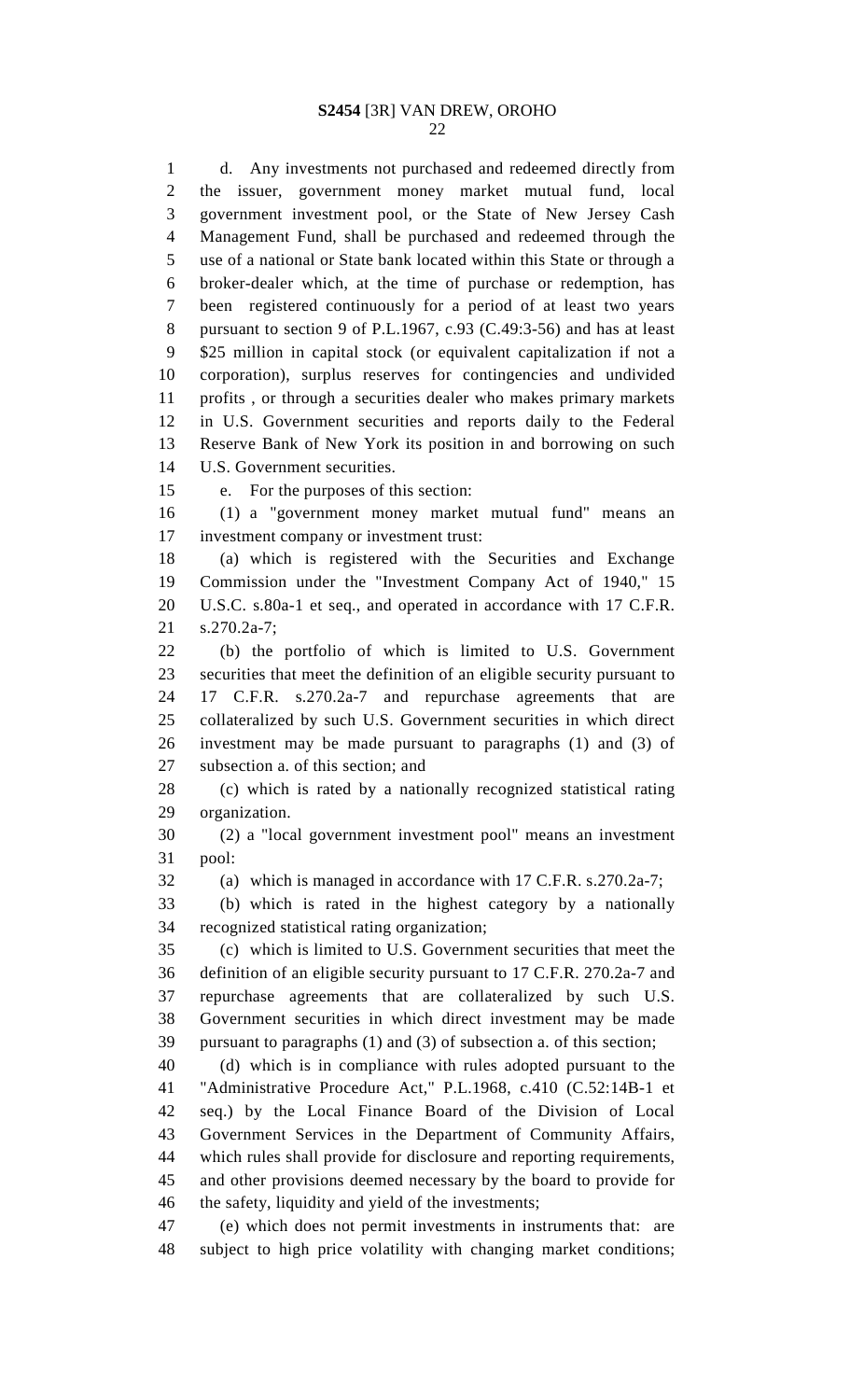d. Any investments not purchased and redeemed directly from the issuer, government money market mutual fund, local government investment pool, or the State of New Jersey Cash Management Fund, shall be purchased and redeemed through the use of a national or State bank located within this State or through a broker-dealer which, at the time of purchase or redemption, has been registered continuously for a period of at least two years pursuant to section 9 of P.L.1967, c.93 (C.49:3-56) and has at least $25 million in capital stock (or equivalent capitalization if not a corporation), surplus reserves for contingencies and undivided profits , or through a securities dealer who makes primary markets in U.S. Government securities and reports daily to the Federal Reserve Bank of New York its position in and borrowing on such U.S. Government securities.

e. For the purposes of this section:

(1) a "government money market mutual fund" means an investment company or investment trust:

(a) which is registered with the Securities and Exchange Commission under the "Investment Company Act of 1940," 15 U.S.C. s.80a-1 et seq., and operated in accordance with 17 C.F.R. s.270.2a-7;

(b) the portfolio of which is limited to U.S. Government securities that meet the definition of an eligible security pursuant to 17 C.F.R. s.270.2a-7 and repurchase agreements that are collateralized by such U.S. Government securities in which direct investment may be made pursuant to paragraphs (1) and (3) of subsection a. of this section; and

(c) which is rated by a nationally recognized statistical rating organization.

(2) a "local government investment pool" means an investment pool:

(a) which is managed in accordance with 17 C.F.R. s.270.2a-7;

(b) which is rated in the highest category by a nationally recognized statistical rating organization;

(c) which is limited to U.S. Government securities that meet the definition of an eligible security pursuant to 17 C.F.R. 270.2a-7 and repurchase agreements that are collateralized by such U.S. Government securities in which direct investment may be made pursuant to paragraphs (1) and (3) of subsection a. of this section;

(d) which is in compliance with rules adopted pursuant to the "Administrative Procedure Act," P.L.1968, c.410 (C.52:14B-1 et seq.) by the Local Finance Board of the Division of Local Government Services in the Department of Community Affairs, which rules shall provide for disclosure and reporting requirements, and other provisions deemed necessary by the board to provide for the safety, liquidity and yield of the investments;

(e) which does not permit investments in instruments that: are subject to high price volatility with changing market conditions;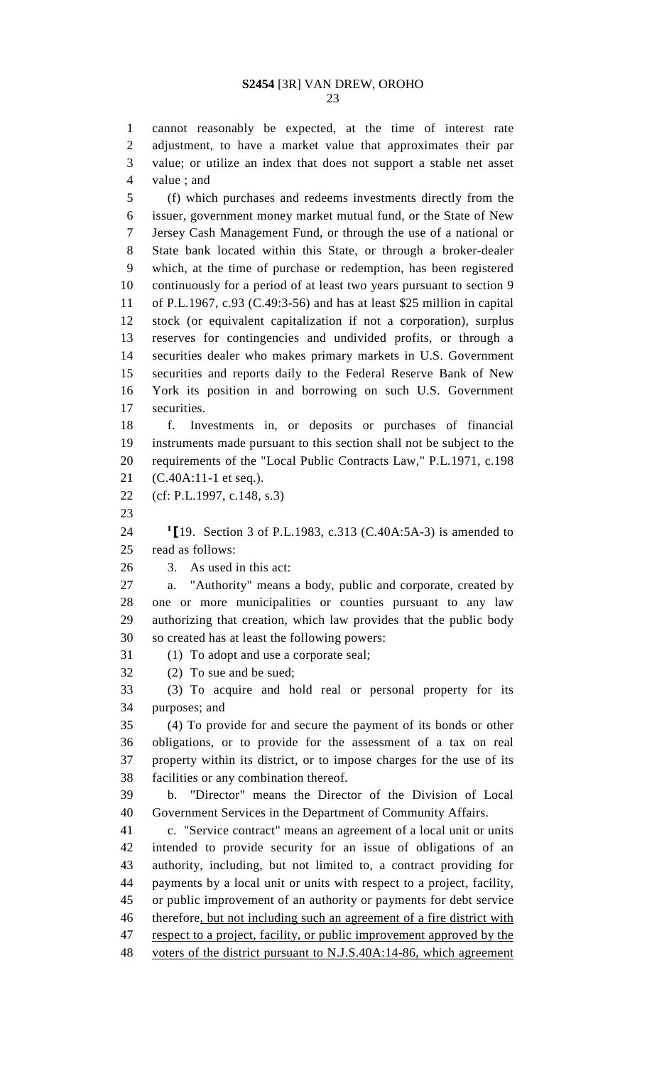cannot reasonably be expected, at the time of interest rate adjustment, to have a market value that approximates their par value; or utilize an index that does not support a stable net asset value ; and

(f) which purchases and redeems investments directly from the issuer, government money market mutual fund, or the State of New Jersey Cash Management Fund, or through the use of a national or State bank located within this State, or through a broker-dealer which, at the time of purchase or redemption, has been registered continuously for a period of at least two years pursuant to section 9 of P.L.1967, c.93 (C.49:3-56) and has at least $25 million in capital stock (or equivalent capitalization if not a corporation), surplus reserves for contingencies and undivided profits, or through a securities dealer who makes primary markets in U.S. Government securities and reports daily to the Federal Reserve Bank of New York its position in and borrowing on such U.S. Government securities.

f. Investments in, or deposits or purchases of financial instruments made pursuant to this section shall not be subject to the requirements of the "Local Public Contracts Law," P.L.1971, c.198 (C.40A:11-1 et seq.).

(cf: P.L.1997, c.148, s.3)

[1][19. Section 3 of P.L.1983, c.313 (C.40A:5A-3) is amended to read as follows:

3. As used in this act:

a. "Authority" means a body, public and corporate, created by one or more municipalities or counties pursuant to any law authorizing that creation, which law provides that the public body so created has at least the following powers:

(1) To adopt and use a corporate seal;

(2) To sue and be sued;

(3) To acquire and hold real or personal property for its purposes; and

(4) To provide for and secure the payment of its bonds or other obligations, or to provide for the assessment of a tax on real property within its district, or to impose charges for the use of its facilities or any combination thereof.

b. "Director" means the Director of the Division of Local Government Services in the Department of Community Affairs.

c. "Service contract" means an agreement of a local unit or units intended to provide security for an issue of obligations of an authority, including, but not limited to, a contract providing for payments by a local unit or units with respect to a project, facility, or public improvement of an authority or payments for debt service therefore<u>, but not including such an agreement of a fire district with respect to a project, facility, or public improvement approved by the voters of the district pursuant to N.J.S.40A:14-86, which agreement</u>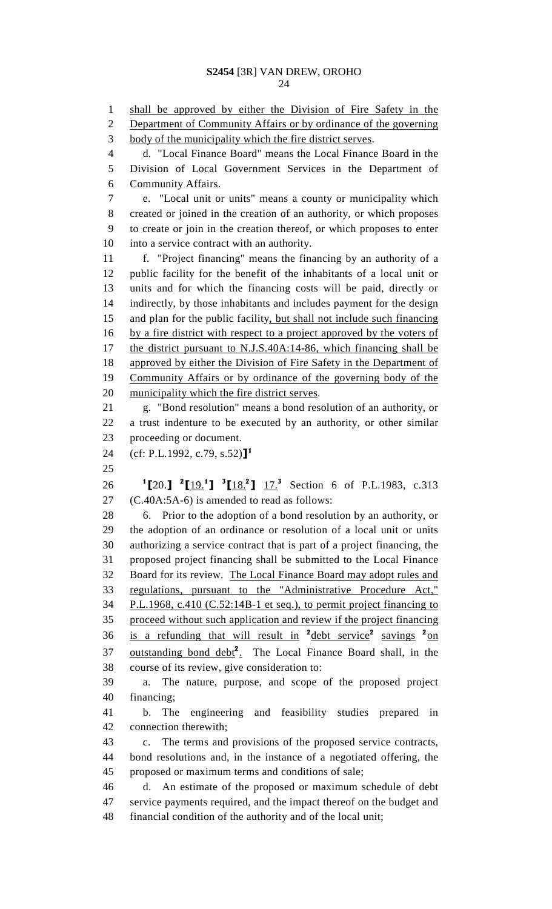shall be approved by either the Division of Fire Safety in the Department of Community Affairs or by ordinance of the governing body of the municipality which the fire district serves.

d. "Local Finance Board" means the Local Finance Board in the Division of Local Government Services in the Department of Community Affairs.

e. "Local unit or units" means a county or municipality which created or joined in the creation of an authority, or which proposes to create or join in the creation thereof, or which proposes to enter into a service contract with an authority.

f. "Project financing" means the financing by an authority of a public facility for the benefit of the inhabitants of a local unit or units and for which the financing costs will be paid, directly or indirectly, by those inhabitants and includes payment for the design and plan for the public facility, but shall not include such financing by a fire district with respect to a project approved by the voters of the district pursuant to N.J.S.40A:14-86, which financing shall be approved by either the Division of Fire Safety in the Department of Community Affairs or by ordinance of the governing body of the municipality which the fire district serves.

g. "Bond resolution" means a bond resolution of an authority, or a trust indenture to be executed by an authority, or other similar proceeding or document.

(cf: P.L.1992, c.79, s.52)]^1

[1][20.] [2][19.[1]] [3][18.[2]] 17.[3] Section 6 of P.L.1983, c.313 (C.40A:5A-6) is amended to read as follows:

6. Prior to the adoption of a bond resolution by an authority, or the adoption of an ordinance or resolution of a local unit or units authorizing a service contract that is part of a project financing, the proposed project financing shall be submitted to the Local Finance Board for its review. The Local Finance Board may adopt rules and regulations, pursuant to the "Administrative Procedure Act," P.L.1968, c.410 (C.52:14B-1 et seq.), to permit project financing to proceed without such application and review if the project financing is a refunding that will result in [2]debt service[2] savings [2]on outstanding bond debt[2]. The Local Finance Board shall, in the course of its review, give consideration to:

a. The nature, purpose, and scope of the proposed project financing;

b. The engineering and feasibility studies prepared in connection therewith;

c. The terms and provisions of the proposed service contracts, bond resolutions and, in the instance of a negotiated offering, the proposed or maximum terms and conditions of sale;

d. An estimate of the proposed or maximum schedule of debt service payments required, and the impact thereof on the budget and financial condition of the authority and of the local unit;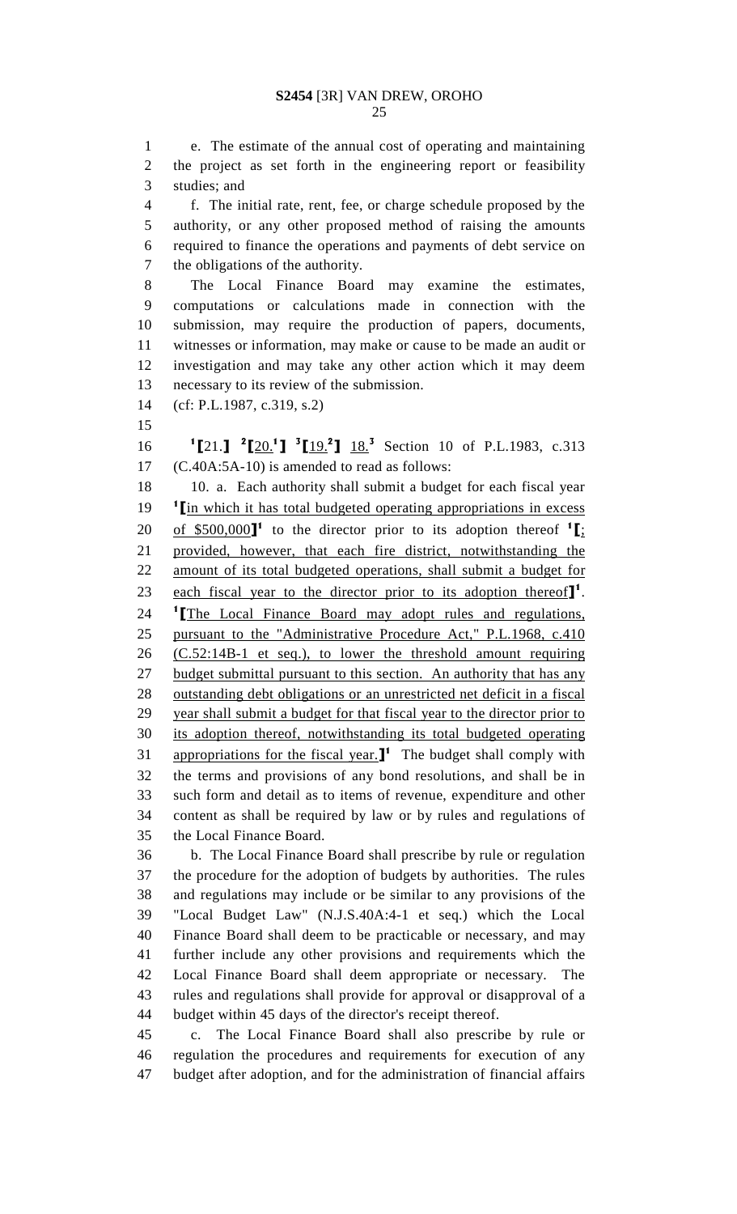e. The estimate of the annual cost of operating and maintaining the project as set forth in the engineering report or feasibility studies; and

f. The initial rate, rent, fee, or charge schedule proposed by the authority, or any other proposed method of raising the amounts required to finance the operations and payments of debt service on the obligations of the authority.

The Local Finance Board may examine the estimates, computations or calculations made in connection with the submission, may require the production of papers, documents, witnesses or information, may make or cause to be made an audit or investigation and may take any other action which it may deem necessary to its review of the submission.

(cf: P.L.1987, c.319, s.2)

[1][21.] [2][20.[1]] [3][19.[2]] 18.[3] Section 10 of P.L.1983, c.313 (C.40A:5A-10) is amended to read as follows:

10. a. Each authority shall submit a budget for each fiscal year [1][in which it has total budgeted operating appropriations in excess of $500,000][1] to the director prior to its adoption thereof [1][; provided, however, that each fire district, notwithstanding the amount of its total budgeted operations, shall submit a budget for each fiscal year to the director prior to its adoption thereof][1]. [1][The Local Finance Board may adopt rules and regulations, pursuant to the "Administrative Procedure Act," P.L.1968, c.410 (C.52:14B-1 et seq.), to lower the threshold amount requiring budget submittal pursuant to this section. An authority that has any outstanding debt obligations or an unrestricted net deficit in a fiscal year shall submit a budget for that fiscal year to the director prior to its adoption thereof, notwithstanding its total budgeted operating appropriations for the fiscal year.][1] The budget shall comply with the terms and provisions of any bond resolutions, and shall be in such form and detail as to items of revenue, expenditure and other content as shall be required by law or by rules and regulations of the Local Finance Board.

b. The Local Finance Board shall prescribe by rule or regulation the procedure for the adoption of budgets by authorities. The rules and regulations may include or be similar to any provisions of the "Local Budget Law" (N.J.S.40A:4-1 et seq.) which the Local Finance Board shall deem to be practicable or necessary, and may further include any other provisions and requirements which the Local Finance Board shall deem appropriate or necessary. The rules and regulations shall provide for approval or disapproval of a budget within 45 days of the director's receipt thereof.

c. The Local Finance Board shall also prescribe by rule or regulation the procedures and requirements for execution of any budget after adoption, and for the administration of financial affairs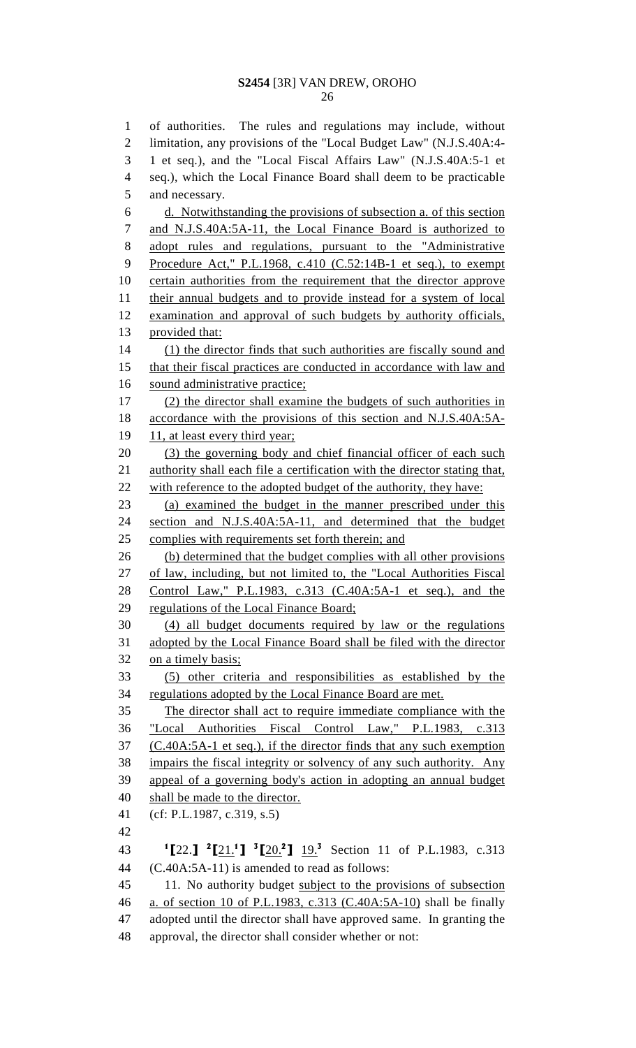of authorities. The rules and regulations may include, without limitation, any provisions of the "Local Budget Law" (N.J.S.40A:4-1 et seq.), and the "Local Fiscal Affairs Law" (N.J.S.40A:5-1 et seq.), which the Local Finance Board shall deem to be practicable and necessary.

d. Notwithstanding the provisions of subsection a. of this section and N.J.S.40A:5A-11, the Local Finance Board is authorized to adopt rules and regulations, pursuant to the "Administrative Procedure Act," P.L.1968, c.410 (C.52:14B-1 et seq.), to exempt certain authorities from the requirement that the director approve their annual budgets and to provide instead for a system of local examination and approval of such budgets by authority officials, provided that:

(1) the director finds that such authorities are fiscally sound and that their fiscal practices are conducted in accordance with law and sound administrative practice;

(2) the director shall examine the budgets of such authorities in accordance with the provisions of this section and N.J.S.40A:5A-11, at least every third year;

(3) the governing body and chief financial officer of each such authority shall each file a certification with the director stating that, with reference to the adopted budget of the authority, they have:

(a) examined the budget in the manner prescribed under this section and N.J.S.40A:5A-11, and determined that the budget complies with requirements set forth therein; and

(b) determined that the budget complies with all other provisions of law, including, but not limited to, the "Local Authorities Fiscal Control Law," P.L.1983, c.313 (C.40A:5A-1 et seq.), and the regulations of the Local Finance Board;

(4) all budget documents required by law or the regulations adopted by the Local Finance Board shall be filed with the director on a timely basis;

(5) other criteria and responsibilities as established by the regulations adopted by the Local Finance Board are met.

The director shall act to require immediate compliance with the "Local Authorities Fiscal Control Law," P.L.1983, c.313 (C.40A:5A-1 et seq.), if the director finds that any such exemption impairs the fiscal integrity or solvency of any such authority. Any appeal of a governing body's action in adopting an annual budget shall be made to the director.

(cf: P.L.1987, c.319, s.5)

[1]⟦22.⟧ [2]⟦21.[1]⟧ [3]⟦20.[2]⟧ 19.[3] Section 11 of P.L.1983, c.313 (C.40A:5A-11) is amended to read as follows:

11. No authority budget subject to the provisions of subsection a. of section 10 of P.L.1983, c.313 (C.40A:5A-10) shall be finally adopted until the director shall have approved same. In granting the approval, the director shall consider whether or not: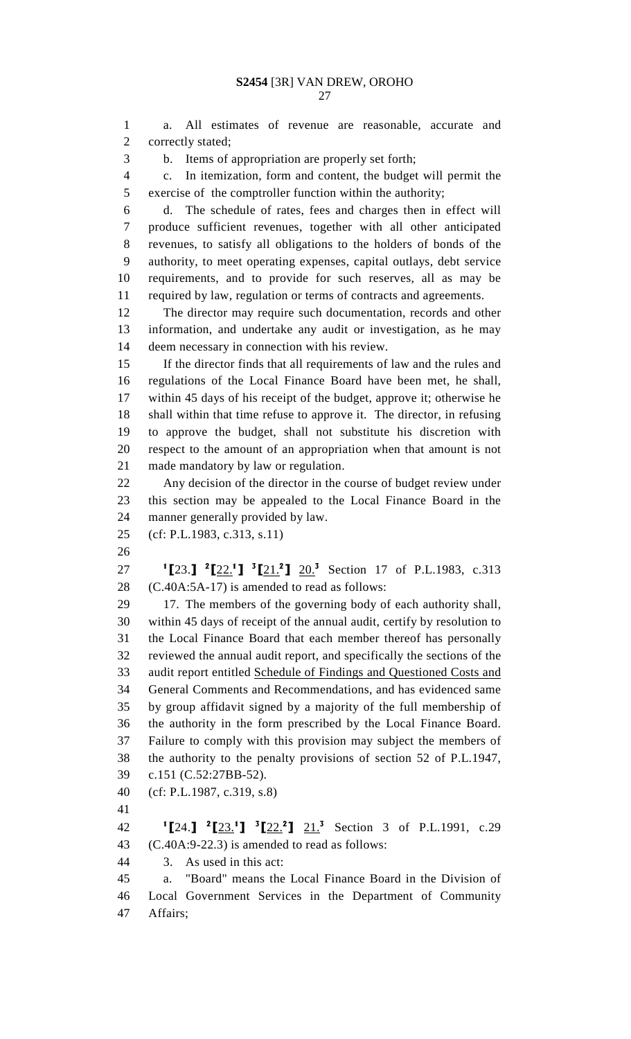a. All estimates of revenue are reasonable, accurate and correctly stated;

b. Items of appropriation are properly set forth;

c. In itemization, form and content, the budget will permit the exercise of the comptroller function within the authority;

d. The schedule of rates, fees and charges then in effect will produce sufficient revenues, together with all other anticipated revenues, to satisfy all obligations to the holders of bonds of the authority, to meet operating expenses, capital outlays, debt service requirements, and to provide for such reserves, all as may be required by law, regulation or terms of contracts and agreements.

The director may require such documentation, records and other information, and undertake any audit or investigation, as he may deem necessary in connection with his review.

If the director finds that all requirements of law and the rules and regulations of the Local Finance Board have been met, he shall, within 45 days of his receipt of the budget, approve it; otherwise he shall within that time refuse to approve it. The director, in refusing to approve the budget, shall not substitute his discretion with respect to the amount of an appropriation when that amount is not made mandatory by law or regulation.

Any decision of the director in the course of budget review under this section may be appealed to the Local Finance Board in the manner generally provided by law.

(cf: P.L.1983, c.313, s.11)

[1]⟦23.⟧ [2]⟦22.[1]⟧ [3]⟦21.[2]⟧ 20.[3] Section 17 of P.L.1983, c.313 (C.40A:5A-17) is amended to read as follows:

17. The members of the governing body of each authority shall, within 45 days of receipt of the annual audit, certify by resolution to the Local Finance Board that each member thereof has personally reviewed the annual audit report, and specifically the sections of the audit report entitled Schedule of Findings and Questioned Costs and General Comments and Recommendations, and has evidenced same by group affidavit signed by a majority of the full membership of the authority in the form prescribed by the Local Finance Board. Failure to comply with this provision may subject the members of the authority to the penalty provisions of section 52 of P.L.1947, c.151 (C.52:27BB-52).

(cf: P.L.1987, c.319, s.8)

[1]⟦24.⟧ [2]⟦23.[1]⟧ [3]⟦22.[2]⟧ 21.[3] Section 3 of P.L.1991, c.29 (C.40A:9-22.3) is amended to read as follows:

3. As used in this act:

a. "Board" means the Local Finance Board in the Division of Local Government Services in the Department of Community Affairs;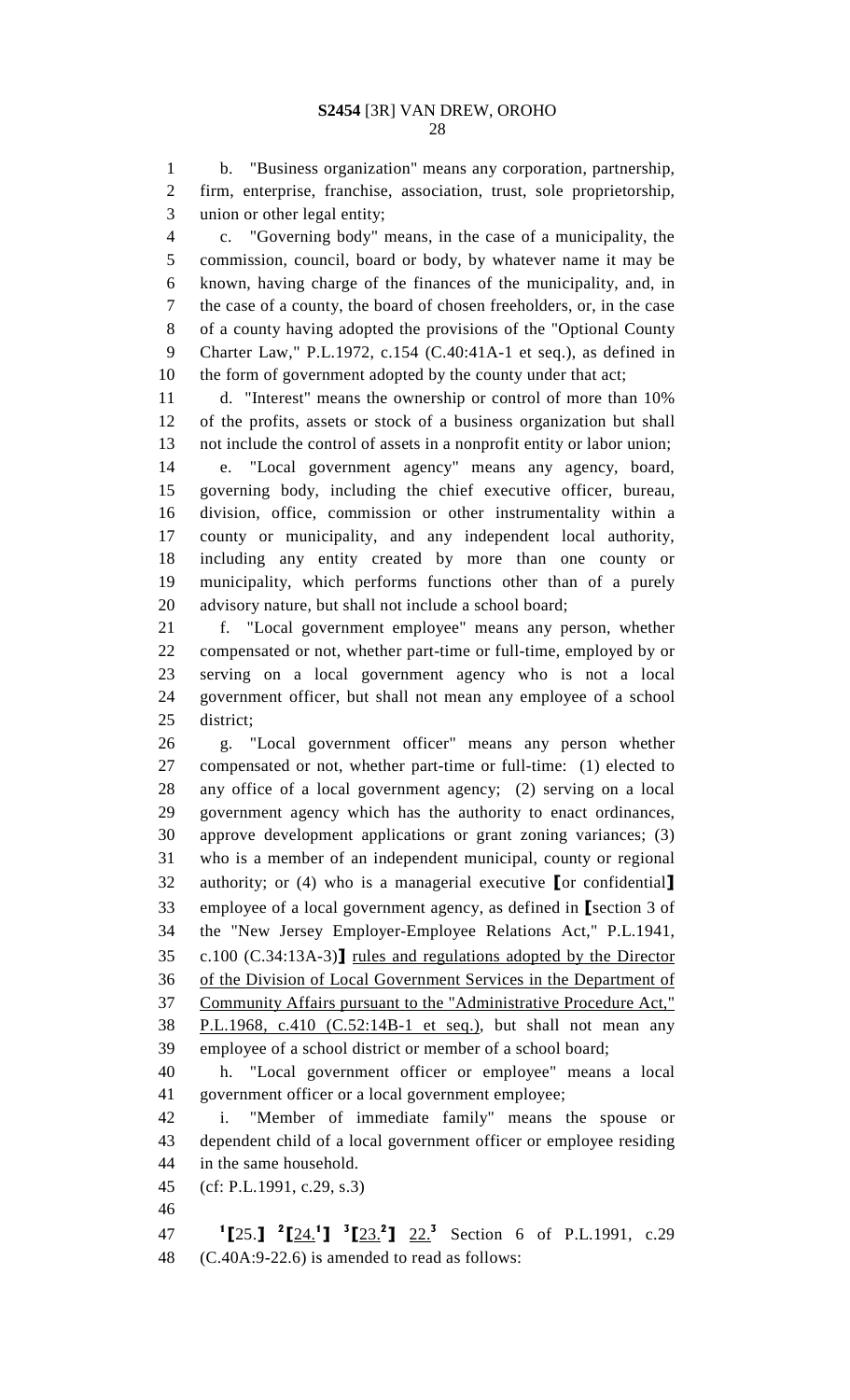b. "Business organization" means any corporation, partnership, firm, enterprise, franchise, association, trust, sole proprietorship, union or other legal entity;

c. "Governing body" means, in the case of a municipality, the commission, council, board or body, by whatever name it may be known, having charge of the finances of the municipality, and, in the case of a county, the board of chosen freeholders, or, in the case of a county having adopted the provisions of the "Optional County Charter Law," P.L.1972, c.154 (C.40:41A-1 et seq.), as defined in the form of government adopted by the county under that act;

d. "Interest" means the ownership or control of more than 10% of the profits, assets or stock of a business organization but shall not include the control of assets in a nonprofit entity or labor union;

e. "Local government agency" means any agency, board, governing body, including the chief executive officer, bureau, division, office, commission or other instrumentality within a county or municipality, and any independent local authority, including any entity created by more than one county or municipality, which performs functions other than of a purely advisory nature, but shall not include a school board;

f. "Local government employee" means any person, whether compensated or not, whether part-time or full-time, employed by or serving on a local government agency who is not a local government officer, but shall not mean any employee of a school district;

g. "Local government officer" means any person whether compensated or not, whether part-time or full-time: (1) elected to any office of a local government agency; (2) serving on a local government agency which has the authority to enact ordinances, approve development applications or grant zoning variances; (3) who is a member of an independent municipal, county or regional authority; or (4) who is a managerial executive ⟦or confidential⟧ employee of a local government agency, as defined in ⟦section 3 of the "New Jersey Employer-Employee Relations Act," P.L.1941, c.100 (C.34:13A-3)⟧ <u>rules and regulations adopted by the Director of the Division of Local Government Services in the Department of Community Affairs pursuant to the "Administrative Procedure Act," P.L.1968, c.410 (C.52:14B-1 et seq.)</u>, but shall not mean any employee of a school district or member of a school board;

h. "Local government officer or employee" means a local government officer or a local government employee;

i. "Member of immediate family" means the spouse or dependent child of a local government officer or employee residing in the same household.

(cf: P.L.1991, c.29, s.3)

[1]⟦25.⟧ [2]⟦<u>24.</u>[1]⟧ [3]⟦<u>23.</u>[2]⟧ <u>22.</u>[3] Section 6 of P.L.1991, c.29 (C.40A:9-22.6) is amended to read as follows: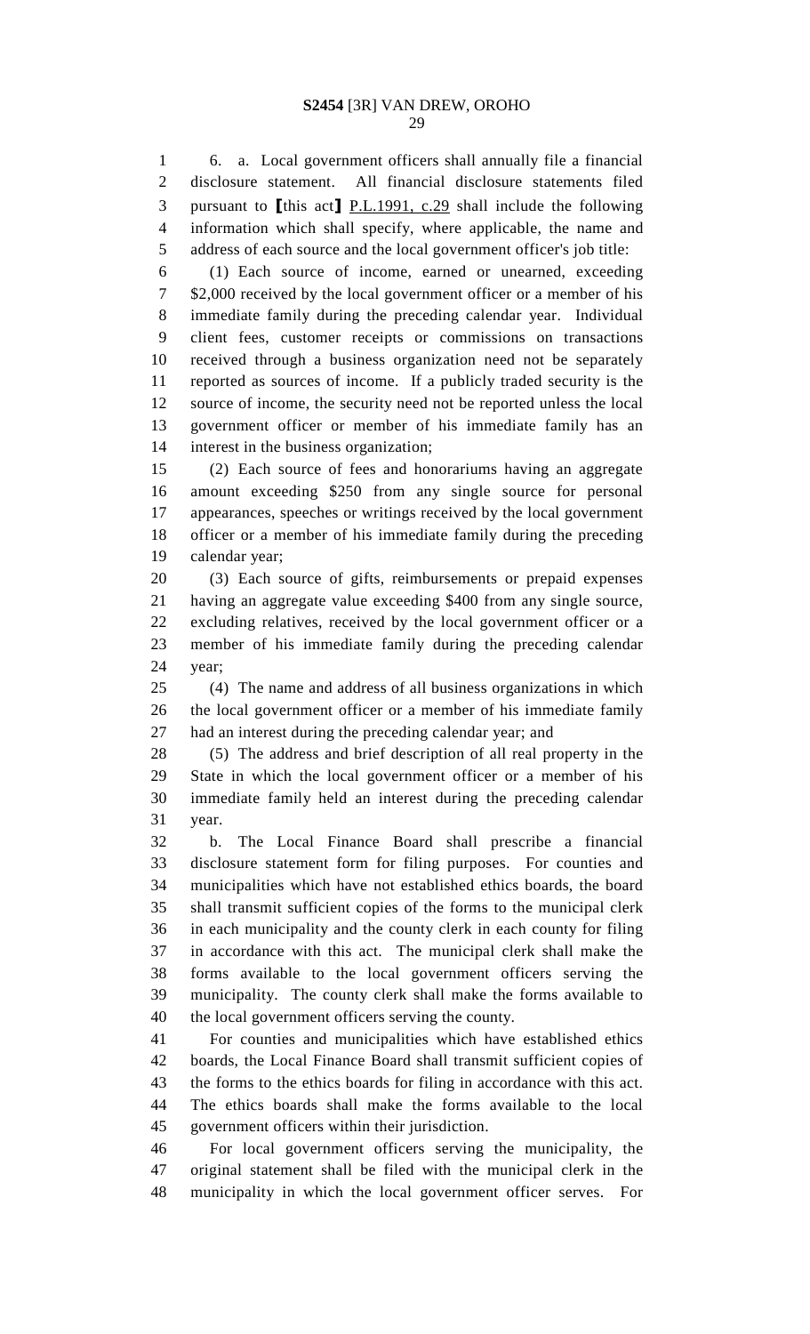6. a. Local government officers shall annually file a financial disclosure statement. All financial disclosure statements filed pursuant to ⟦this act⟧ P.L.1991, c.29 shall include the following information which shall specify, where applicable, the name and address of each source and the local government officer's job title:

(1) Each source of income, earned or unearned, exceeding $2,000 received by the local government officer or a member of his immediate family during the preceding calendar year. Individual client fees, customer receipts or commissions on transactions received through a business organization need not be separately reported as sources of income. If a publicly traded security is the source of income, the security need not be reported unless the local government officer or member of his immediate family has an interest in the business organization;

(2) Each source of fees and honorariums having an aggregate amount exceeding $250 from any single source for personal appearances, speeches or writings received by the local government officer or a member of his immediate family during the preceding calendar year;

(3) Each source of gifts, reimbursements or prepaid expenses having an aggregate value exceeding $400 from any single source, excluding relatives, received by the local government officer or a member of his immediate family during the preceding calendar year;

(4) The name and address of all business organizations in which the local government officer or a member of his immediate family had an interest during the preceding calendar year; and

(5) The address and brief description of all real property in the State in which the local government officer or a member of his immediate family held an interest during the preceding calendar year.

b. The Local Finance Board shall prescribe a financial disclosure statement form for filing purposes. For counties and municipalities which have not established ethics boards, the board shall transmit sufficient copies of the forms to the municipal clerk in each municipality and the county clerk in each county for filing in accordance with this act. The municipal clerk shall make the forms available to the local government officers serving the municipality. The county clerk shall make the forms available to the local government officers serving the county.

For counties and municipalities which have established ethics boards, the Local Finance Board shall transmit sufficient copies of the forms to the ethics boards for filing in accordance with this act. The ethics boards shall make the forms available to the local government officers within their jurisdiction.

For local government officers serving the municipality, the original statement shall be filed with the municipal clerk in the municipality in which the local government officer serves. For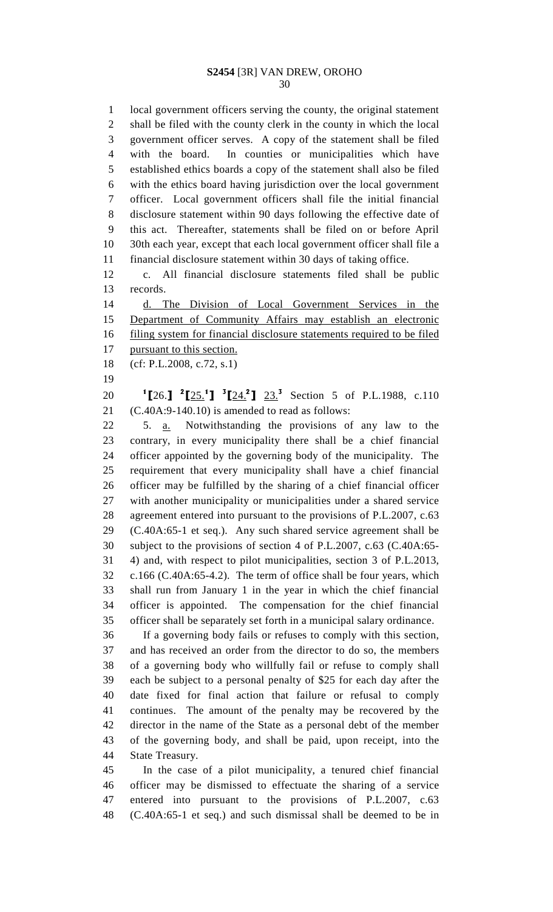local government officers serving the county, the original statement shall be filed with the county clerk in the county in which the local government officer serves. A copy of the statement shall be filed with the board. In counties or municipalities which have established ethics boards a copy of the statement shall also be filed with the ethics board having jurisdiction over the local government officer. Local government officers shall file the initial financial disclosure statement within 90 days following the effective date of this act. Thereafter, statements shall be filed on or before April 30th each year, except that each local government officer shall file a financial disclosure statement within 30 days of taking office.

c. All financial disclosure statements filed shall be public records.

d. The Division of Local Government Services in the Department of Community Affairs may establish an electronic filing system for financial disclosure statements required to be filed pursuant to this section.

(cf: P.L.2008, c.72, s.1)

[1]⟦26.⟧ [2]⟦25.[1]⟧ [3]⟦24.[2]⟧ 23.[3] Section 5 of P.L.1988, c.110 (C.40A:9-140.10) is amended to read as follows:

5. a. Notwithstanding the provisions of any law to the contrary, in every municipality there shall be a chief financial officer appointed by the governing body of the municipality. The requirement that every municipality shall have a chief financial officer may be fulfilled by the sharing of a chief financial officer with another municipality or municipalities under a shared service agreement entered into pursuant to the provisions of P.L.2007, c.63 (C.40A:65-1 et seq.). Any such shared service agreement shall be subject to the provisions of section 4 of P.L.2007, c.63 (C.40A:65-4) and, with respect to pilot municipalities, section 3 of P.L.2013, c.166 (C.40A:65-4.2). The term of office shall be four years, which shall run from January 1 in the year in which the chief financial officer is appointed. The compensation for the chief financial officer shall be separately set forth in a municipal salary ordinance.

If a governing body fails or refuses to comply with this section, and has received an order from the director to do so, the members of a governing body who willfully fail or refuse to comply shall each be subject to a personal penalty of $25 for each day after the date fixed for final action that failure or refusal to comply continues. The amount of the penalty may be recovered by the director in the name of the State as a personal debt of the member of the governing body, and shall be paid, upon receipt, into the State Treasury.

In the case of a pilot municipality, a tenured chief financial officer may be dismissed to effectuate the sharing of a service entered into pursuant to the provisions of P.L.2007, c.63 (C.40A:65-1 et seq.) and such dismissal shall be deemed to be in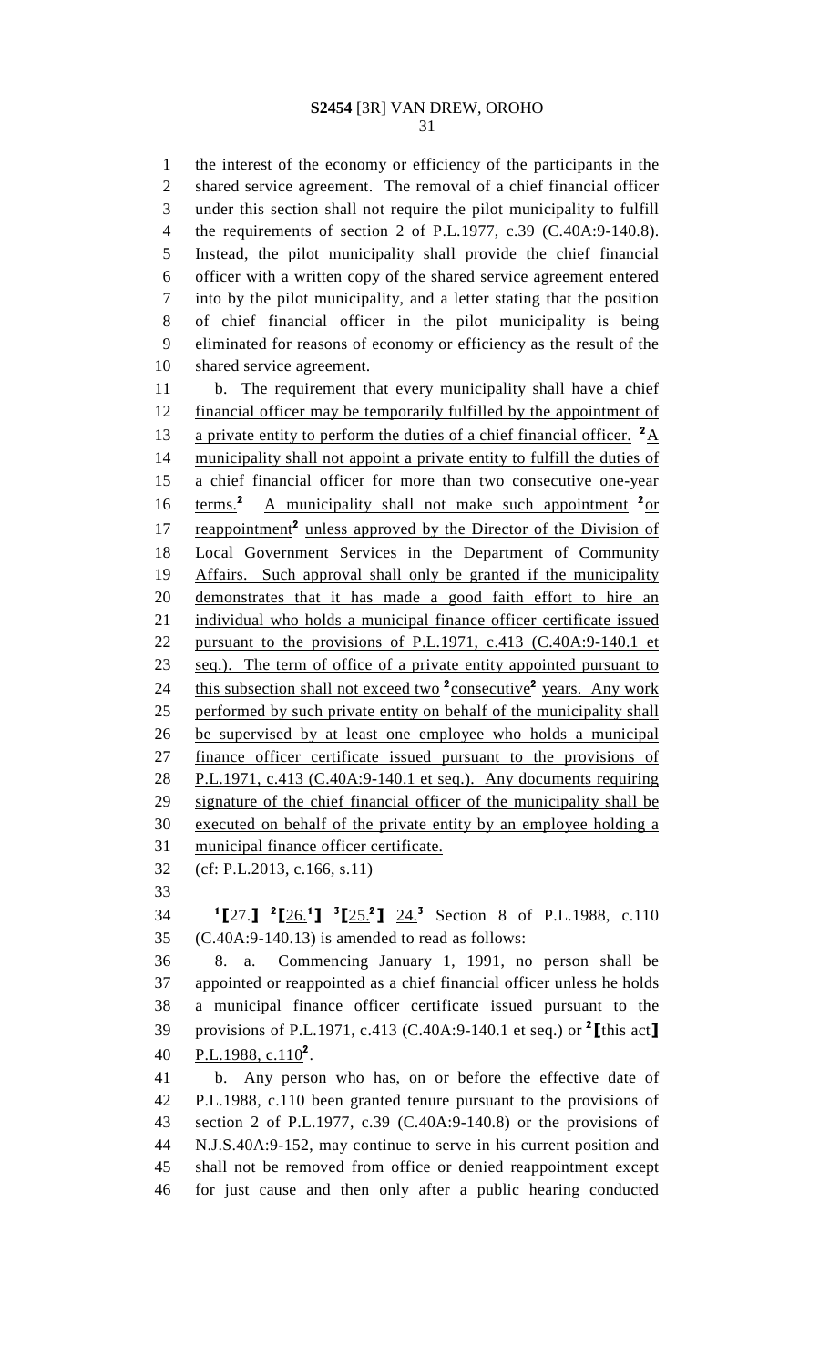the interest of the economy or efficiency of the participants in the shared service agreement. The removal of a chief financial officer under this section shall not require the pilot municipality to fulfill the requirements of section 2 of P.L.1977, c.39 (C.40A:9-140.8). Instead, the pilot municipality shall provide the chief financial officer with a written copy of the shared service agreement entered into by the pilot municipality, and a letter stating that the position of chief financial officer in the pilot municipality is being eliminated for reasons of economy or efficiency as the result of the shared service agreement.

b. The requirement that every municipality shall have a chief financial officer may be temporarily fulfilled by the appointment of a private entity to perform the duties of a chief financial officer. [2]A municipality shall not appoint a private entity to fulfill the duties of a chief financial officer for more than two consecutive one-year terms.[2] A municipality shall not make such appointment [2]or reappointment[2] unless approved by the Director of the Division of Local Government Services in the Department of Community Affairs. Such approval shall only be granted if the municipality demonstrates that it has made a good faith effort to hire an individual who holds a municipal finance officer certificate issued pursuant to the provisions of P.L.1971, c.413 (C.40A:9-140.1 et seq.). The term of office of a private entity appointed pursuant to this subsection shall not exceed two [2]consecutive[2] years. Any work performed by such private entity on behalf of the municipality shall be supervised by at least one employee who holds a municipal finance officer certificate issued pursuant to the provisions of P.L.1971, c.413 (C.40A:9-140.1 et seq.). Any documents requiring signature of the chief financial officer of the municipality shall be executed on behalf of the private entity by an employee holding a municipal finance officer certificate.

(cf: P.L.2013, c.166, s.11)

[1][27.] [2][26.[1]] [3][25.[2]] 24.[3] Section 8 of P.L.1988, c.110 (C.40A:9-140.13) is amended to read as follows:

8. a. Commencing January 1, 1991, no person shall be appointed or reappointed as a chief financial officer unless he holds a municipal finance officer certificate issued pursuant to the provisions of P.L.1971, c.413 (C.40A:9-140.1 et seq.) or [2][this act] P.L.1988, c.110[2].

b. Any person who has, on or before the effective date of P.L.1988, c.110 been granted tenure pursuant to the provisions of section 2 of P.L.1977, c.39 (C.40A:9-140.8) or the provisions of N.J.S.40A:9-152, may continue to serve in his current position and shall not be removed from office or denied reappointment except for just cause and then only after a public hearing conducted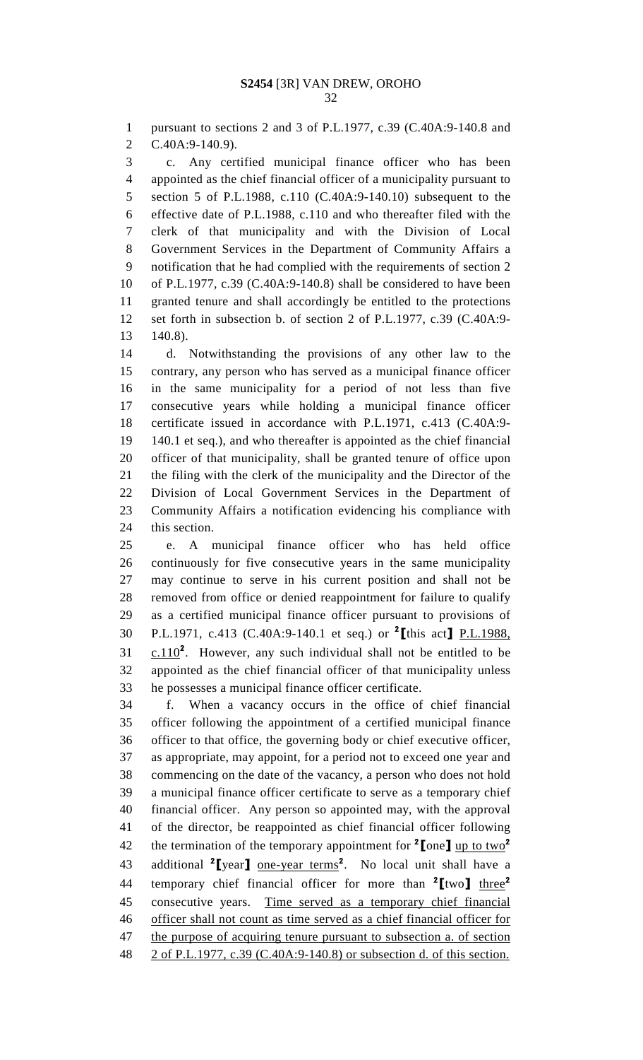pursuant to sections 2 and 3 of P.L.1977, c.39 (C.40A:9-140.8 and C.40A:9-140.9).

c. Any certified municipal finance officer who has been appointed as the chief financial officer of a municipality pursuant to section 5 of P.L.1988, c.110 (C.40A:9-140.10) subsequent to the effective date of P.L.1988, c.110 and who thereafter filed with the clerk of that municipality and with the Division of Local Government Services in the Department of Community Affairs a notification that he had complied with the requirements of section 2 of P.L.1977, c.39 (C.40A:9-140.8) shall be considered to have been granted tenure and shall accordingly be entitled to the protections set forth in subsection b. of section 2 of P.L.1977, c.39 (C.40A:9-140.8).

d. Notwithstanding the provisions of any other law to the contrary, any person who has served as a municipal finance officer in the same municipality for a period of not less than five consecutive years while holding a municipal finance officer certificate issued in accordance with P.L.1971, c.413 (C.40A:9-140.1 et seq.), and who thereafter is appointed as the chief financial officer of that municipality, shall be granted tenure of office upon the filing with the clerk of the municipality and the Director of the Division of Local Government Services in the Department of Community Affairs a notification evidencing his compliance with this section.

e. A municipal finance officer who has held office continuously for five consecutive years in the same municipality may continue to serve in his current position and shall not be removed from office or denied reappointment for failure to qualify as a certified municipal finance officer pursuant to provisions of P.L.1971, c.413 (C.40A:9-140.1 et seq.) or [2]【this act】 <u>P.L.1988, c.110</u>[2]. However, any such individual shall not be entitled to be appointed as the chief financial officer of that municipality unless he possesses a municipal finance officer certificate.

f. When a vacancy occurs in the office of chief financial officer following the appointment of a certified municipal finance officer to that office, the governing body or chief executive officer, as appropriate, may appoint, for a period not to exceed one year and commencing on the date of the vacancy, a person who does not hold a municipal finance officer certificate to serve as a temporary chief financial officer. Any person so appointed may, with the approval of the director, be reappointed as chief financial officer following the termination of the temporary appointment for [2]【one】 <u>up to two</u>[2] additional [2]【year】 <u>one-year terms</u>[2]. No local unit shall have a temporary chief financial officer for more than [2]【two】 <u>three</u>[2] consecutive years. <u>Time served as a temporary chief financial officer shall not count as time served as a chief financial officer for the purpose of acquiring tenure pursuant to subsection a. of section 2 of P.L.1977, c.39 (C.40A:9-140.8) or subsection d. of this section.</u>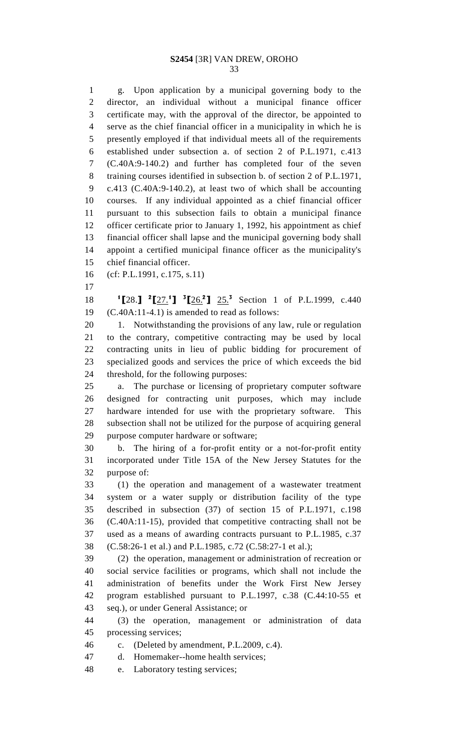g. Upon application by a municipal governing body to the director, an individual without a municipal finance officer certificate may, with the approval of the director, be appointed to serve as the chief financial officer in a municipality in which he is presently employed if that individual meets all of the requirements established under subsection a. of section 2 of P.L.1971, c.413 (C.40A:9-140.2) and further has completed four of the seven training courses identified in subsection b. of section 2 of P.L.1971, c.413 (C.40A:9-140.2), at least two of which shall be accounting courses. If any individual appointed as a chief financial officer pursuant to this subsection fails to obtain a municipal finance officer certificate prior to January 1, 1992, his appointment as chief financial officer shall lapse and the municipal governing body shall appoint a certified municipal finance officer as the municipality's chief financial officer.

(cf: P.L.1991, c.175, s.11)

[1]⟦28.⟧ [2]⟦27.[1]⟧ [3]⟦26.[2]⟧ 25.[3] Section 1 of P.L.1999, c.440 (C.40A:11-4.1) is amended to read as follows:

1. Notwithstanding the provisions of any law, rule or regulation to the contrary, competitive contracting may be used by local contracting units in lieu of public bidding for procurement of specialized goods and services the price of which exceeds the bid threshold, for the following purposes:

a. The purchase or licensing of proprietary computer software designed for contracting unit purposes, which may include hardware intended for use with the proprietary software. This subsection shall not be utilized for the purpose of acquiring general purpose computer hardware or software;

b. The hiring of a for-profit entity or a not-for-profit entity incorporated under Title 15A of the New Jersey Statutes for the purpose of:

(1) the operation and management of a wastewater treatment system or a water supply or distribution facility of the type described in subsection (37) of section 15 of P.L.1971, c.198 (C.40A:11-15), provided that competitive contracting shall not be used as a means of awarding contracts pursuant to P.L.1985, c.37 (C.58:26-1 et al.) and P.L.1985, c.72 (C.58:27-1 et al.);

(2) the operation, management or administration of recreation or social service facilities or programs, which shall not include the administration of benefits under the Work First New Jersey program established pursuant to P.L.1997, c.38 (C.44:10-55 et seq.), or under General Assistance; or

(3) the operation, management or administration of data processing services;

c. (Deleted by amendment, P.L.2009, c.4).

d. Homemaker--home health services;

e. Laboratory testing services;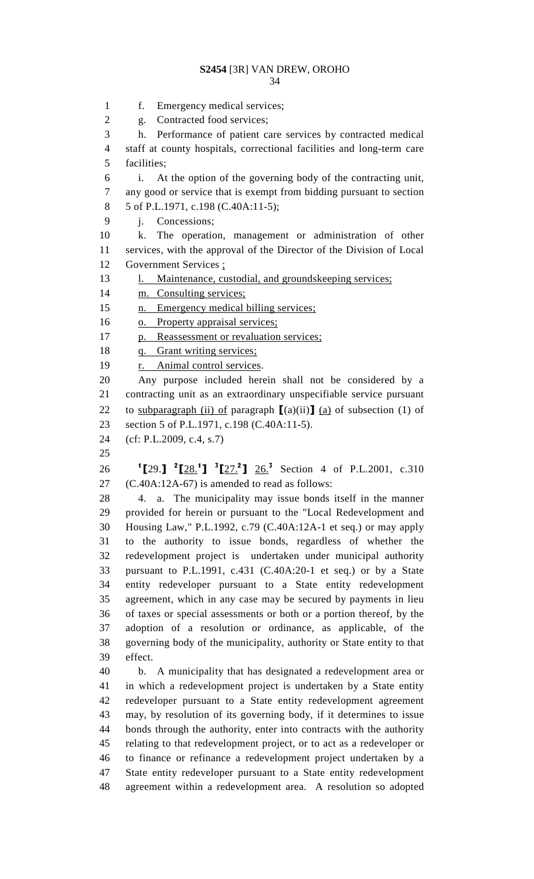f. Emergency medical services;

g. Contracted food services;

h. Performance of patient care services by contracted medical staff at county hospitals, correctional facilities and long-term care facilities;

i. At the option of the governing body of the contracting unit, any good or service that is exempt from bidding pursuant to section 5 of P.L.1971, c.198 (C.40A:11-5);

j. Concessions;

k. The operation, management or administration of other services, with the approval of the Director of the Division of Local Government Services ;

l. Maintenance, custodial, and groundskeeping services;

m. Consulting services;

n. Emergency medical billing services;

o. Property appraisal services;

p. Reassessment or revaluation services;

q. Grant writing services;

r. Animal control services.

Any purpose included herein shall not be considered by a contracting unit as an extraordinary unspecifiable service pursuant to subparagraph (ii) of paragraph [(a)(ii)] (a) of subsection (1) of section 5 of P.L.1971, c.198 (C.40A:11-5).

(cf: P.L.2009, c.4, s.7)

[1][29.] [2][28.[1]] [3][27.[2]] 26.[3] Section 4 of P.L.2001, c.310 (C.40A:12A-67) is amended to read as follows:

4. a. The municipality may issue bonds itself in the manner provided for herein or pursuant to the "Local Redevelopment and Housing Law," P.L.1992, c.79 (C.40A:12A-1 et seq.) or may apply to the authority to issue bonds, regardless of whether the redevelopment project is undertaken under municipal authority pursuant to P.L.1991, c.431 (C.40A:20-1 et seq.) or by a State entity redeveloper pursuant to a State entity redevelopment agreement, which in any case may be secured by payments in lieu of taxes or special assessments or both or a portion thereof, by the adoption of a resolution or ordinance, as applicable, of the governing body of the municipality, authority or State entity to that effect.

b. A municipality that has designated a redevelopment area or in which a redevelopment project is undertaken by a State entity redeveloper pursuant to a State entity redevelopment agreement may, by resolution of its governing body, if it determines to issue bonds through the authority, enter into contracts with the authority relating to that redevelopment project, or to act as a redeveloper or to finance or refinance a redevelopment project undertaken by a State entity redeveloper pursuant to a State entity redevelopment agreement within a redevelopment area. A resolution so adopted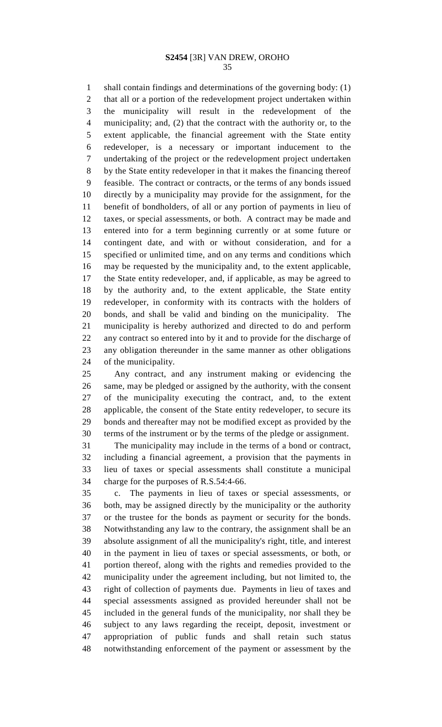shall contain findings and determinations of the governing body: (1) that all or a portion of the redevelopment project undertaken within the municipality will result in the redevelopment of the municipality; and, (2) that the contract with the authority or, to the extent applicable, the financial agreement with the State entity redeveloper, is a necessary or important inducement to the undertaking of the project or the redevelopment project undertaken by the State entity redeveloper in that it makes the financing thereof feasible. The contract or contracts, or the terms of any bonds issued directly by a municipality may provide for the assignment, for the benefit of bondholders, of all or any portion of payments in lieu of taxes, or special assessments, or both. A contract may be made and entered into for a term beginning currently or at some future or contingent date, and with or without consideration, and for a specified or unlimited time, and on any terms and conditions which may be requested by the municipality and, to the extent applicable, the State entity redeveloper, and, if applicable, as may be agreed to by the authority and, to the extent applicable, the State entity redeveloper, in conformity with its contracts with the holders of bonds, and shall be valid and binding on the municipality. The municipality is hereby authorized and directed to do and perform any contract so entered into by it and to provide for the discharge of any obligation thereunder in the same manner as other obligations of the municipality.

Any contract, and any instrument making or evidencing the same, may be pledged or assigned by the authority, with the consent of the municipality executing the contract, and, to the extent applicable, the consent of the State entity redeveloper, to secure its bonds and thereafter may not be modified except as provided by the terms of the instrument or by the terms of the pledge or assignment.

The municipality may include in the terms of a bond or contract, including a financial agreement, a provision that the payments in lieu of taxes or special assessments shall constitute a municipal charge for the purposes of R.S.54:4-66.

c. The payments in lieu of taxes or special assessments, or both, may be assigned directly by the municipality or the authority or the trustee for the bonds as payment or security for the bonds. Notwithstanding any law to the contrary, the assignment shall be an absolute assignment of all the municipality's right, title, and interest in the payment in lieu of taxes or special assessments, or both, or portion thereof, along with the rights and remedies provided to the municipality under the agreement including, but not limited to, the right of collection of payments due. Payments in lieu of taxes and special assessments assigned as provided hereunder shall not be included in the general funds of the municipality, nor shall they be subject to any laws regarding the receipt, deposit, investment or appropriation of public funds and shall retain such status notwithstanding enforcement of the payment or assessment by the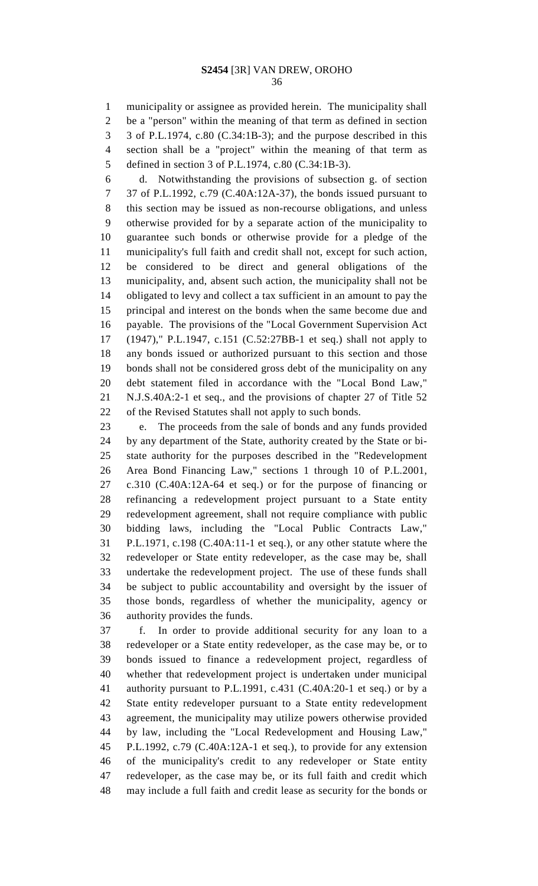municipality or assignee as provided herein. The municipality shall be a "person" within the meaning of that term as defined in section 3 of P.L.1974, c.80 (C.34:1B-3); and the purpose described in this section shall be a "project" within the meaning of that term as defined in section 3 of P.L.1974, c.80 (C.34:1B-3).

d. Notwithstanding the provisions of subsection g. of section 37 of P.L.1992, c.79 (C.40A:12A-37), the bonds issued pursuant to this section may be issued as non-recourse obligations, and unless otherwise provided for by a separate action of the municipality to guarantee such bonds or otherwise provide for a pledge of the municipality's full faith and credit shall not, except for such action, be considered to be direct and general obligations of the municipality, and, absent such action, the municipality shall not be obligated to levy and collect a tax sufficient in an amount to pay the principal and interest on the bonds when the same become due and payable. The provisions of the "Local Government Supervision Act (1947)," P.L.1947, c.151 (C.52:27BB-1 et seq.) shall not apply to any bonds issued or authorized pursuant to this section and those bonds shall not be considered gross debt of the municipality on any debt statement filed in accordance with the "Local Bond Law," N.J.S.40A:2-1 et seq., and the provisions of chapter 27 of Title 52 of the Revised Statutes shall not apply to such bonds.

e. The proceeds from the sale of bonds and any funds provided by any department of the State, authority created by the State or bi-state authority for the purposes described in the "Redevelopment Area Bond Financing Law," sections 1 through 10 of P.L.2001, c.310 (C.40A:12A-64 et seq.) or for the purpose of financing or refinancing a redevelopment project pursuant to a State entity redevelopment agreement, shall not require compliance with public bidding laws, including the "Local Public Contracts Law," P.L.1971, c.198 (C.40A:11-1 et seq.), or any other statute where the redeveloper or State entity redeveloper, as the case may be, shall undertake the redevelopment project. The use of these funds shall be subject to public accountability and oversight by the issuer of those bonds, regardless of whether the municipality, agency or authority provides the funds.

f. In order to provide additional security for any loan to a redeveloper or a State entity redeveloper, as the case may be, or to bonds issued to finance a redevelopment project, regardless of whether that redevelopment project is undertaken under municipal authority pursuant to P.L.1991, c.431 (C.40A:20-1 et seq.) or by a State entity redeveloper pursuant to a State entity redevelopment agreement, the municipality may utilize powers otherwise provided by law, including the "Local Redevelopment and Housing Law," P.L.1992, c.79 (C.40A:12A-1 et seq.), to provide for any extension of the municipality's credit to any redeveloper or State entity redeveloper, as the case may be, or its full faith and credit which may include a full faith and credit lease as security for the bonds or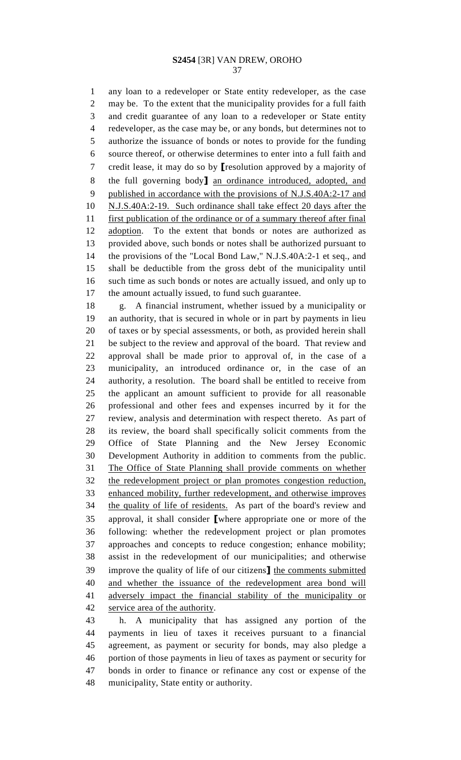any loan to a redeveloper or State entity redeveloper, as the case may be. To the extent that the municipality provides for a full faith and credit guarantee of any loan to a redeveloper or State entity redeveloper, as the case may be, or any bonds, but determines not to authorize the issuance of bonds or notes to provide for the funding source thereof, or otherwise determines to enter into a full faith and credit lease, it may do so by [resolution approved by a majority of the full governing body] an ordinance introduced, adopted, and published in accordance with the provisions of N.J.S.40A:2-17 and N.J.S.40A:2-19. Such ordinance shall take effect 20 days after the first publication of the ordinance or of a summary thereof after final adoption. To the extent that bonds or notes are authorized as provided above, such bonds or notes shall be authorized pursuant to the provisions of the "Local Bond Law," N.J.S.40A:2-1 et seq., and shall be deductible from the gross debt of the municipality until such time as such bonds or notes are actually issued, and only up to the amount actually issued, to fund such guarantee.

g. A financial instrument, whether issued by a municipality or an authority, that is secured in whole or in part by payments in lieu of taxes or by special assessments, or both, as provided herein shall be subject to the review and approval of the board. That review and approval shall be made prior to approval of, in the case of a municipality, an introduced ordinance or, in the case of an authority, a resolution. The board shall be entitled to receive from the applicant an amount sufficient to provide for all reasonable professional and other fees and expenses incurred by it for the review, analysis and determination with respect thereto. As part of its review, the board shall specifically solicit comments from the Office of State Planning and the New Jersey Economic Development Authority in addition to comments from the public. The Office of State Planning shall provide comments on whether the redevelopment project or plan promotes congestion reduction, enhanced mobility, further redevelopment, and otherwise improves the quality of life of residents. As part of the board's review and approval, it shall consider [where appropriate one or more of the following: whether the redevelopment project or plan promotes approaches and concepts to reduce congestion; enhance mobility; assist in the redevelopment of our municipalities; and otherwise improve the quality of life of our citizens] the comments submitted and whether the issuance of the redevelopment area bond will adversely impact the financial stability of the municipality or service area of the authority.

h. A municipality that has assigned any portion of the payments in lieu of taxes it receives pursuant to a financial agreement, as payment or security for bonds, may also pledge a portion of those payments in lieu of taxes as payment or security for bonds in order to finance or refinance any cost or expense of the municipality, State entity or authority.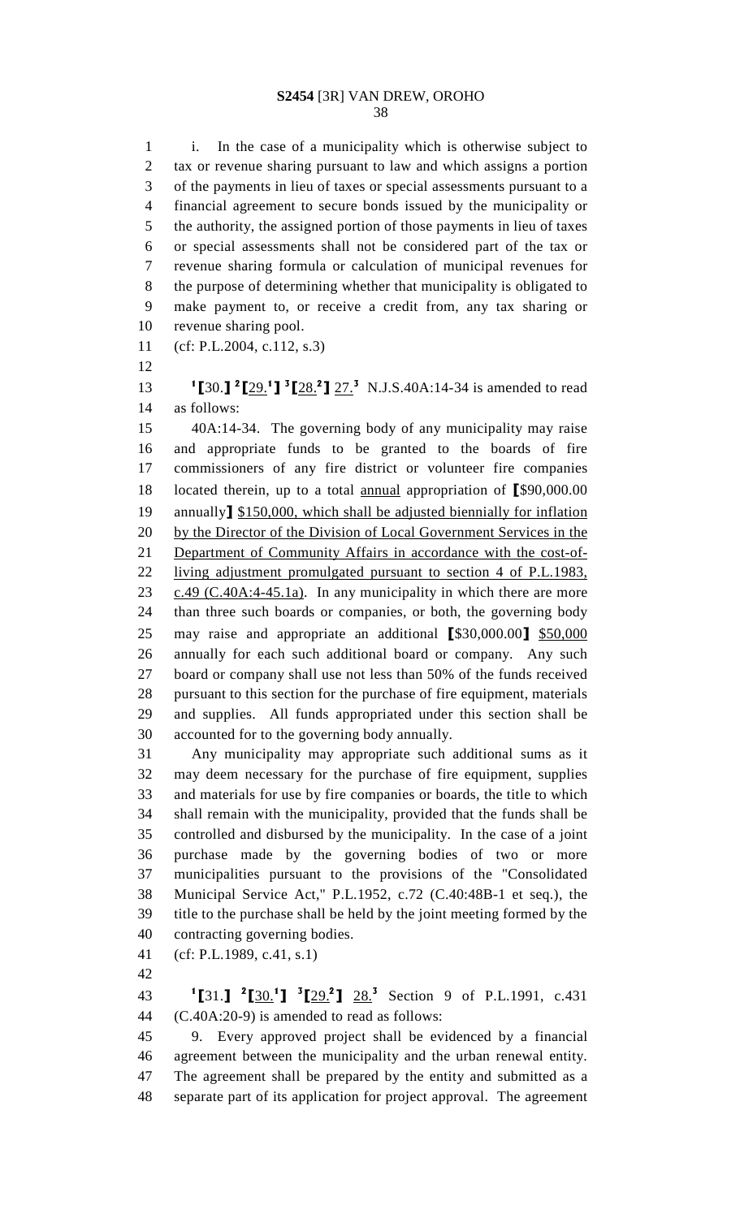i. In the case of a municipality which is otherwise subject to tax or revenue sharing pursuant to law and which assigns a portion of the payments in lieu of taxes or special assessments pursuant to a financial agreement to secure bonds issued by the municipality or the authority, the assigned portion of those payments in lieu of taxes or special assessments shall not be considered part of the tax or revenue sharing formula or calculation of municipal revenues for the purpose of determining whether that municipality is obligated to make payment to, or receive a credit from, any tax sharing or revenue sharing pool.

(cf: P.L.2004, c.112, s.3)

[1]【30.】 [2]【29.[1]】 [3]【28.[2]】 27.[3] N.J.S.40A:14-34 is amended to read as follows:

40A:14-34. The governing body of any municipality may raise and appropriate funds to be granted to the boards of fire commissioners of any fire district or volunteer fire companies located therein, up to a total annual appropriation of 【$90,000.00 annually】 $150,000, which shall be adjusted biennially for inflation by the Director of the Division of Local Government Services in the Department of Community Affairs in accordance with the cost-of-living adjustment promulgated pursuant to section 4 of P.L.1983, c.49 (C.40A:4-45.1a). In any municipality in which there are more than three such boards or companies, or both, the governing body may raise and appropriate an additional 【$30,000.00】 $50,000 annually for each such additional board or company. Any such board or company shall use not less than 50% of the funds received pursuant to this section for the purchase of fire equipment, materials and supplies. All funds appropriated under this section shall be accounted for to the governing body annually.

Any municipality may appropriate such additional sums as it may deem necessary for the purchase of fire equipment, supplies and materials for use by fire companies or boards, the title to which shall remain with the municipality, provided that the funds shall be controlled and disbursed by the municipality. In the case of a joint purchase made by the governing bodies of two or more municipalities pursuant to the provisions of the "Consolidated Municipal Service Act," P.L.1952, c.72 (C.40:48B-1 et seq.), the title to the purchase shall be held by the joint meeting formed by the contracting governing bodies.

(cf: P.L.1989, c.41, s.1)

[1]【31.】 [2]【30.[1]】 [3]【29.[2]】 28.[3] Section 9 of P.L.1991, c.431 (C.40A:20-9) is amended to read as follows:

9. Every approved project shall be evidenced by a financial agreement between the municipality and the urban renewal entity. The agreement shall be prepared by the entity and submitted as a separate part of its application for project approval. The agreement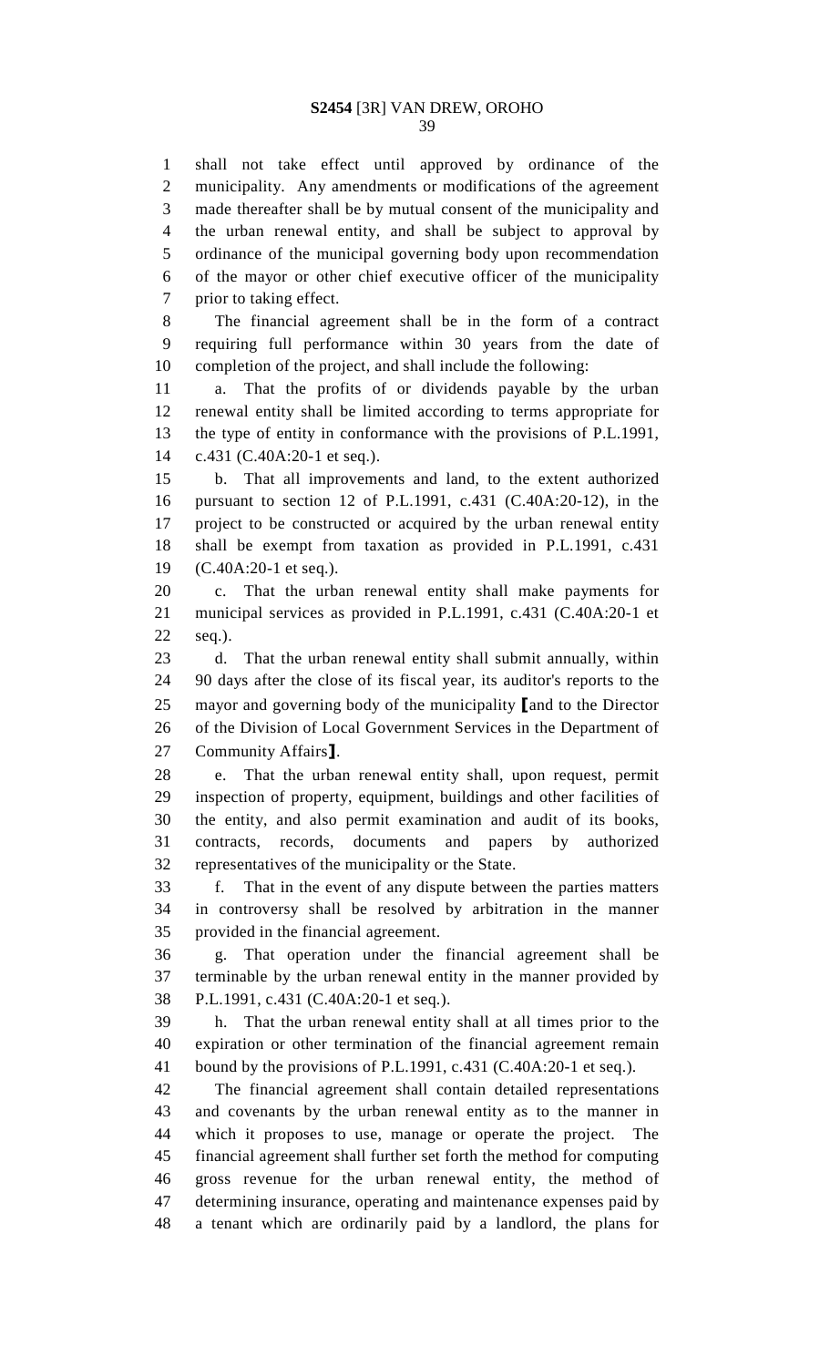shall not take effect until approved by ordinance of the municipality. Any amendments or modifications of the agreement made thereafter shall be by mutual consent of the municipality and the urban renewal entity, and shall be subject to approval by ordinance of the municipal governing body upon recommendation of the mayor or other chief executive officer of the municipality prior to taking effect.

The financial agreement shall be in the form of a contract requiring full performance within 30 years from the date of completion of the project, and shall include the following:

a. That the profits of or dividends payable by the urban renewal entity shall be limited according to terms appropriate for the type of entity in conformance with the provisions of P.L.1991, c.431 (C.40A:20-1 et seq.).

b. That all improvements and land, to the extent authorized pursuant to section 12 of P.L.1991, c.431 (C.40A:20-12), in the project to be constructed or acquired by the urban renewal entity shall be exempt from taxation as provided in P.L.1991, c.431 (C.40A:20-1 et seq.).

c. That the urban renewal entity shall make payments for municipal services as provided in P.L.1991, c.431 (C.40A:20-1 et seq.).

d. That the urban renewal entity shall submit annually, within 90 days after the close of its fiscal year, its auditor's reports to the mayor and governing body of the municipality **[**and to the Director of the Division of Local Government Services in the Department of Community Affairs**]**.

e. That the urban renewal entity shall, upon request, permit inspection of property, equipment, buildings and other facilities of the entity, and also permit examination and audit of its books, contracts, records, documents and papers by authorized representatives of the municipality or the State.

f. That in the event of any dispute between the parties matters in controversy shall be resolved by arbitration in the manner provided in the financial agreement.

g. That operation under the financial agreement shall be terminable by the urban renewal entity in the manner provided by P.L.1991, c.431 (C.40A:20-1 et seq.).

h. That the urban renewal entity shall at all times prior to the expiration or other termination of the financial agreement remain bound by the provisions of P.L.1991, c.431 (C.40A:20-1 et seq.).

The financial agreement shall contain detailed representations and covenants by the urban renewal entity as to the manner in which it proposes to use, manage or operate the project. The financial agreement shall further set forth the method for computing gross revenue for the urban renewal entity, the method of determining insurance, operating and maintenance expenses paid by a tenant which are ordinarily paid by a landlord, the plans for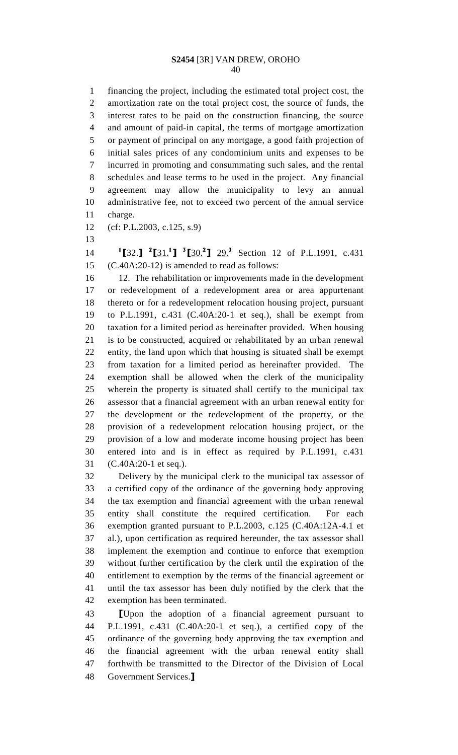financing the project, including the estimated total project cost, the amortization rate on the total project cost, the source of funds, the interest rates to be paid on the construction financing, the source and amount of paid-in capital, the terms of mortgage amortization or payment of principal on any mortgage, a good faith projection of initial sales prices of any condominium units and expenses to be incurred in promoting and consummating such sales, and the rental schedules and lease terms to be used in the project. Any financial agreement may allow the municipality to levy an annual administrative fee, not to exceed two percent of the annual service charge.

(cf: P.L.2003, c.125, s.9)

[1]⟦32.⟧ [2]⟦31.[1]⟧ [3]⟦30.[2]⟧ 29.[3] Section 12 of P.L.1991, c.431 (C.40A:20-12) is amended to read as follows:

12. The rehabilitation or improvements made in the development or redevelopment of a redevelopment area or area appurtenant thereto or for a redevelopment relocation housing project, pursuant to P.L.1991, c.431 (C.40A:20-1 et seq.), shall be exempt from taxation for a limited period as hereinafter provided. When housing is to be constructed, acquired or rehabilitated by an urban renewal entity, the land upon which that housing is situated shall be exempt from taxation for a limited period as hereinafter provided. The exemption shall be allowed when the clerk of the municipality wherein the property is situated shall certify to the municipal tax assessor that a financial agreement with an urban renewal entity for the development or the redevelopment of the property, or the provision of a redevelopment relocation housing project, or the provision of a low and moderate income housing project has been entered into and is in effect as required by P.L.1991, c.431 (C.40A:20-1 et seq.).

Delivery by the municipal clerk to the municipal tax assessor of a certified copy of the ordinance of the governing body approving the tax exemption and financial agreement with the urban renewal entity shall constitute the required certification. For each exemption granted pursuant to P.L.2003, c.125 (C.40A:12A-4.1 et al.), upon certification as required hereunder, the tax assessor shall implement the exemption and continue to enforce that exemption without further certification by the clerk until the expiration of the entitlement to exemption by the terms of the financial agreement or until the tax assessor has been duly notified by the clerk that the exemption has been terminated.

⟦Upon the adoption of a financial agreement pursuant to P.L.1991, c.431 (C.40A:20-1 et seq.), a certified copy of the ordinance of the governing body approving the tax exemption and the financial agreement with the urban renewal entity shall forthwith be transmitted to the Director of the Division of Local Government Services.⟧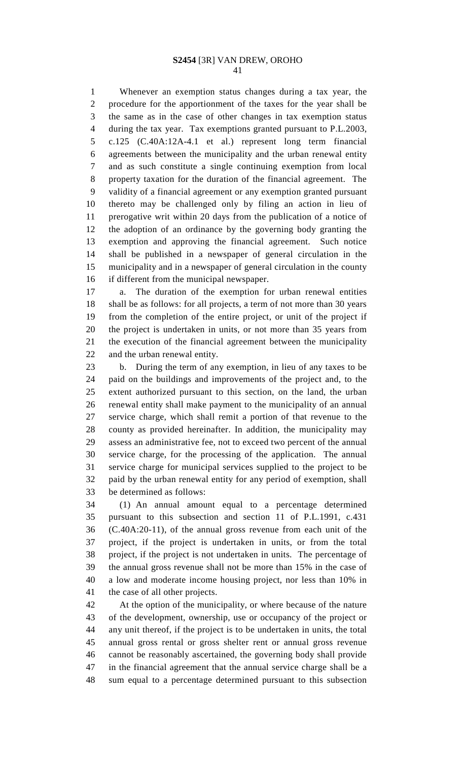Whenever an exemption status changes during a tax year, the procedure for the apportionment of the taxes for the year shall be the same as in the case of other changes in tax exemption status during the tax year. Tax exemptions granted pursuant to P.L.2003, c.125 (C.40A:12A-4.1 et al.) represent long term financial agreements between the municipality and the urban renewal entity and as such constitute a single continuing exemption from local property taxation for the duration of the financial agreement. The validity of a financial agreement or any exemption granted pursuant thereto may be challenged only by filing an action in lieu of prerogative writ within 20 days from the publication of a notice of the adoption of an ordinance by the governing body granting the exemption and approving the financial agreement. Such notice shall be published in a newspaper of general circulation in the municipality and in a newspaper of general circulation in the county if different from the municipal newspaper.

a. The duration of the exemption for urban renewal entities shall be as follows: for all projects, a term of not more than 30 years from the completion of the entire project, or unit of the project if the project is undertaken in units, or not more than 35 years from the execution of the financial agreement between the municipality and the urban renewal entity.

b. During the term of any exemption, in lieu of any taxes to be paid on the buildings and improvements of the project and, to the extent authorized pursuant to this section, on the land, the urban renewal entity shall make payment to the municipality of an annual service charge, which shall remit a portion of that revenue to the county as provided hereinafter. In addition, the municipality may assess an administrative fee, not to exceed two percent of the annual service charge, for the processing of the application. The annual service charge for municipal services supplied to the project to be paid by the urban renewal entity for any period of exemption, shall be determined as follows:

(1) An annual amount equal to a percentage determined pursuant to this subsection and section 11 of P.L.1991, c.431 (C.40A:20-11), of the annual gross revenue from each unit of the project, if the project is undertaken in units, or from the total project, if the project is not undertaken in units. The percentage of the annual gross revenue shall not be more than 15% in the case of a low and moderate income housing project, nor less than 10% in the case of all other projects.

At the option of the municipality, or where because of the nature of the development, ownership, use or occupancy of the project or any unit thereof, if the project is to be undertaken in units, the total annual gross rental or gross shelter rent or annual gross revenue cannot be reasonably ascertained, the governing body shall provide in the financial agreement that the annual service charge shall be a sum equal to a percentage determined pursuant to this subsection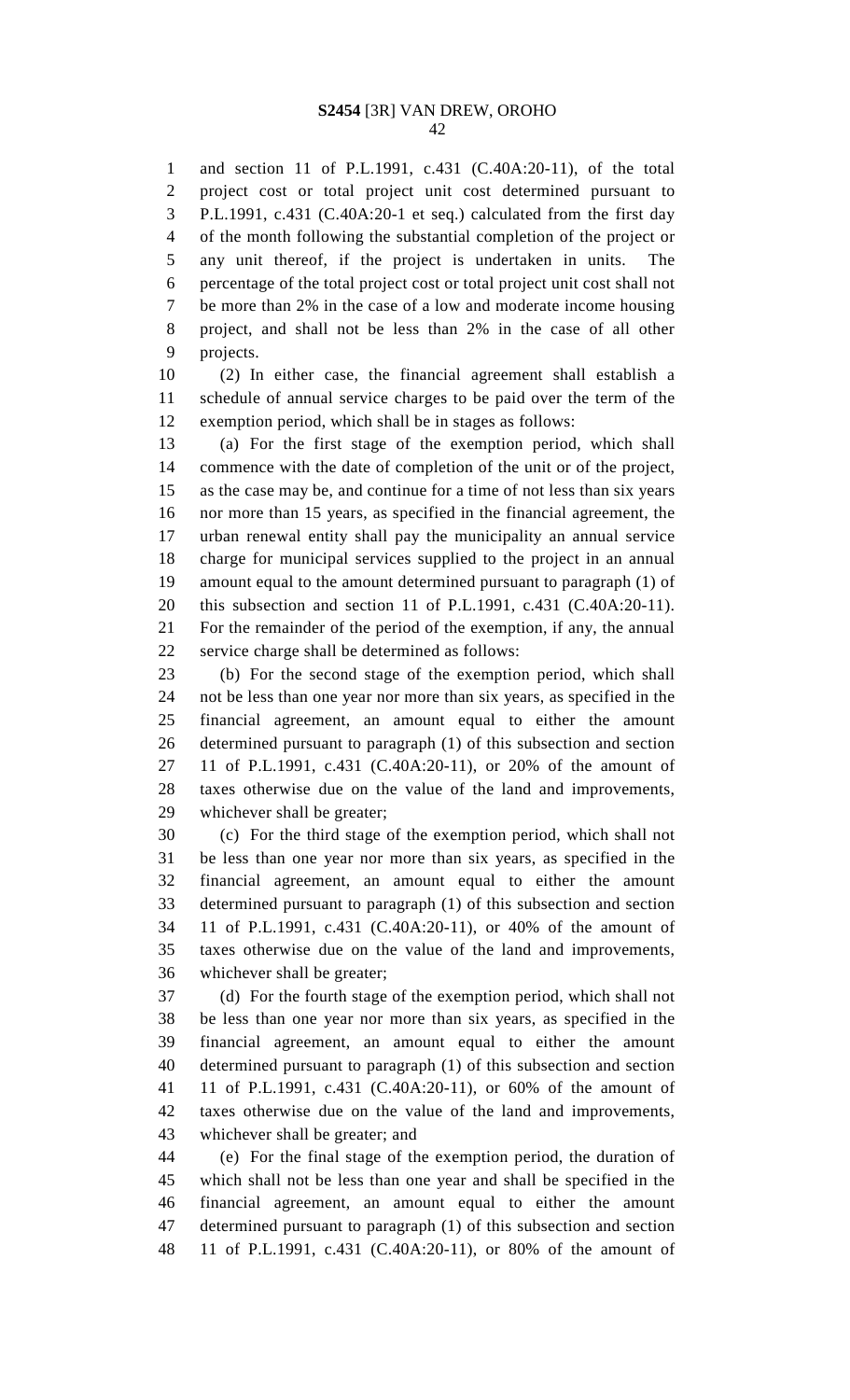and section 11 of P.L.1991, c.431 (C.40A:20-11), of the total project cost or total project unit cost determined pursuant to P.L.1991, c.431 (C.40A:20-1 et seq.) calculated from the first day of the month following the substantial completion of the project or any unit thereof, if the project is undertaken in units. The percentage of the total project cost or total project unit cost shall not be more than 2% in the case of a low and moderate income housing project, and shall not be less than 2% in the case of all other projects.

(2) In either case, the financial agreement shall establish a schedule of annual service charges to be paid over the term of the exemption period, which shall be in stages as follows:

(a) For the first stage of the exemption period, which shall commence with the date of completion of the unit or of the project, as the case may be, and continue for a time of not less than six years nor more than 15 years, as specified in the financial agreement, the urban renewal entity shall pay the municipality an annual service charge for municipal services supplied to the project in an annual amount equal to the amount determined pursuant to paragraph (1) of this subsection and section 11 of P.L.1991, c.431 (C.40A:20-11). For the remainder of the period of the exemption, if any, the annual service charge shall be determined as follows:

(b) For the second stage of the exemption period, which shall not be less than one year nor more than six years, as specified in the financial agreement, an amount equal to either the amount determined pursuant to paragraph (1) of this subsection and section 11 of P.L.1991, c.431 (C.40A:20-11), or 20% of the amount of taxes otherwise due on the value of the land and improvements, whichever shall be greater;

(c) For the third stage of the exemption period, which shall not be less than one year nor more than six years, as specified in the financial agreement, an amount equal to either the amount determined pursuant to paragraph (1) of this subsection and section 11 of P.L.1991, c.431 (C.40A:20-11), or 40% of the amount of taxes otherwise due on the value of the land and improvements, whichever shall be greater;

(d) For the fourth stage of the exemption period, which shall not be less than one year nor more than six years, as specified in the financial agreement, an amount equal to either the amount determined pursuant to paragraph (1) of this subsection and section 11 of P.L.1991, c.431 (C.40A:20-11), or 60% of the amount of taxes otherwise due on the value of the land and improvements, whichever shall be greater; and

(e) For the final stage of the exemption period, the duration of which shall not be less than one year and shall be specified in the financial agreement, an amount equal to either the amount determined pursuant to paragraph (1) of this subsection and section 11 of P.L.1991, c.431 (C.40A:20-11), or 80% of the amount of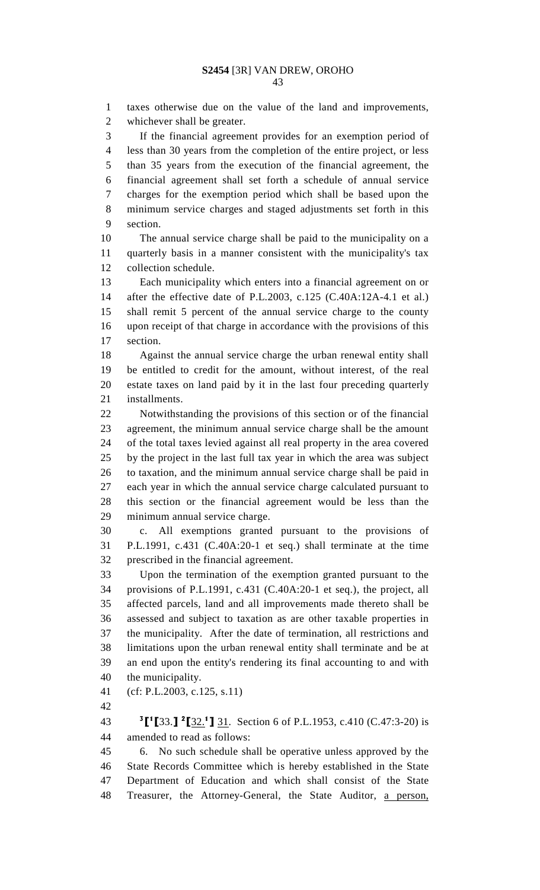taxes otherwise due on the value of the land and improvements, whichever shall be greater.

If the financial agreement provides for an exemption period of less than 30 years from the completion of the entire project, or less than 35 years from the execution of the financial agreement, the financial agreement shall set forth a schedule of annual service charges for the exemption period which shall be based upon the minimum service charges and staged adjustments set forth in this section.

The annual service charge shall be paid to the municipality on a quarterly basis in a manner consistent with the municipality's tax collection schedule.

Each municipality which enters into a financial agreement on or after the effective date of P.L.2003, c.125 (C.40A:12A-4.1 et al.) shall remit 5 percent of the annual service charge to the county upon receipt of that charge in accordance with the provisions of this section.

Against the annual service charge the urban renewal entity shall be entitled to credit for the amount, without interest, of the real estate taxes on land paid by it in the last four preceding quarterly installments.

Notwithstanding the provisions of this section or of the financial agreement, the minimum annual service charge shall be the amount of the total taxes levied against all real property in the area covered by the project in the last full tax year in which the area was subject to taxation, and the minimum annual service charge shall be paid in each year in which the annual service charge calculated pursuant to this section or the financial agreement would be less than the minimum annual service charge.

c. All exemptions granted pursuant to the provisions of P.L.1991, c.431 (C.40A:20-1 et seq.) shall terminate at the time prescribed in the financial agreement.

Upon the termination of the exemption granted pursuant to the provisions of P.L.1991, c.431 (C.40A:20-1 et seq.), the project, all affected parcels, land and all improvements made thereto shall be assessed and subject to taxation as are other taxable properties in the municipality. After the date of termination, all restrictions and limitations upon the urban renewal entity shall terminate and be at an end upon the entity's rendering its final accounting to and with the municipality.

(cf: P.L.2003, c.125, s.11)

[3]⟦[1]⟦33.⟧ [2]⟦32.[1]⟧ 31. Section 6 of P.L.1953, c.410 (C.47:3-20) is amended to read as follows:

6. No such schedule shall be operative unless approved by the State Records Committee which is hereby established in the State Department of Education and which shall consist of the State Treasurer, the Attorney-General, the State Auditor, a person,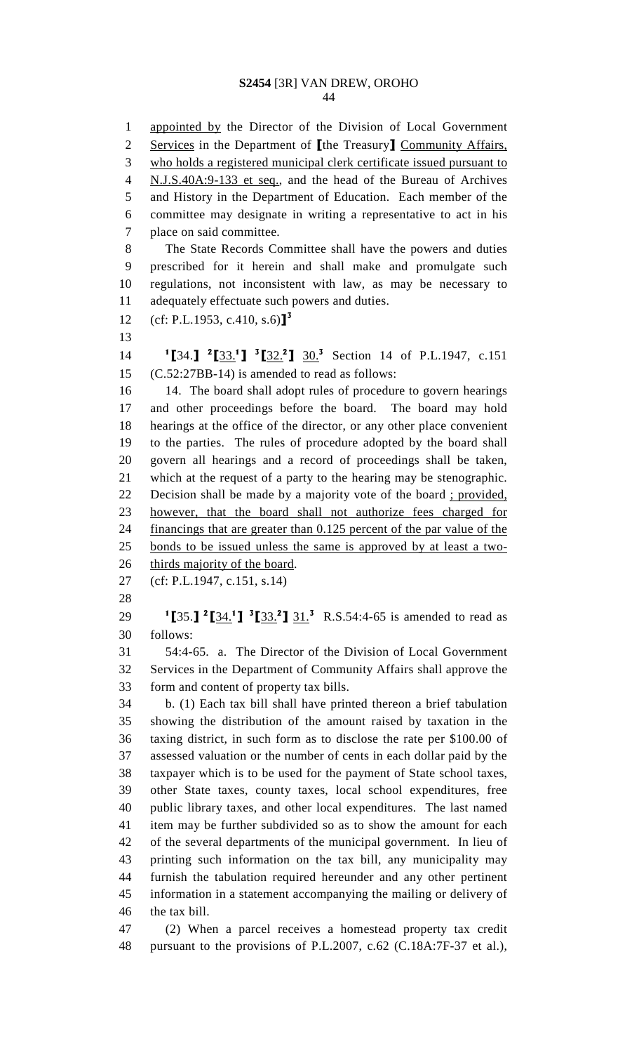appointed by the Director of the Division of Local Government Services in the Department of [the Treasury] Community Affairs, who holds a registered municipal clerk certificate issued pursuant to N.J.S.40A:9-133 et seq., and the head of the Bureau of Archives and History in the Department of Education. Each member of the committee may designate in writing a representative to act in his place on said committee.

The State Records Committee shall have the powers and duties prescribed for it herein and shall make and promulgate such regulations, not inconsistent with law, as may be necessary to adequately effectuate such powers and duties.

(cf: P.L.1953, c.410, s.6)][3]

[1][34.] [2][33.[1]] [3][32.[2]] 30.[3] Section 14 of P.L.1947, c.151 (C.52:27BB-14) is amended to read as follows:

14. The board shall adopt rules of procedure to govern hearings and other proceedings before the board. The board may hold hearings at the office of the director, or any other place convenient to the parties. The rules of procedure adopted by the board shall govern all hearings and a record of proceedings shall be taken, which at the request of a party to the hearing may be stenographic. Decision shall be made by a majority vote of the board ; provided, however, that the board shall not authorize fees charged for financings that are greater than 0.125 percent of the par value of the bonds to be issued unless the same is approved by at least a two-thirds majority of the board.

(cf: P.L.1947, c.151, s.14)

[1][35.] [2][34.[1]] [3][33.[2]] 31.[3] R.S.54:4-65 is amended to read as follows:

54:4-65. a. The Director of the Division of Local Government Services in the Department of Community Affairs shall approve the form and content of property tax bills.

b. (1) Each tax bill shall have printed thereon a brief tabulation showing the distribution of the amount raised by taxation in the taxing district, in such form as to disclose the rate per \$100.00 of assessed valuation or the number of cents in each dollar paid by the taxpayer which is to be used for the payment of State school taxes, other State taxes, county taxes, local school expenditures, free public library taxes, and other local expenditures. The last named item may be further subdivided so as to show the amount for each of the several departments of the municipal government. In lieu of printing such information on the tax bill, any municipality may furnish the tabulation required hereunder and any other pertinent information in a statement accompanying the mailing or delivery of the tax bill.

(2) When a parcel receives a homestead property tax credit pursuant to the provisions of P.L.2007, c.62 (C.18A:7F-37 et al.),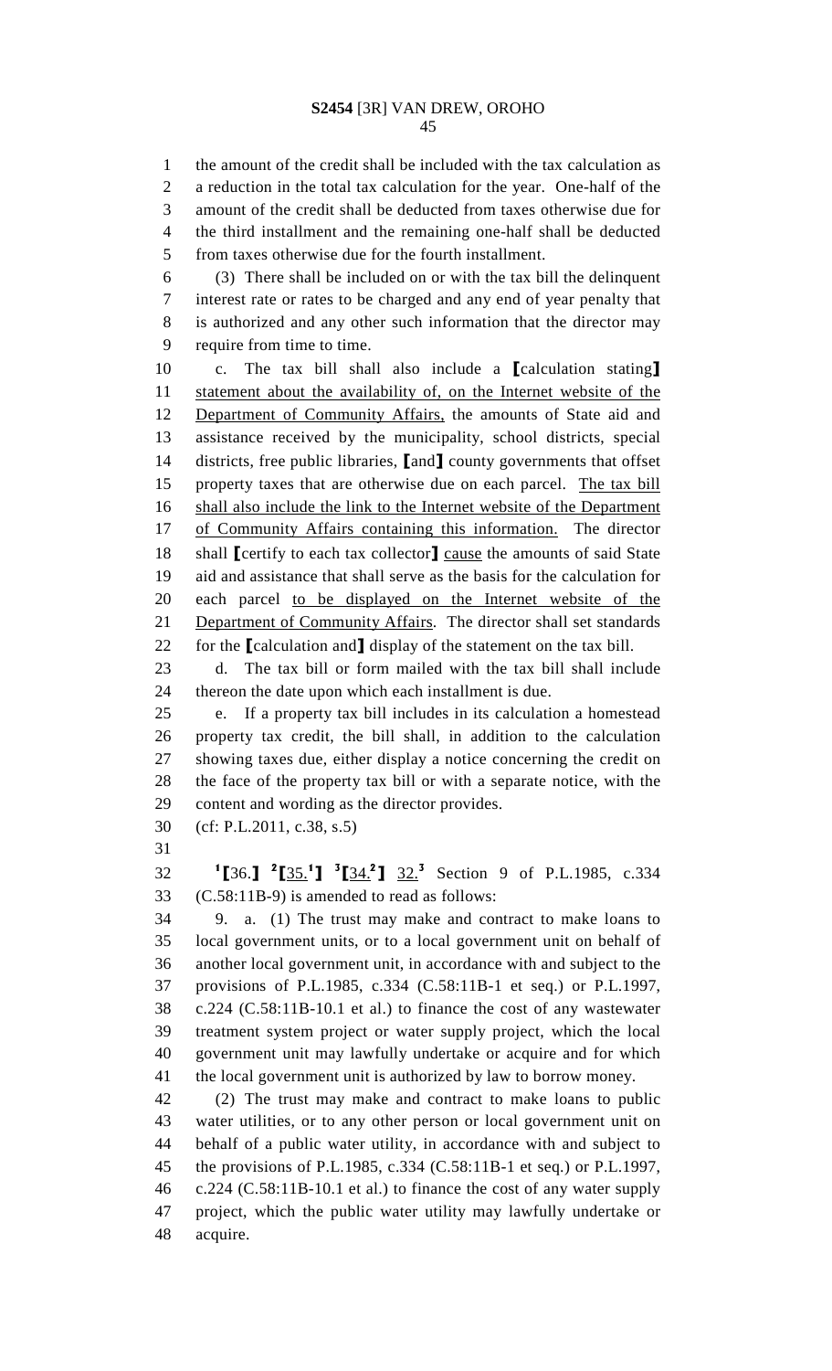the amount of the credit shall be included with the tax calculation as a reduction in the total tax calculation for the year. One-half of the amount of the credit shall be deducted from taxes otherwise due for the third installment and the remaining one-half shall be deducted from taxes otherwise due for the fourth installment.

(3) There shall be included on or with the tax bill the delinquent interest rate or rates to be charged and any end of year penalty that is authorized and any other such information that the director may require from time to time.

c. The tax bill shall also include a [calculation stating] statement about the availability of, on the Internet website of the Department of Community Affairs, the amounts of State aid and assistance received by the municipality, school districts, special districts, free public libraries, [and] county governments that offset property taxes that are otherwise due on each parcel. The tax bill shall also include the link to the Internet website of the Department of Community Affairs containing this information. The director shall [certify to each tax collector] cause the amounts of said State aid and assistance that shall serve as the basis for the calculation for each parcel to be displayed on the Internet website of the Department of Community Affairs. The director shall set standards for the [calculation and] display of the statement on the tax bill.

d. The tax bill or form mailed with the tax bill shall include thereon the date upon which each installment is due.

e. If a property tax bill includes in its calculation a homestead property tax credit, the bill shall, in addition to the calculation showing taxes due, either display a notice concerning the credit on the face of the property tax bill or with a separate notice, with the content and wording as the director provides.

(cf: P.L.2011, c.38, s.5)

[1][36.] [2][35.[1]] [3][34.[2]] 32.[3] Section 9 of P.L.1985, c.334 (C.58:11B-9) is amended to read as follows:

9. a. (1) The trust may make and contract to make loans to local government units, or to a local government unit on behalf of another local government unit, in accordance with and subject to the provisions of P.L.1985, c.334 (C.58:11B-1 et seq.) or P.L.1997, c.224 (C.58:11B-10.1 et al.) to finance the cost of any wastewater treatment system project or water supply project, which the local government unit may lawfully undertake or acquire and for which the local government unit is authorized by law to borrow money.

(2) The trust may make and contract to make loans to public water utilities, or to any other person or local government unit on behalf of a public water utility, in accordance with and subject to the provisions of P.L.1985, c.334 (C.58:11B-1 et seq.) or P.L.1997, c.224 (C.58:11B-10.1 et al.) to finance the cost of any water supply project, which the public water utility may lawfully undertake or acquire.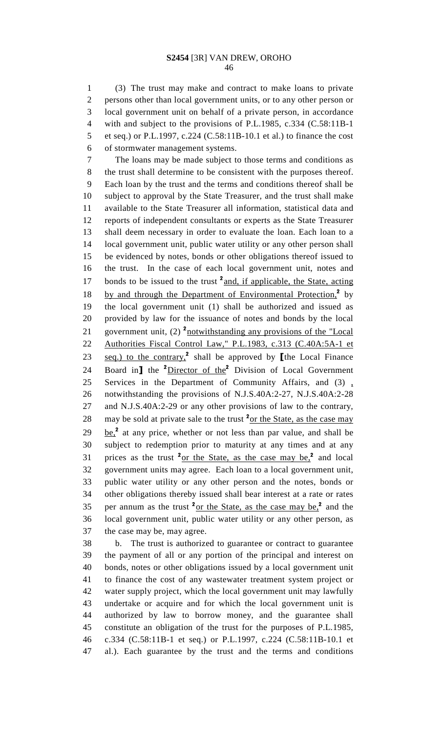(3) The trust may make and contract to make loans to private persons other than local government units, or to any other person or local government unit on behalf of a private person, in accordance with and subject to the provisions of P.L.1985, c.334 (C.58:11B-1 et seq.) or P.L.1997, c.224 (C.58:11B-10.1 et al.) to finance the cost of stormwater management systems.

The loans may be made subject to those terms and conditions as the trust shall determine to be consistent with the purposes thereof. Each loan by the trust and the terms and conditions thereof shall be subject to approval by the State Treasurer, and the trust shall make available to the State Treasurer all information, statistical data and reports of independent consultants or experts as the State Treasurer shall deem necessary in order to evaluate the loan. Each loan to a local government unit, public water utility or any other person shall be evidenced by notes, bonds or other obligations thereof issued to the trust. In the case of each local government unit, notes and bonds to be issued to the trust [2]and, if applicable, the State, acting by and through the Department of Environmental Protection,[2] by the local government unit (1) shall be authorized and issued as provided by law for the issuance of notes and bonds by the local government unit, (2) [2]notwithstanding any provisions of the "Local Authorities Fiscal Control Law," P.L.1983, c.313 (C.40A:5A-1 et seq.) to the contrary,[2] shall be approved by [the Local Finance Board in] the [2]Director of the[2] Division of Local Government Services in the Department of Community Affairs, and (3) , notwithstanding the provisions of N.J.S.40A:2-27, N.J.S.40A:2-28 and N.J.S.40A:2-29 or any other provisions of law to the contrary, may be sold at private sale to the trust [2]or the State, as the case may be,[2] at any price, whether or not less than par value, and shall be subject to redemption prior to maturity at any times and at any prices as the trust [2]or the State, as the case may be,[2] and local government units may agree. Each loan to a local government unit, public water utility or any other person and the notes, bonds or other obligations thereby issued shall bear interest at a rate or rates per annum as the trust [2]or the State, as the case may be,[2] and the local government unit, public water utility or any other person, as the case may be, may agree.

b. The trust is authorized to guarantee or contract to guarantee the payment of all or any portion of the principal and interest on bonds, notes or other obligations issued by a local government unit to finance the cost of any wastewater treatment system project or water supply project, which the local government unit may lawfully undertake or acquire and for which the local government unit is authorized by law to borrow money, and the guarantee shall constitute an obligation of the trust for the purposes of P.L.1985, c.334 (C.58:11B-1 et seq.) or P.L.1997, c.224 (C.58:11B-10.1 et al.). Each guarantee by the trust and the terms and conditions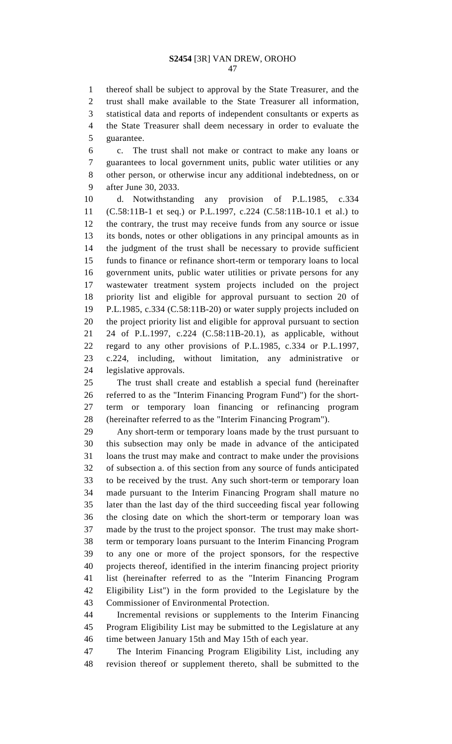thereof shall be subject to approval by the State Treasurer, and the trust shall make available to the State Treasurer all information, statistical data and reports of independent consultants or experts as the State Treasurer shall deem necessary in order to evaluate the guarantee.

c. The trust shall not make or contract to make any loans or guarantees to local government units, public water utilities or any other person, or otherwise incur any additional indebtedness, on or after June 30, 2033.

d. Notwithstanding any provision of P.L.1985, c.334 (C.58:11B-1 et seq.) or P.L.1997, c.224 (C.58:11B-10.1 et al.) to the contrary, the trust may receive funds from any source or issue its bonds, notes or other obligations in any principal amounts as in the judgment of the trust shall be necessary to provide sufficient funds to finance or refinance short-term or temporary loans to local government units, public water utilities or private persons for any wastewater treatment system projects included on the project priority list and eligible for approval pursuant to section 20 of P.L.1985, c.334 (C.58:11B-20) or water supply projects included on the project priority list and eligible for approval pursuant to section 24 of P.L.1997, c.224 (C.58:11B-20.1), as applicable, without regard to any other provisions of P.L.1985, c.334 or P.L.1997, c.224, including, without limitation, any administrative or legislative approvals.

The trust shall create and establish a special fund (hereinafter referred to as the "Interim Financing Program Fund") for the short-term or temporary loan financing or refinancing program (hereinafter referred to as the "Interim Financing Program").

Any short-term or temporary loans made by the trust pursuant to this subsection may only be made in advance of the anticipated loans the trust may make and contract to make under the provisions of subsection a. of this section from any source of funds anticipated to be received by the trust. Any such short-term or temporary loan made pursuant to the Interim Financing Program shall mature no later than the last day of the third succeeding fiscal year following the closing date on which the short-term or temporary loan was made by the trust to the project sponsor. The trust may make short-term or temporary loans pursuant to the Interim Financing Program to any one or more of the project sponsors, for the respective projects thereof, identified in the interim financing project priority list (hereinafter referred to as the "Interim Financing Program Eligibility List") in the form provided to the Legislature by the Commissioner of Environmental Protection.

Incremental revisions or supplements to the Interim Financing Program Eligibility List may be submitted to the Legislature at any time between January 15th and May 15th of each year.

The Interim Financing Program Eligibility List, including any revision thereof or supplement thereto, shall be submitted to the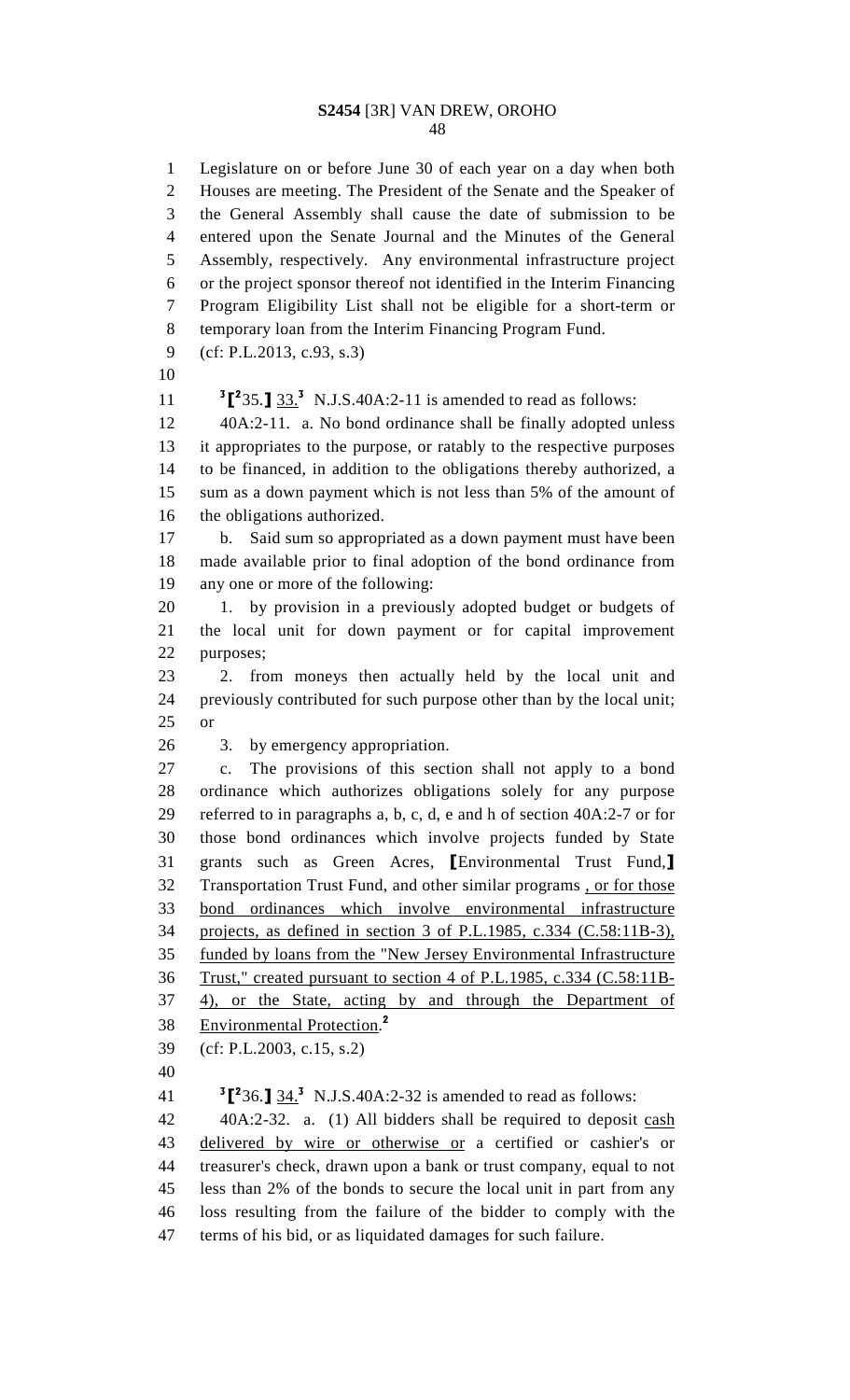Legislature on or before June 30 of each year on a day when both Houses are meeting. The President of the Senate and the Speaker of the General Assembly shall cause the date of submission to be entered upon the Senate Journal and the Minutes of the General Assembly, respectively. Any environmental infrastructure project or the project sponsor thereof not identified in the Interim Financing Program Eligibility List shall not be eligible for a short-term or temporary loan from the Interim Financing Program Fund.

(cf: P.L.2013, c.93, s.3)

[3][[2]35.] 33.[3] N.J.S.40A:2-11 is amended to read as follows:

40A:2-11. a. No bond ordinance shall be finally adopted unless it appropriates to the purpose, or ratably to the respective purposes to be financed, in addition to the obligations thereby authorized, a sum as a down payment which is not less than 5% of the amount of the obligations authorized.

b. Said sum so appropriated as a down payment must have been made available prior to final adoption of the bond ordinance from any one or more of the following:

1. by provision in a previously adopted budget or budgets of the local unit for down payment or for capital improvement purposes;

2. from moneys then actually held by the local unit and previously contributed for such purpose other than by the local unit; or

3. by emergency appropriation.

c. The provisions of this section shall not apply to a bond ordinance which authorizes obligations solely for any purpose referred to in paragraphs a, b, c, d, e and h of section 40A:2-7 or for those bond ordinances which involve projects funded by State grants such as Green Acres, [Environmental Trust Fund,] Transportation Trust Fund, and other similar programs , or for those bond ordinances which involve environmental infrastructure projects, as defined in section 3 of P.L.1985, c.334 (C.58:11B-3), funded by loans from the "New Jersey Environmental Infrastructure Trust," created pursuant to section 4 of P.L.1985, c.334 (C.58:11B-4), or the State, acting by and through the Department of Environmental Protection.[2]

(cf: P.L.2003, c.15, s.2)

[3][[2]36.] 34.[3] N.J.S.40A:2-32 is amended to read as follows:

40A:2-32. a. (1) All bidders shall be required to deposit cash delivered by wire or otherwise or a certified or cashier's or treasurer's check, drawn upon a bank or trust company, equal to not less than 2% of the bonds to secure the local unit in part from any loss resulting from the failure of the bidder to comply with the terms of his bid, or as liquidated damages for such failure.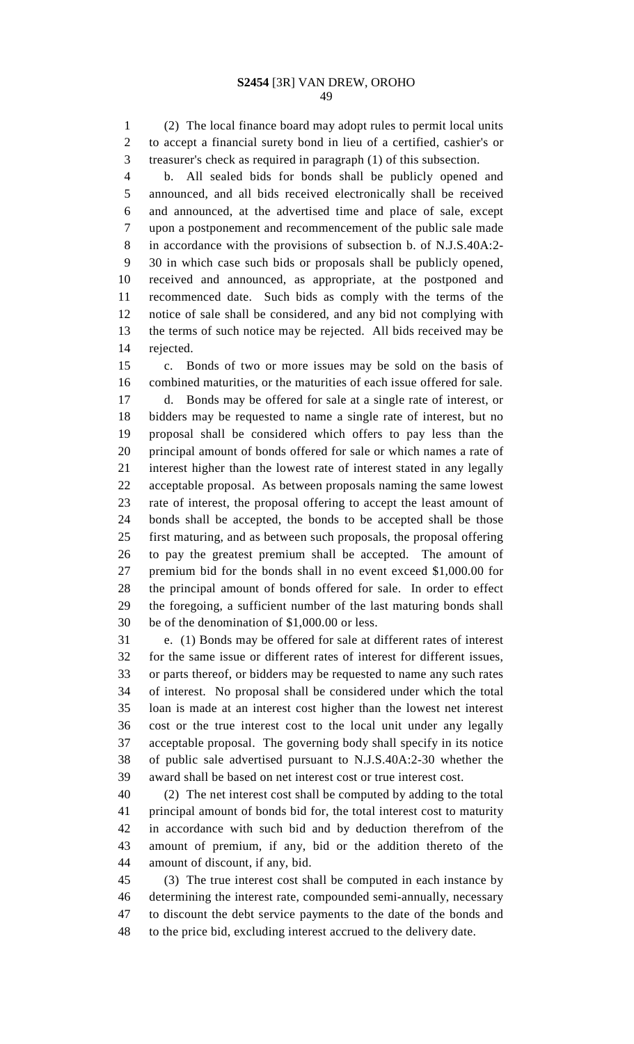(2) The local finance board may adopt rules to permit local units to accept a financial surety bond in lieu of a certified, cashier's or treasurer's check as required in paragraph (1) of this subsection.

b. All sealed bids for bonds shall be publicly opened and announced, and all bids received electronically shall be received and announced, at the advertised time and place of sale, except upon a postponement and recommencement of the public sale made in accordance with the provisions of subsection b. of N.J.S.40A:2-30 in which case such bids or proposals shall be publicly opened, received and announced, as appropriate, at the postponed and recommenced date. Such bids as comply with the terms of the notice of sale shall be considered, and any bid not complying with the terms of such notice may be rejected. All bids received may be rejected.

c. Bonds of two or more issues may be sold on the basis of combined maturities, or the maturities of each issue offered for sale.

d. Bonds may be offered for sale at a single rate of interest, or bidders may be requested to name a single rate of interest, but no proposal shall be considered which offers to pay less than the principal amount of bonds offered for sale or which names a rate of interest higher than the lowest rate of interest stated in any legally acceptable proposal. As between proposals naming the same lowest rate of interest, the proposal offering to accept the least amount of bonds shall be accepted, the bonds to be accepted shall be those first maturing, and as between such proposals, the proposal offering to pay the greatest premium shall be accepted. The amount of premium bid for the bonds shall in no event exceed $1,000.00 for the principal amount of bonds offered for sale. In order to effect the foregoing, a sufficient number of the last maturing bonds shall be of the denomination of $1,000.00 or less.

e. (1) Bonds may be offered for sale at different rates of interest for the same issue or different rates of interest for different issues, or parts thereof, or bidders may be requested to name any such rates of interest. No proposal shall be considered under which the total loan is made at an interest cost higher than the lowest net interest cost or the true interest cost to the local unit under any legally acceptable proposal. The governing body shall specify in its notice of public sale advertised pursuant to N.J.S.40A:2-30 whether the award shall be based on net interest cost or true interest cost.

(2) The net interest cost shall be computed by adding to the total principal amount of bonds bid for, the total interest cost to maturity in accordance with such bid and by deduction therefrom of the amount of premium, if any, bid or the addition thereto of the amount of discount, if any, bid.

(3) The true interest cost shall be computed in each instance by determining the interest rate, compounded semi-annually, necessary to discount the debt service payments to the date of the bonds and to the price bid, excluding interest accrued to the delivery date.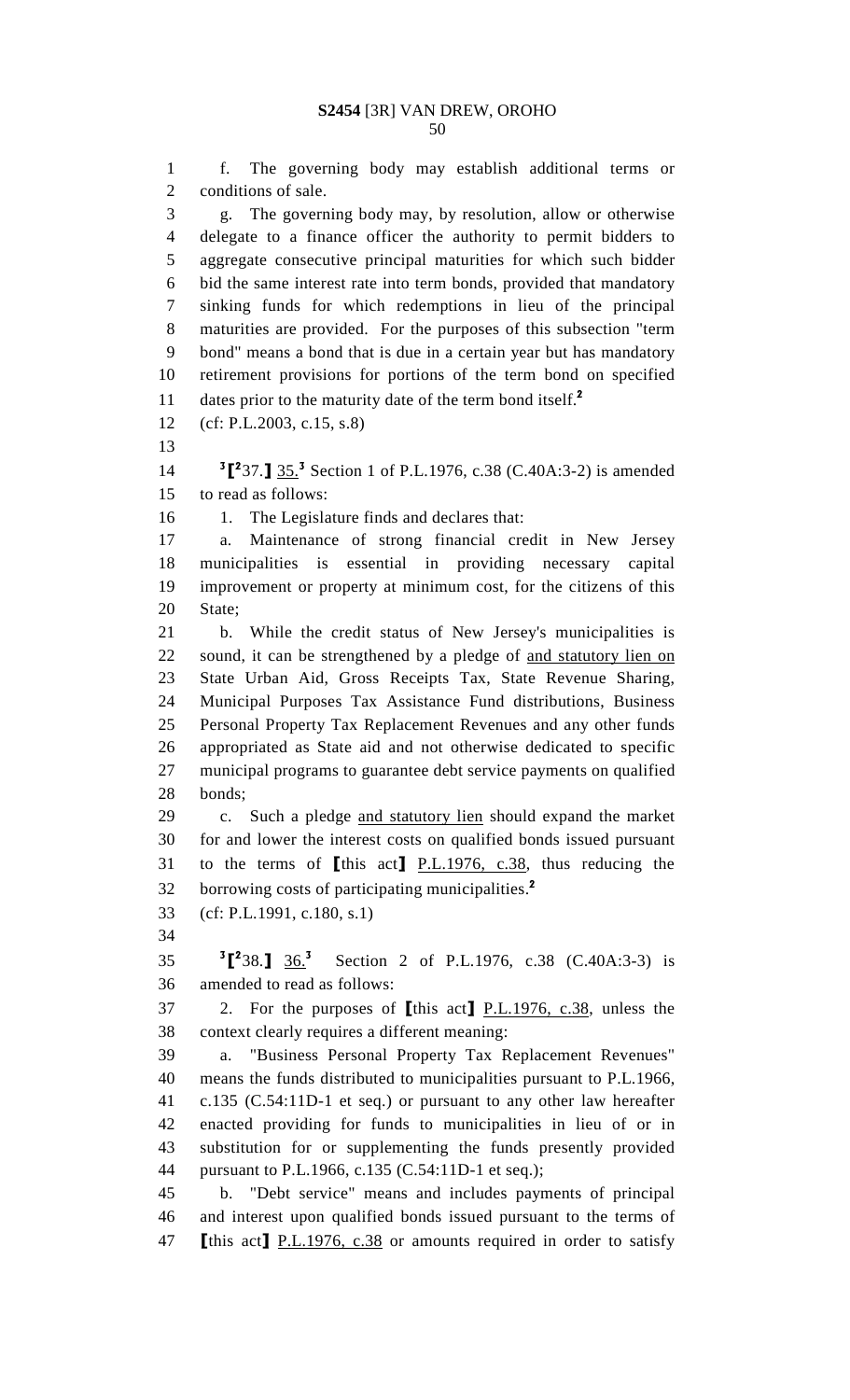f. The governing body may establish additional terms or conditions of sale.

g. The governing body may, by resolution, allow or otherwise delegate to a finance officer the authority to permit bidders to aggregate consecutive principal maturities for which such bidder bid the same interest rate into term bonds, provided that mandatory sinking funds for which redemptions in lieu of the principal maturities are provided. For the purposes of this subsection "term bond" means a bond that is due in a certain year but has mandatory retirement provisions for portions of the term bond on specified dates prior to the maturity date of the term bond itself.[2]

(cf: P.L.2003, c.15, s.8)

[3]⟦[2]37.⟧ 35.[3] Section 1 of P.L.1976, c.38 (C.40A:3-2) is amended to read as follows:

1. The Legislature finds and declares that:

a. Maintenance of strong financial credit in New Jersey municipalities is essential in providing necessary capital improvement or property at minimum cost, for the citizens of this State;

b. While the credit status of New Jersey's municipalities is sound, it can be strengthened by a pledge of and statutory lien on State Urban Aid, Gross Receipts Tax, State Revenue Sharing, Municipal Purposes Tax Assistance Fund distributions, Business Personal Property Tax Replacement Revenues and any other funds appropriated as State aid and not otherwise dedicated to specific municipal programs to guarantee debt service payments on qualified bonds;

c. Such a pledge and statutory lien should expand the market for and lower the interest costs on qualified bonds issued pursuant to the terms of ⟦this act⟧ P.L.1976, c.38, thus reducing the borrowing costs of participating municipalities.[2]

(cf: P.L.1991, c.180, s.1)

[3]⟦[2]38.⟧ 36.[3] Section 2 of P.L.1976, c.38 (C.40A:3-3) is amended to read as follows:

2. For the purposes of ⟦this act⟧ P.L.1976, c.38, unless the context clearly requires a different meaning:

a. "Business Personal Property Tax Replacement Revenues" means the funds distributed to municipalities pursuant to P.L.1966, c.135 (C.54:11D-1 et seq.) or pursuant to any other law hereafter enacted providing for funds to municipalities in lieu of or in substitution for or supplementing the funds presently provided pursuant to P.L.1966, c.135 (C.54:11D-1 et seq.);

b. "Debt service" means and includes payments of principal and interest upon qualified bonds issued pursuant to the terms of ⟦this act⟧ P.L.1976, c.38 or amounts required in order to satisfy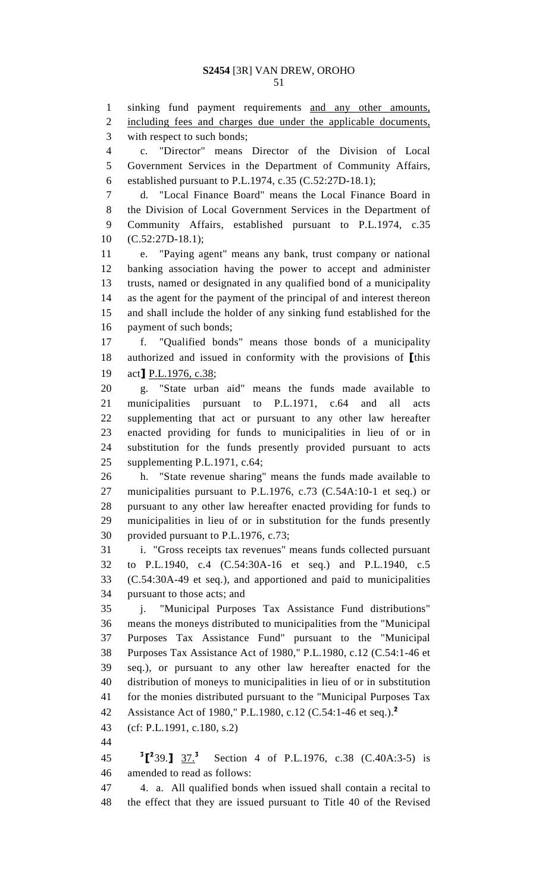sinking fund payment requirements <u>and any other amounts, including fees and charges due under the applicable documents,</u> with respect to such bonds;

c. "Director" means Director of the Division of Local Government Services in the Department of Community Affairs, established pursuant to P.L.1974, c.35 (C.52:27D-18.1);

d. "Local Finance Board" means the Local Finance Board in the Division of Local Government Services in the Department of Community Affairs, established pursuant to P.L.1974, c.35 (C.52:27D-18.1);

e. "Paying agent" means any bank, trust company or national banking association having the power to accept and administer trusts, named or designated in any qualified bond of a municipality as the agent for the payment of the principal of and interest thereon and shall include the holder of any sinking fund established for the payment of such bonds;

f. "Qualified bonds" means those bonds of a municipality authorized and issued in conformity with the provisions of **[**this act**]** <u>P.L.1976, c.38</u>;

g. "State urban aid" means the funds made available to municipalities pursuant to P.L.1971, c.64 and all acts supplementing that act or pursuant to any other law hereafter enacted providing for funds to municipalities in lieu of or in substitution for the funds presently provided pursuant to acts supplementing P.L.1971, c.64;

h. "State revenue sharing" means the funds made available to municipalities pursuant to P.L.1976, c.73 (C.54A:10-1 et seq.) or pursuant to any other law hereafter enacted providing for funds to municipalities in lieu of or in substitution for the funds presently provided pursuant to P.L.1976, c.73;

i. "Gross receipts tax revenues" means funds collected pursuant to P.L.1940, c.4 (C.54:30A-16 et seq.) and P.L.1940, c.5 (C.54:30A-49 et seq.), and apportioned and paid to municipalities pursuant to those acts; and

j. "Municipal Purposes Tax Assistance Fund distributions" means the moneys distributed to municipalities from the "Municipal Purposes Tax Assistance Fund" pursuant to the "Municipal Purposes Tax Assistance Act of 1980," P.L.1980, c.12 (C.54:1-46 et seq.), or pursuant to any other law hereafter enacted for the distribution of moneys to municipalities in lieu of or in substitution for the monies distributed pursuant to the "Municipal Purposes Tax Assistance Act of 1980," P.L.1980, c.12 (C.54:1-46 et seq.).[2]

(cf: P.L.1991, c.180, s.2)

[3]**[**[2]39.**]** <u>37.</u>[3] Section 4 of P.L.1976, c.38 (C.40A:3-5) is amended to read as follows:

4. a. All qualified bonds when issued shall contain a recital to the effect that they are issued pursuant to Title 40 of the Revised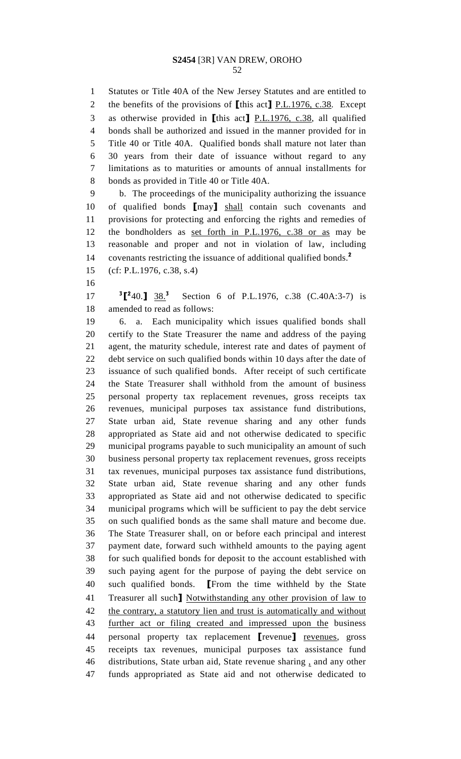Statutes or Title 40A of the New Jersey Statutes and are entitled to the benefits of the provisions of ⟦this act⟧ P.L.1976, c.38. Except as otherwise provided in ⟦this act⟧ P.L.1976, c.38, all qualified bonds shall be authorized and issued in the manner provided for in Title 40 or Title 40A. Qualified bonds shall mature not later than 30 years from their date of issuance without regard to any limitations as to maturities or amounts of annual installments for bonds as provided in Title 40 or Title 40A.

b. The proceedings of the municipality authorizing the issuance of qualified bonds ⟦may⟧ shall contain such covenants and provisions for protecting and enforcing the rights and remedies of the bondholders as set forth in P.L.1976, c.38 or as may be reasonable and proper and not in violation of law, including covenants restricting the issuance of additional qualified bonds.[2]

(cf: P.L.1976, c.38, s.4)

[3]⟦[2]40.⟧ 38.[3] Section 6 of P.L.1976, c.38 (C.40A:3-7) is amended to read as follows:

6. a. Each municipality which issues qualified bonds shall certify to the State Treasurer the name and address of the paying agent, the maturity schedule, interest rate and dates of payment of debt service on such qualified bonds within 10 days after the date of issuance of such qualified bonds. After receipt of such certificate the State Treasurer shall withhold from the amount of business personal property tax replacement revenues, gross receipts tax revenues, municipal purposes tax assistance fund distributions, State urban aid, State revenue sharing and any other funds appropriated as State aid and not otherwise dedicated to specific municipal programs payable to such municipality an amount of such business personal property tax replacement revenues, gross receipts tax revenues, municipal purposes tax assistance fund distributions, State urban aid, State revenue sharing and any other funds appropriated as State aid and not otherwise dedicated to specific municipal programs which will be sufficient to pay the debt service on such qualified bonds as the same shall mature and become due. The State Treasurer shall, on or before each principal and interest payment date, forward such withheld amounts to the paying agent for such qualified bonds for deposit to the account established with such paying agent for the purpose of paying the debt service on such qualified bonds. ⟦From the time withheld by the State Treasurer all such⟧ Notwithstanding any other provision of law to the contrary, a statutory lien and trust is automatically and without further act or filing created and impressed upon the business personal property tax replacement ⟦revenue⟧ revenues, gross receipts tax revenues, municipal purposes tax assistance fund distributions, State urban aid, State revenue sharing , and any other funds appropriated as State aid and not otherwise dedicated to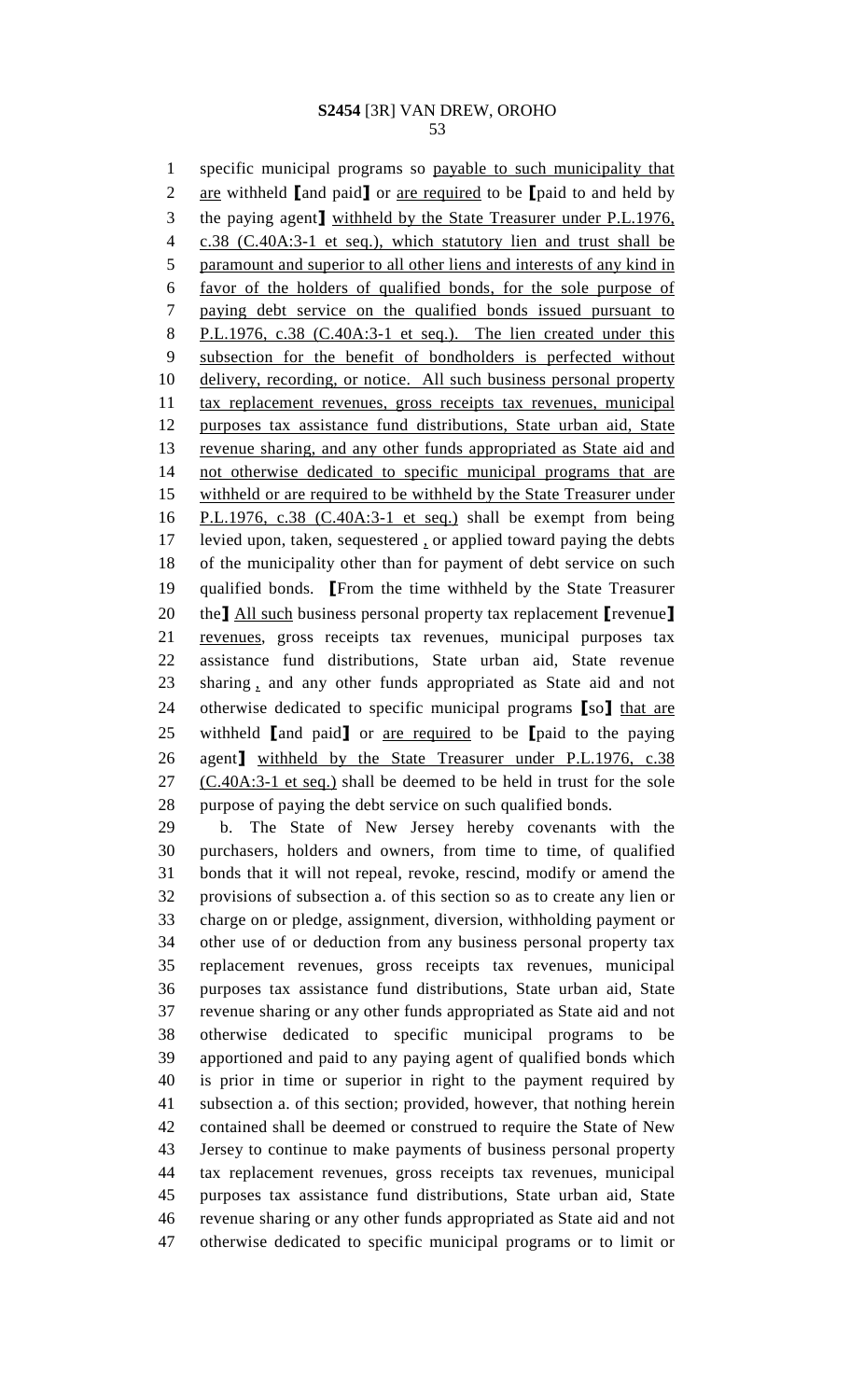specific municipal programs so payable to such municipality that are withheld [and paid] or are required to be [paid to and held by the paying agent] withheld by the State Treasurer under P.L.1976, c.38 (C.40A:3-1 et seq.), which statutory lien and trust shall be paramount and superior to all other liens and interests of any kind in favor of the holders of qualified bonds, for the sole purpose of paying debt service on the qualified bonds issued pursuant to P.L.1976, c.38 (C.40A:3-1 et seq.). The lien created under this subsection for the benefit of bondholders is perfected without delivery, recording, or notice. All such business personal property tax replacement revenues, gross receipts tax revenues, municipal purposes tax assistance fund distributions, State urban aid, State revenue sharing, and any other funds appropriated as State aid and not otherwise dedicated to specific municipal programs that are withheld or are required to be withheld by the State Treasurer under P.L.1976, c.38 (C.40A:3-1 et seq.) shall be exempt from being levied upon, taken, sequestered , or applied toward paying the debts of the municipality other than for payment of debt service on such qualified bonds. [From the time withheld by the State Treasurer the] All such business personal property tax replacement [revenue] revenues, gross receipts tax revenues, municipal purposes tax assistance fund distributions, State urban aid, State revenue sharing , and any other funds appropriated as State aid and not otherwise dedicated to specific municipal programs [so] that are withheld [and paid] or are required to be [paid to the paying agent] withheld by the State Treasurer under P.L.1976, c.38 (C.40A:3-1 et seq.) shall be deemed to be held in trust for the sole purpose of paying the debt service on such qualified bonds.

b. The State of New Jersey hereby covenants with the purchasers, holders and owners, from time to time, of qualified bonds that it will not repeal, revoke, rescind, modify or amend the provisions of subsection a. of this section so as to create any lien or charge on or pledge, assignment, diversion, withholding payment or other use of or deduction from any business personal property tax replacement revenues, gross receipts tax revenues, municipal purposes tax assistance fund distributions, State urban aid, State revenue sharing or any other funds appropriated as State aid and not otherwise dedicated to specific municipal programs to be apportioned and paid to any paying agent of qualified bonds which is prior in time or superior in right to the payment required by subsection a. of this section; provided, however, that nothing herein contained shall be deemed or construed to require the State of New Jersey to continue to make payments of business personal property tax replacement revenues, gross receipts tax revenues, municipal purposes tax assistance fund distributions, State urban aid, State revenue sharing or any other funds appropriated as State aid and not otherwise dedicated to specific municipal programs or to limit or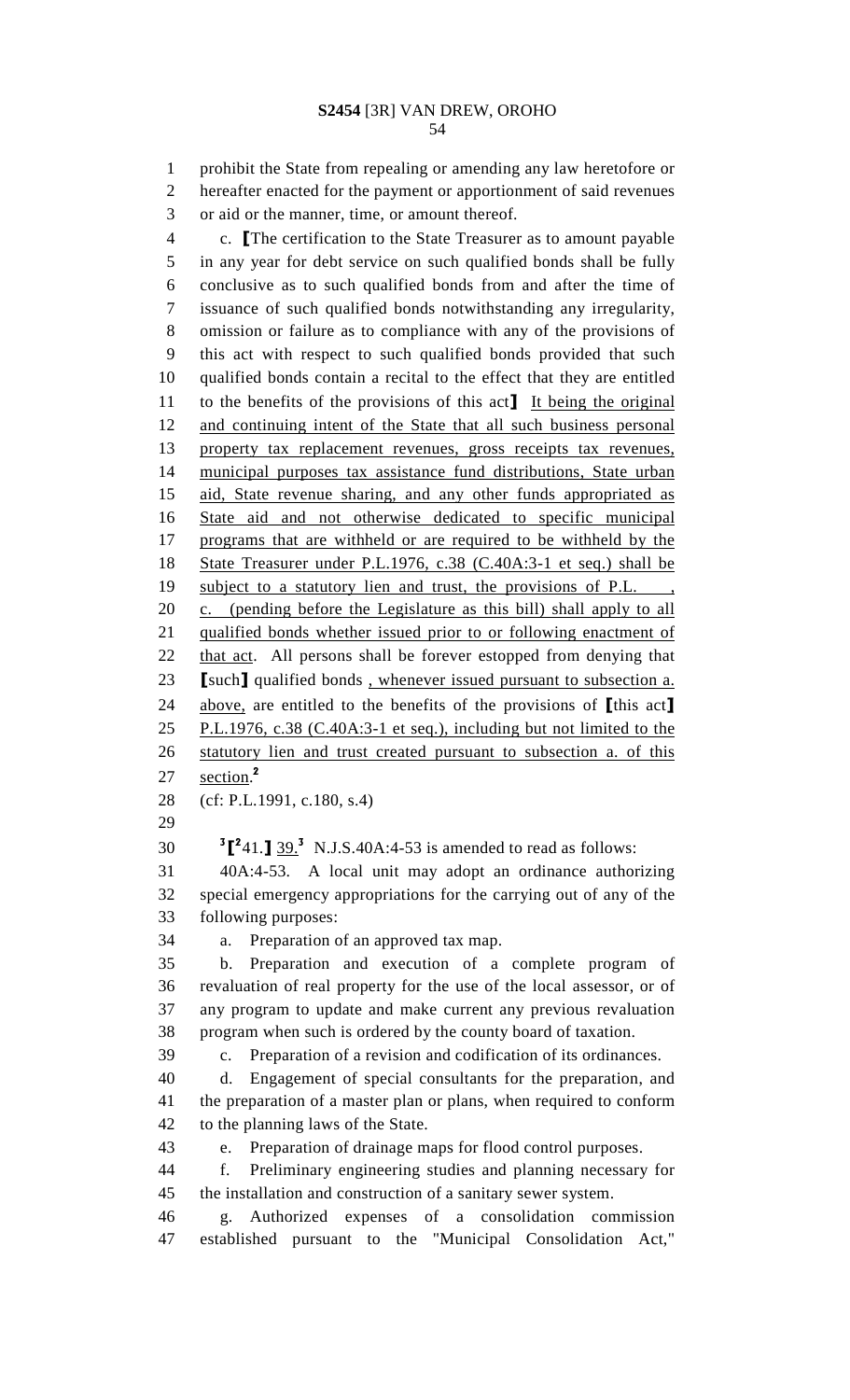prohibit the State from repealing or amending any law heretofore or hereafter enacted for the payment or apportionment of said revenues or aid or the manner, time, or amount thereof.

c. ⟦The certification to the State Treasurer as to amount payable in any year for debt service on such qualified bonds shall be fully conclusive as to such qualified bonds from and after the time of issuance of such qualified bonds notwithstanding any irregularity, omission or failure as to compliance with any of the provisions of this act with respect to such qualified bonds provided that such qualified bonds contain a recital to the effect that they are entitled to the benefits of the provisions of this act⟧ It being the original and continuing intent of the State that all such business personal property tax replacement revenues, gross receipts tax revenues, municipal purposes tax assistance fund distributions, State urban aid, State revenue sharing, and any other funds appropriated as State aid and not otherwise dedicated to specific municipal programs that are withheld or are required to be withheld by the State Treasurer under P.L.1976, c.38 (C.40A:3-1 et seq.) shall be subject to a statutory lien and trust, the provisions of P.L. , c. (pending before the Legislature as this bill) shall apply to all qualified bonds whether issued prior to or following enactment of that act. All persons shall be forever estopped from denying that ⟦such⟧ qualified bonds , whenever issued pursuant to subsection a. above, are entitled to the benefits of the provisions of ⟦this act⟧ P.L.1976, c.38 (C.40A:3-1 et seq.), including but not limited to the statutory lien and trust created pursuant to subsection a. of this section.[2]

(cf: P.L.1991, c.180, s.4)

[3]⟦[2]41.⟧ 39.[3] N.J.S.40A:4-53 is amended to read as follows:

40A:4-53. A local unit may adopt an ordinance authorizing special emergency appropriations for the carrying out of any of the following purposes:

a. Preparation of an approved tax map.

b. Preparation and execution of a complete program of revaluation of real property for the use of the local assessor, or of any program to update and make current any previous revaluation program when such is ordered by the county board of taxation.

c. Preparation of a revision and codification of its ordinances.

d. Engagement of special consultants for the preparation, and the preparation of a master plan or plans, when required to conform to the planning laws of the State.

e. Preparation of drainage maps for flood control purposes.

f. Preliminary engineering studies and planning necessary for the installation and construction of a sanitary sewer system.

g. Authorized expenses of a consolidation commission established pursuant to the "Municipal Consolidation Act,"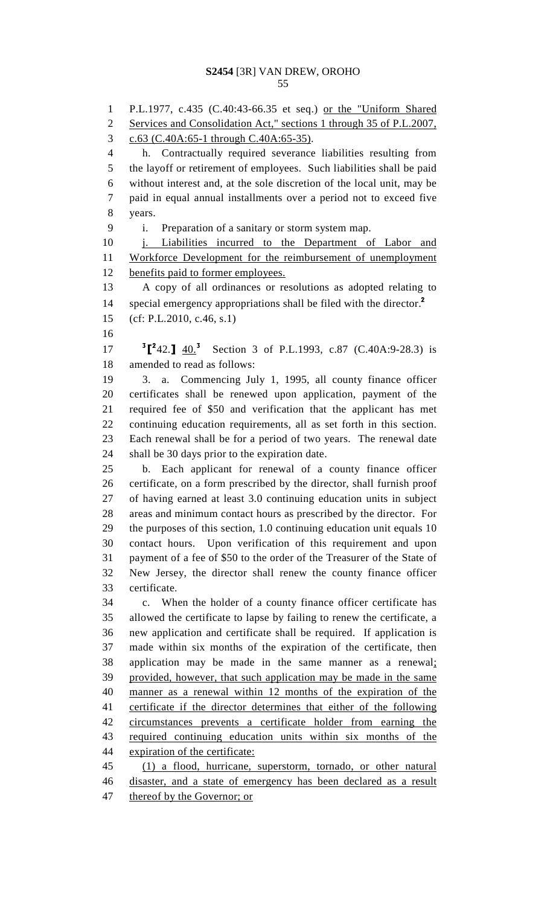P.L.1977, c.435 (C.40:43-66.35 et seq.) or the "Uniform Shared Services and Consolidation Act," sections 1 through 35 of P.L.2007, c.63 (C.40A:65-1 through C.40A:65-35).

h. Contractually required severance liabilities resulting from the layoff or retirement of employees. Such liabilities shall be paid without interest and, at the sole discretion of the local unit, may be paid in equal annual installments over a period not to exceed five years.

i. Preparation of a sanitary or storm system map.

j. Liabilities incurred to the Department of Labor and Workforce Development for the reimbursement of unemployment benefits paid to former employees.

A copy of all ordinances or resolutions as adopted relating to special emergency appropriations shall be filed with the director.[2]

(cf: P.L.2010, c.46, s.1)

[3][[2]42.] 40.[3] Section 3 of P.L.1993, c.87 (C.40A:9-28.3) is amended to read as follows:

3. a. Commencing July 1, 1995, all county finance officer certificates shall be renewed upon application, payment of the required fee of $50 and verification that the applicant has met continuing education requirements, all as set forth in this section. Each renewal shall be for a period of two years. The renewal date shall be 30 days prior to the expiration date.

b. Each applicant for renewal of a county finance officer certificate, on a form prescribed by the director, shall furnish proof of having earned at least 3.0 continuing education units in subject areas and minimum contact hours as prescribed by the director. For the purposes of this section, 1.0 continuing education unit equals 10 contact hours. Upon verification of this requirement and upon payment of a fee of $50 to the order of the Treasurer of the State of New Jersey, the director shall renew the county finance officer certificate.

c. When the holder of a county finance officer certificate has allowed the certificate to lapse by failing to renew the certificate, a new application and certificate shall be required. If application is made within six months of the expiration of the certificate, then application may be made in the same manner as a renewal; provided, however, that such application may be made in the same manner as a renewal within 12 months of the expiration of the certificate if the director determines that either of the following circumstances prevents a certificate holder from earning the required continuing education units within six months of the expiration of the certificate:

(1) a flood, hurricane, superstorm, tornado, or other natural disaster, and a state of emergency has been declared as a result thereof by the Governor; or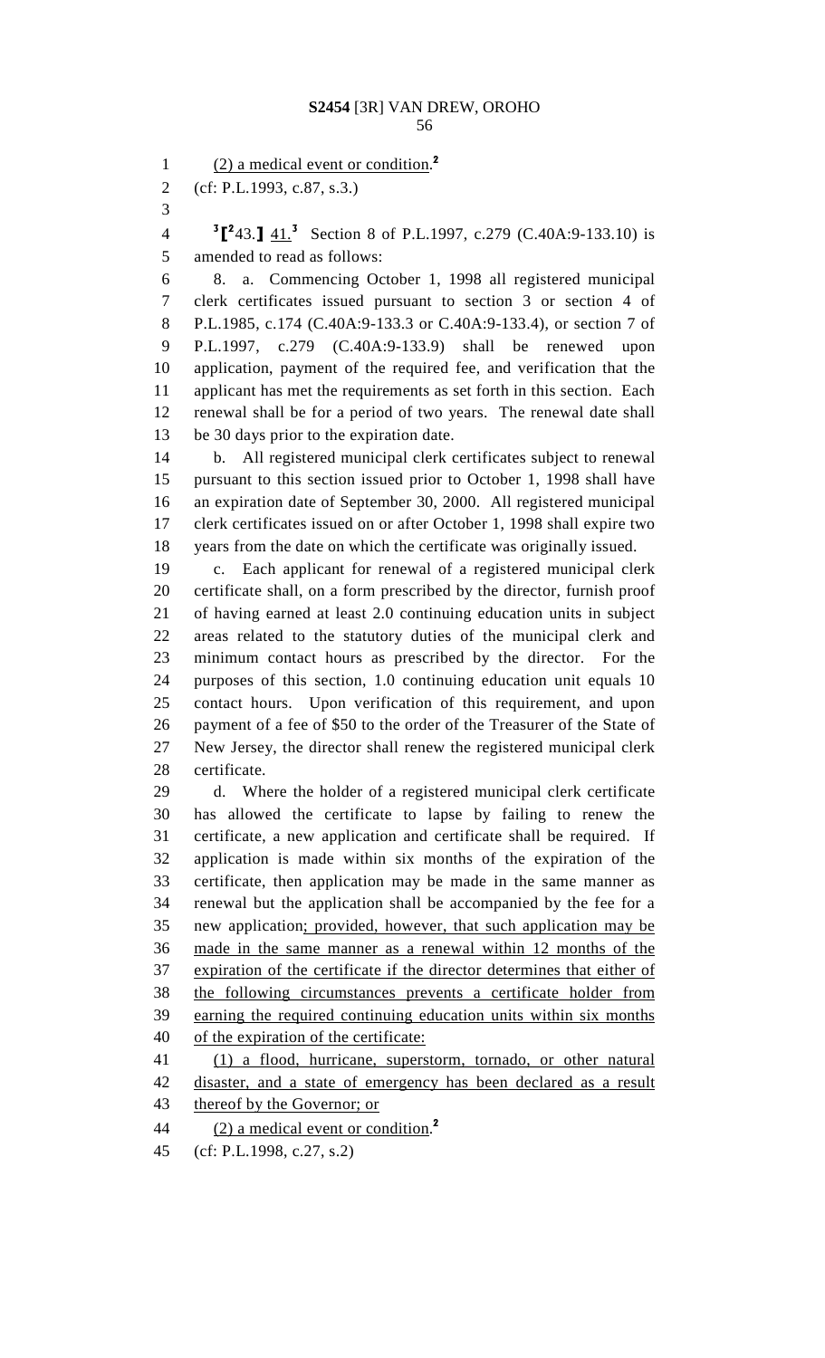(2) a medical event or condition.[2]

(cf: P.L.1993, c.87, s.3.)

[3]⟦[2]43.⟧ 41.[3] Section 8 of P.L.1997, c.279 (C.40A:9-133.10) is amended to read as follows:

8. a. Commencing October 1, 1998 all registered municipal clerk certificates issued pursuant to section 3 or section 4 of P.L.1985, c.174 (C.40A:9-133.3 or C.40A:9-133.4), or section 7 of P.L.1997, c.279 (C.40A:9-133.9) shall be renewed upon application, payment of the required fee, and verification that the applicant has met the requirements as set forth in this section. Each renewal shall be for a period of two years. The renewal date shall be 30 days prior to the expiration date.

b. All registered municipal clerk certificates subject to renewal pursuant to this section issued prior to October 1, 1998 shall have an expiration date of September 30, 2000. All registered municipal clerk certificates issued on or after October 1, 1998 shall expire two years from the date on which the certificate was originally issued.

c. Each applicant for renewal of a registered municipal clerk certificate shall, on a form prescribed by the director, furnish proof of having earned at least 2.0 continuing education units in subject areas related to the statutory duties of the municipal clerk and minimum contact hours as prescribed by the director. For the purposes of this section, 1.0 continuing education unit equals 10 contact hours. Upon verification of this requirement, and upon payment of a fee of $50 to the order of the Treasurer of the State of New Jersey, the director shall renew the registered municipal clerk certificate.

d. Where the holder of a registered municipal clerk certificate has allowed the certificate to lapse by failing to renew the certificate, a new application and certificate shall be required. If application is made within six months of the expiration of the certificate, then application may be made in the same manner as renewal but the application shall be accompanied by the fee for a new application; provided, however, that such application may be made in the same manner as a renewal within 12 months of the expiration of the certificate if the director determines that either of the following circumstances prevents a certificate holder from earning the required continuing education units within six months of the expiration of the certificate:

(1) a flood, hurricane, superstorm, tornado, or other natural disaster, and a state of emergency has been declared as a result thereof by the Governor; or

(2) a medical event or condition.[2]

(cf: P.L.1998, c.27, s.2)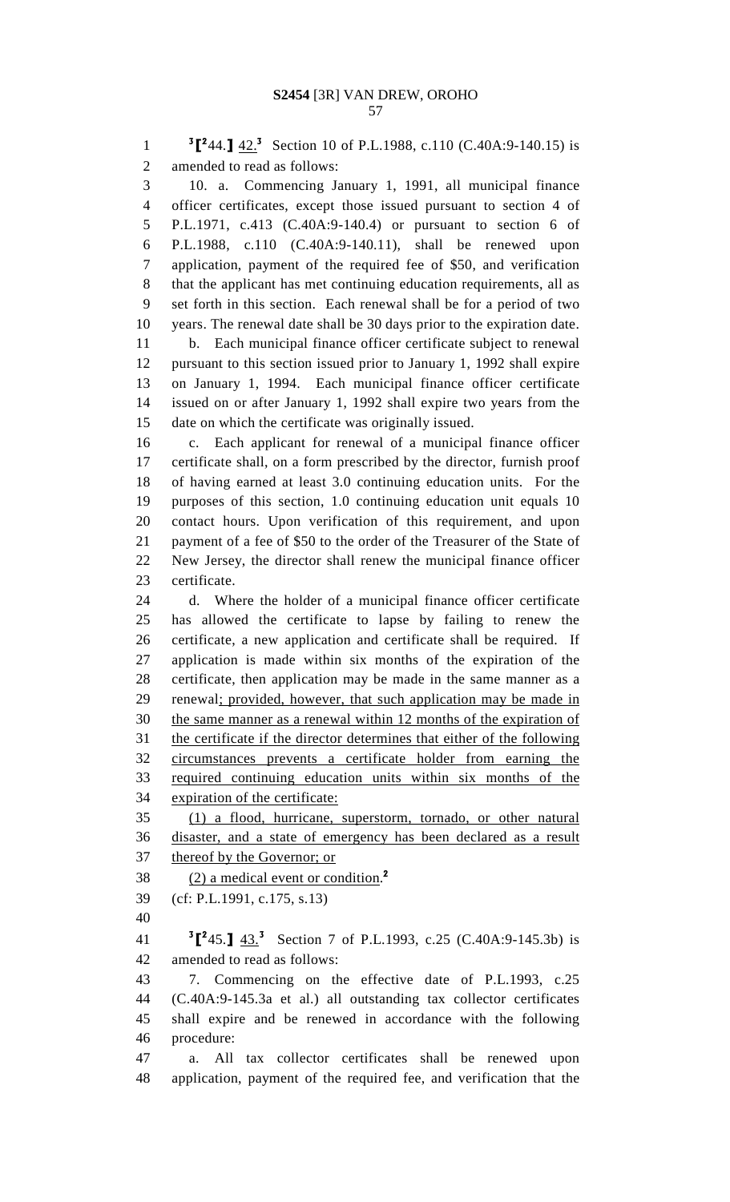[3]⟦[2]44.⟧ 42.[3] Section 10 of P.L.1988, c.110 (C.40A:9-140.15) is amended to read as follows:

10. a. Commencing January 1, 1991, all municipal finance officer certificates, except those issued pursuant to section 4 of P.L.1971, c.413 (C.40A:9-140.4) or pursuant to section 6 of P.L.1988, c.110 (C.40A:9-140.11), shall be renewed upon application, payment of the required fee of $50, and verification that the applicant has met continuing education requirements, all as set forth in this section. Each renewal shall be for a period of two years. The renewal date shall be 30 days prior to the expiration date.

b. Each municipal finance officer certificate subject to renewal pursuant to this section issued prior to January 1, 1992 shall expire on January 1, 1994. Each municipal finance officer certificate issued on or after January 1, 1992 shall expire two years from the date on which the certificate was originally issued.

c. Each applicant for renewal of a municipal finance officer certificate shall, on a form prescribed by the director, furnish proof of having earned at least 3.0 continuing education units. For the purposes of this section, 1.0 continuing education unit equals 10 contact hours. Upon verification of this requirement, and upon payment of a fee of $50 to the order of the Treasurer of the State of New Jersey, the director shall renew the municipal finance officer certificate.

d. Where the holder of a municipal finance officer certificate has allowed the certificate to lapse by failing to renew the certificate, a new application and certificate shall be required. If application is made within six months of the expiration of the certificate, then application may be made in the same manner as a renewal<u>; provided, however, that such application may be made in the same manner as a renewal within 12 months of the expiration of the certificate if the director determines that either of the following circumstances prevents a certificate holder from earning the required continuing education units within six months of the expiration of the certificate:</u>

<u>(1) a flood, hurricane, superstorm, tornado, or other natural disaster, and a state of emergency has been declared as a result thereof by the Governor; or</u>

<u>(2) a medical event or condition</u>.[2]

(cf: P.L.1991, c.175, s.13)

[3]⟦[2]45.⟧ 43.[3] Section 7 of P.L.1993, c.25 (C.40A:9-145.3b) is amended to read as follows:

7. Commencing on the effective date of P.L.1993, c.25 (C.40A:9-145.3a et al.) all outstanding tax collector certificates shall expire and be renewed in accordance with the following procedure:

a. All tax collector certificates shall be renewed upon application, payment of the required fee, and verification that the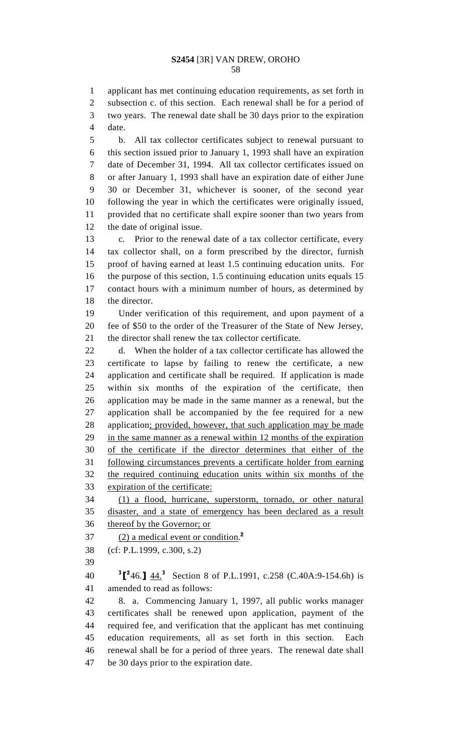applicant has met continuing education requirements, as set forth in subsection c. of this section. Each renewal shall be for a period of two years. The renewal date shall be 30 days prior to the expiration date.

b. All tax collector certificates subject to renewal pursuant to this section issued prior to January 1, 1993 shall have an expiration date of December 31, 1994. All tax collector certificates issued on or after January 1, 1993 shall have an expiration date of either June 30 or December 31, whichever is sooner, of the second year following the year in which the certificates were originally issued, provided that no certificate shall expire sooner than two years from the date of original issue.

c. Prior to the renewal date of a tax collector certificate, every tax collector shall, on a form prescribed by the director, furnish proof of having earned at least 1.5 continuing education units. For the purpose of this section, 1.5 continuing education units equals 15 contact hours with a minimum number of hours, as determined by the director.

Under verification of this requirement, and upon payment of a fee of $50 to the order of the Treasurer of the State of New Jersey, the director shall renew the tax collector certificate.

d. When the holder of a tax collector certificate has allowed the certificate to lapse by failing to renew the certificate, a new application and certificate shall be required. If application is made within six months of the expiration of the certificate, then application may be made in the same manner as a renewal, but the application shall be accompanied by the fee required for a new application; provided, however, that such application may be made in the same manner as a renewal within 12 months of the expiration of the certificate if the director determines that either of the following circumstances prevents a certificate holder from earning the required continuing education units within six months of the expiration of the certificate:

(1) a flood, hurricane, superstorm, tornado, or other natural disaster, and a state of emergency has been declared as a result thereof by the Governor; or

(2) a medical event or condition.[2]

(cf: P.L.1999, c.300, s.2)

[3][[2]46.] 44.[3] Section 8 of P.L.1991, c.258 (C.40A:9-154.6h) is amended to read as follows:

8. a. Commencing January 1, 1997, all public works manager certificates shall be renewed upon application, payment of the required fee, and verification that the applicant has met continuing education requirements, all as set forth in this section. Each renewal shall be for a period of three years. The renewal date shall be 30 days prior to the expiration date.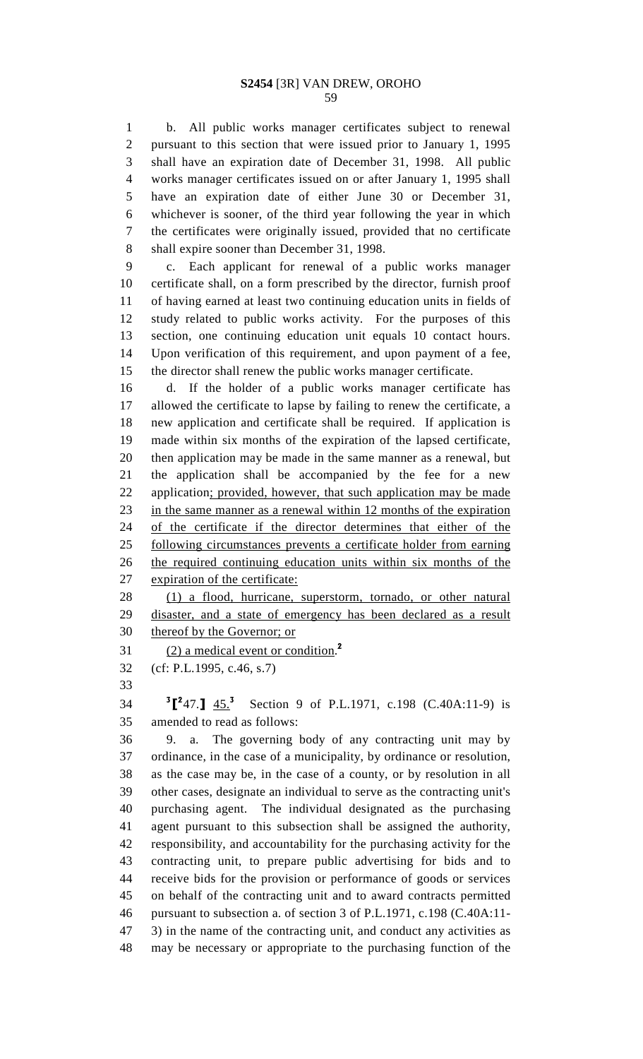b. All public works manager certificates subject to renewal pursuant to this section that were issued prior to January 1, 1995 shall have an expiration date of December 31, 1998. All public works manager certificates issued on or after January 1, 1995 shall have an expiration date of either June 30 or December 31, whichever is sooner, of the third year following the year in which the certificates were originally issued, provided that no certificate shall expire sooner than December 31, 1998.

c. Each applicant for renewal of a public works manager certificate shall, on a form prescribed by the director, furnish proof of having earned at least two continuing education units in fields of study related to public works activity. For the purposes of this section, one continuing education unit equals 10 contact hours. Upon verification of this requirement, and upon payment of a fee, the director shall renew the public works manager certificate.

d. If the holder of a public works manager certificate has allowed the certificate to lapse by failing to renew the certificate, a new application and certificate shall be required. If application is made within six months of the expiration of the lapsed certificate, then application may be made in the same manner as a renewal, but the application shall be accompanied by the fee for a new application<u>; provided, however, that such application may be made in the same manner as a renewal within 12 months of the expiration of the certificate if the director determines that either of the following circumstances prevents a certificate holder from earning the required continuing education units within six months of the expiration of the certificate:</u>

<u>(1) a flood, hurricane, superstorm, tornado, or other natural disaster, and a state of emergency has been declared as a result thereof by the Governor; or</u>

<u>(2) a medical event or condition</u>.[2]

(cf: P.L.1995, c.46, s.7)

[3]⟦[2]47.⟧ <u>45.</u>[3] Section 9 of P.L.1971, c.198 (C.40A:11-9) is amended to read as follows:

9. a. The governing body of any contracting unit may by ordinance, in the case of a municipality, by ordinance or resolution, as the case may be, in the case of a county, or by resolution in all other cases, designate an individual to serve as the contracting unit's purchasing agent. The individual designated as the purchasing agent pursuant to this subsection shall be assigned the authority, responsibility, and accountability for the purchasing activity for the contracting unit, to prepare public advertising for bids and to receive bids for the provision or performance of goods or services on behalf of the contracting unit and to award contracts permitted pursuant to subsection a. of section 3 of P.L.1971, c.198 (C.40A:11-3) in the name of the contracting unit, and conduct any activities as may be necessary or appropriate to the purchasing function of the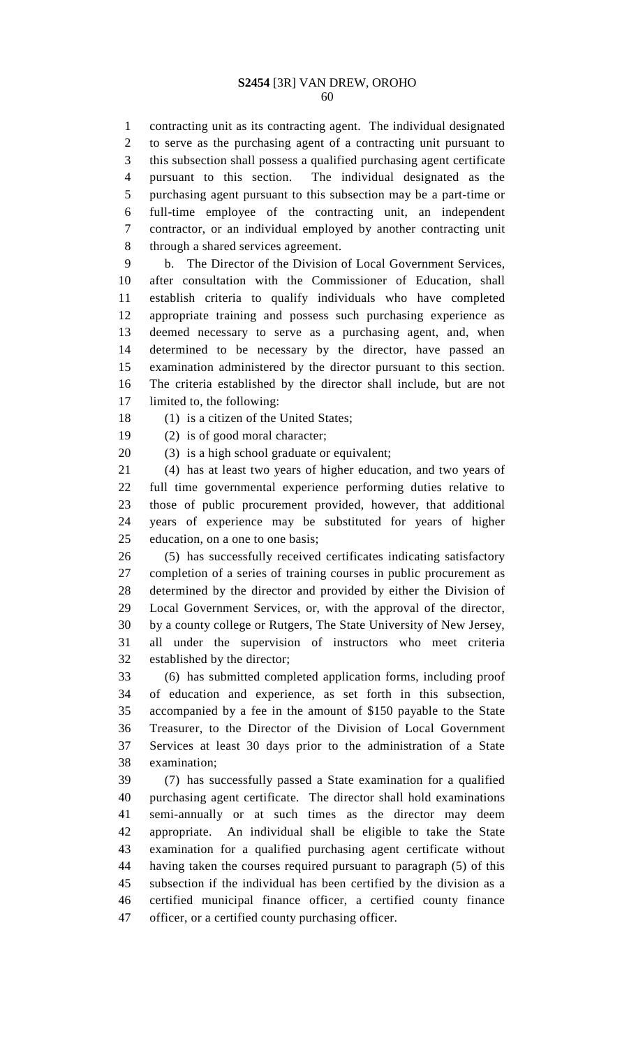contracting unit as its contracting agent. The individual designated to serve as the purchasing agent of a contracting unit pursuant to this subsection shall possess a qualified purchasing agent certificate pursuant to this section. The individual designated as the purchasing agent pursuant to this subsection may be a part-time or full-time employee of the contracting unit, an independent contractor, or an individual employed by another contracting unit through a shared services agreement.

b. The Director of the Division of Local Government Services, after consultation with the Commissioner of Education, shall establish criteria to qualify individuals who have completed appropriate training and possess such purchasing experience as deemed necessary to serve as a purchasing agent, and, when determined to be necessary by the director, have passed an examination administered by the director pursuant to this section. The criteria established by the director shall include, but are not limited to, the following:

(1) is a citizen of the United States;

(2) is of good moral character;

(3) is a high school graduate or equivalent;

(4) has at least two years of higher education, and two years of full time governmental experience performing duties relative to those of public procurement provided, however, that additional years of experience may be substituted for years of higher education, on a one to one basis;

(5) has successfully received certificates indicating satisfactory completion of a series of training courses in public procurement as determined by the director and provided by either the Division of Local Government Services, or, with the approval of the director, by a county college or Rutgers, The State University of New Jersey, all under the supervision of instructors who meet criteria established by the director;

(6) has submitted completed application forms, including proof of education and experience, as set forth in this subsection, accompanied by a fee in the amount of $150 payable to the State Treasurer, to the Director of the Division of Local Government Services at least 30 days prior to the administration of a State examination;

(7) has successfully passed a State examination for a qualified purchasing agent certificate. The director shall hold examinations semi-annually or at such times as the director may deem appropriate. An individual shall be eligible to take the State examination for a qualified purchasing agent certificate without having taken the courses required pursuant to paragraph (5) of this subsection if the individual has been certified by the division as a certified municipal finance officer, a certified county finance officer, or a certified county purchasing officer.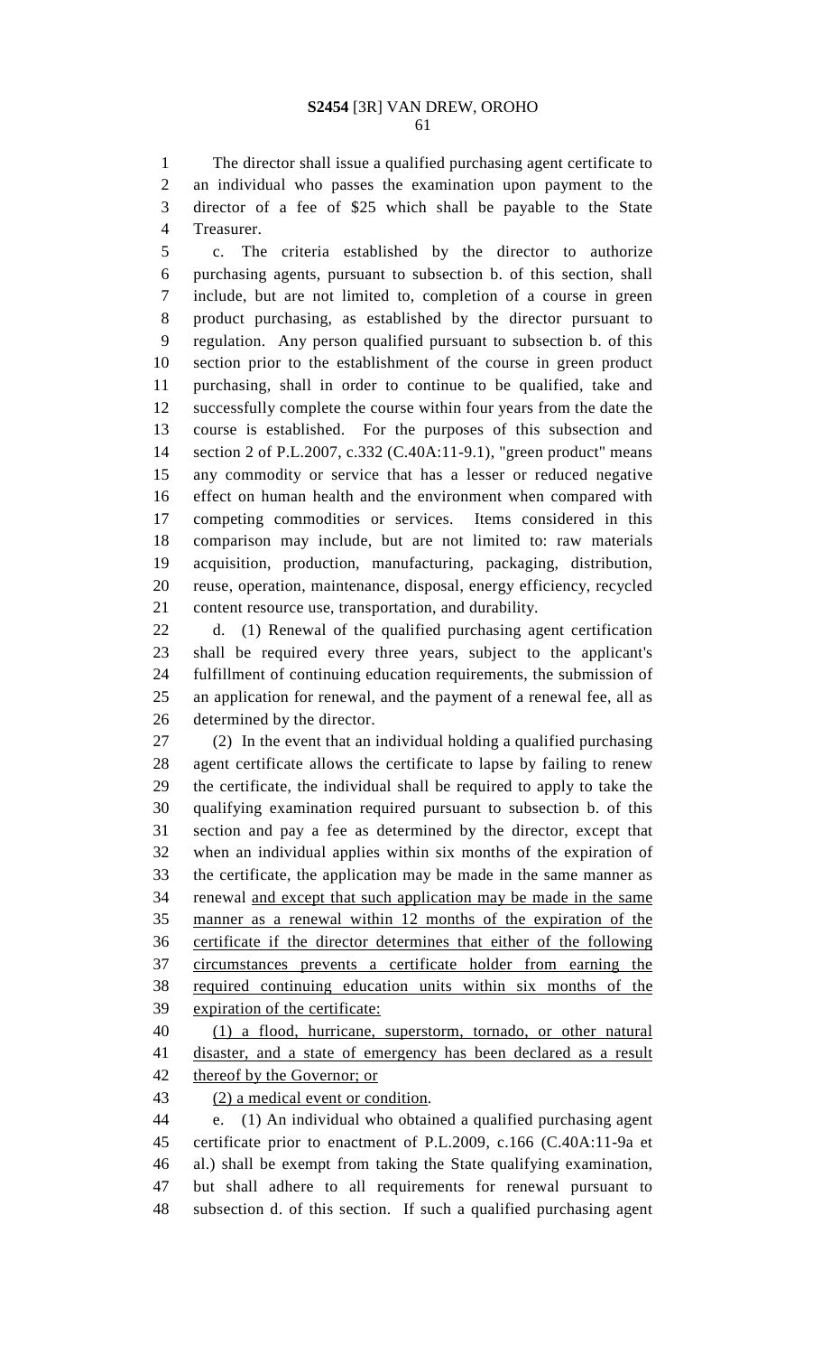The director shall issue a qualified purchasing agent certificate to an individual who passes the examination upon payment to the director of a fee of $25 which shall be payable to the State Treasurer.

c. The criteria established by the director to authorize purchasing agents, pursuant to subsection b. of this section, shall include, but are not limited to, completion of a course in green product purchasing, as established by the director pursuant to regulation. Any person qualified pursuant to subsection b. of this section prior to the establishment of the course in green product purchasing, shall in order to continue to be qualified, take and successfully complete the course within four years from the date the course is established. For the purposes of this subsection and section 2 of P.L.2007, c.332 (C.40A:11-9.1), "green product" means any commodity or service that has a lesser or reduced negative effect on human health and the environment when compared with competing commodities or services. Items considered in this comparison may include, but are not limited to: raw materials acquisition, production, manufacturing, packaging, distribution, reuse, operation, maintenance, disposal, energy efficiency, recycled content resource use, transportation, and durability.

d. (1) Renewal of the qualified purchasing agent certification shall be required every three years, subject to the applicant's fulfillment of continuing education requirements, the submission of an application for renewal, and the payment of a renewal fee, all as determined by the director.

(2) In the event that an individual holding a qualified purchasing agent certificate allows the certificate to lapse by failing to renew the certificate, the individual shall be required to apply to take the qualifying examination required pursuant to subsection b. of this section and pay a fee as determined by the director, except that when an individual applies within six months of the expiration of the certificate, the application may be made in the same manner as renewal <u>and except that such application may be made in the same manner as a renewal within 12 months of the expiration of the certificate if the director determines that either of the following circumstances prevents a certificate holder from earning the required continuing education units within six months of the expiration of the certificate:</u>

<u>(1) a flood, hurricane, superstorm, tornado, or other natural disaster, and a state of emergency has been declared as a result thereof by the Governor; or</u>

<u>(2) a medical event or condition</u>.

e. (1) An individual who obtained a qualified purchasing agent certificate prior to enactment of P.L.2009, c.166 (C.40A:11-9a et al.) shall be exempt from taking the State qualifying examination, but shall adhere to all requirements for renewal pursuant to subsection d. of this section. If such a qualified purchasing agent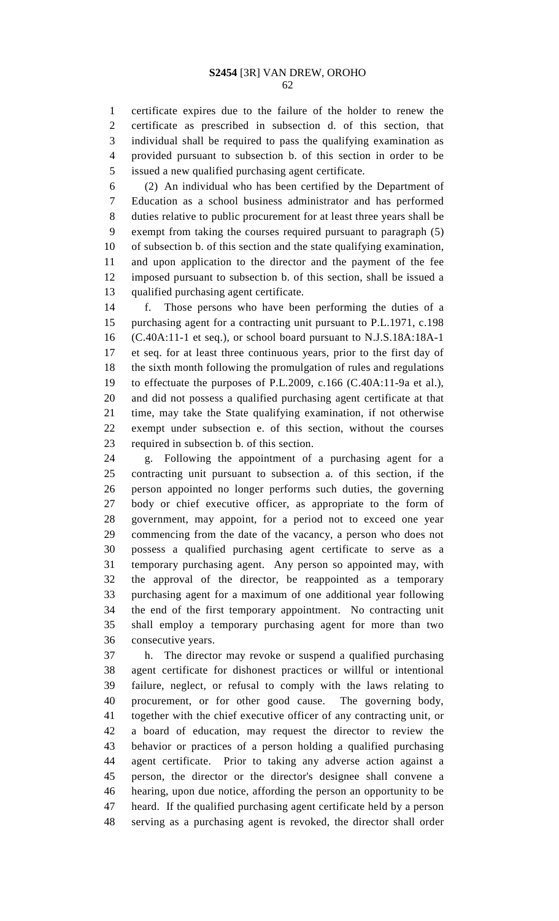certificate expires due to the failure of the holder to renew the certificate as prescribed in subsection d. of this section, that individual shall be required to pass the qualifying examination as provided pursuant to subsection b. of this section in order to be issued a new qualified purchasing agent certificate.

(2) An individual who has been certified by the Department of Education as a school business administrator and has performed duties relative to public procurement for at least three years shall be exempt from taking the courses required pursuant to paragraph (5) of subsection b. of this section and the state qualifying examination, and upon application to the director and the payment of the fee imposed pursuant to subsection b. of this section, shall be issued a qualified purchasing agent certificate.

f. Those persons who have been performing the duties of a purchasing agent for a contracting unit pursuant to P.L.1971, c.198 (C.40A:11-1 et seq.), or school board pursuant to N.J.S.18A:18A-1 et seq. for at least three continuous years, prior to the first day of the sixth month following the promulgation of rules and regulations to effectuate the purposes of P.L.2009, c.166 (C.40A:11-9a et al.), and did not possess a qualified purchasing agent certificate at that time, may take the State qualifying examination, if not otherwise exempt under subsection e. of this section, without the courses required in subsection b. of this section.

g. Following the appointment of a purchasing agent for a contracting unit pursuant to subsection a. of this section, if the person appointed no longer performs such duties, the governing body or chief executive officer, as appropriate to the form of government, may appoint, for a period not to exceed one year commencing from the date of the vacancy, a person who does not possess a qualified purchasing agent certificate to serve as a temporary purchasing agent. Any person so appointed may, with the approval of the director, be reappointed as a temporary purchasing agent for a maximum of one additional year following the end of the first temporary appointment. No contracting unit shall employ a temporary purchasing agent for more than two consecutive years.

h. The director may revoke or suspend a qualified purchasing agent certificate for dishonest practices or willful or intentional failure, neglect, or refusal to comply with the laws relating to procurement, or for other good cause. The governing body, together with the chief executive officer of any contracting unit, or a board of education, may request the director to review the behavior or practices of a person holding a qualified purchasing agent certificate. Prior to taking any adverse action against a person, the director or the director's designee shall convene a hearing, upon due notice, affording the person an opportunity to be heard. If the qualified purchasing agent certificate held by a person serving as a purchasing agent is revoked, the director shall order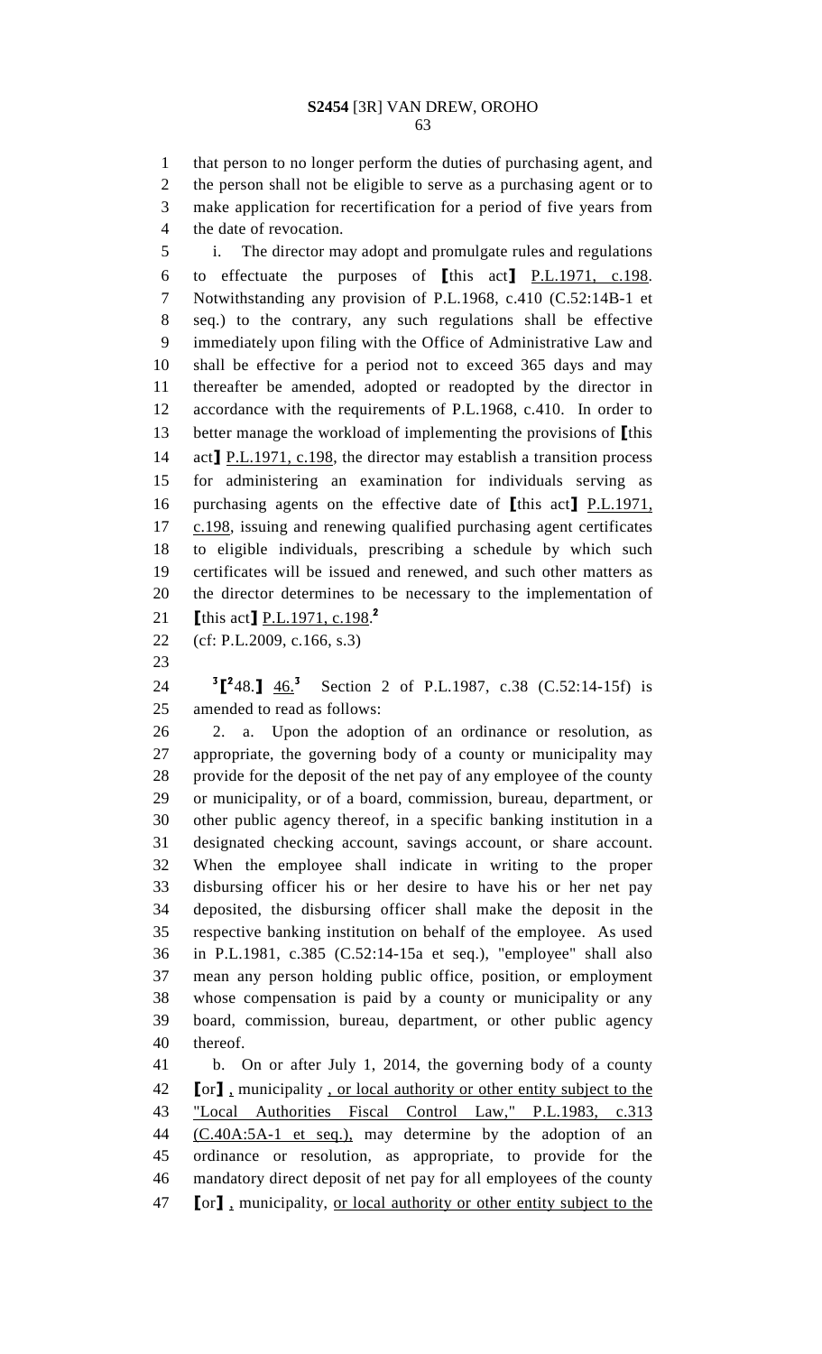that person to no longer perform the duties of purchasing agent, and the person shall not be eligible to serve as a purchasing agent or to make application for recertification for a period of five years from the date of revocation.

i. The director may adopt and promulgate rules and regulations to effectuate the purposes of 【this act】 <u>P.L.1971, c.198</u>. Notwithstanding any provision of P.L.1968, c.410 (C.52:14B-1 et seq.) to the contrary, any such regulations shall be effective immediately upon filing with the Office of Administrative Law and shall be effective for a period not to exceed 365 days and may thereafter be amended, adopted or readopted by the director in accordance with the requirements of P.L.1968, c.410. In order to better manage the workload of implementing the provisions of 【this act】 <u>P.L.1971, c.198</u>, the director may establish a transition process for administering an examination for individuals serving as purchasing agents on the effective date of 【this act】 <u>P.L.1971, c.198</u>, issuing and renewing qualified purchasing agent certificates to eligible individuals, prescribing a schedule by which such certificates will be issued and renewed, and such other matters as the director determines to be necessary to the implementation of 【this act】 <u>P.L.1971, c.198</u>.[2]

(cf: P.L.2009, c.166, s.3)

[3]【[2]48.】 <u>46.</u>[3] Section 2 of P.L.1987, c.38 (C.52:14-15f) is amended to read as follows:

2. a. Upon the adoption of an ordinance or resolution, as appropriate, the governing body of a county or municipality may provide for the deposit of the net pay of any employee of the county or municipality, or of a board, commission, bureau, department, or other public agency thereof, in a specific banking institution in a designated checking account, savings account, or share account. When the employee shall indicate in writing to the proper disbursing officer his or her desire to have his or her net pay deposited, the disbursing officer shall make the deposit in the respective banking institution on behalf of the employee. As used in P.L.1981, c.385 (C.52:14-15a et seq.), "employee" shall also mean any person holding public office, position, or employment whose compensation is paid by a county or municipality or any board, commission, bureau, department, or other public agency thereof.

b. On or after July 1, 2014, the governing body of a county 【or】 <u>,</u> municipality <u>, or local authority or other entity subject to the "Local Authorities Fiscal Control Law," P.L.1983, c.313 (C.40A:5A-1 et seq.),</u> may determine by the adoption of an ordinance or resolution, as appropriate, to provide for the mandatory direct deposit of net pay for all employees of the county 【or】 <u>,</u> municipality, <u>or local authority or other entity subject to the</u>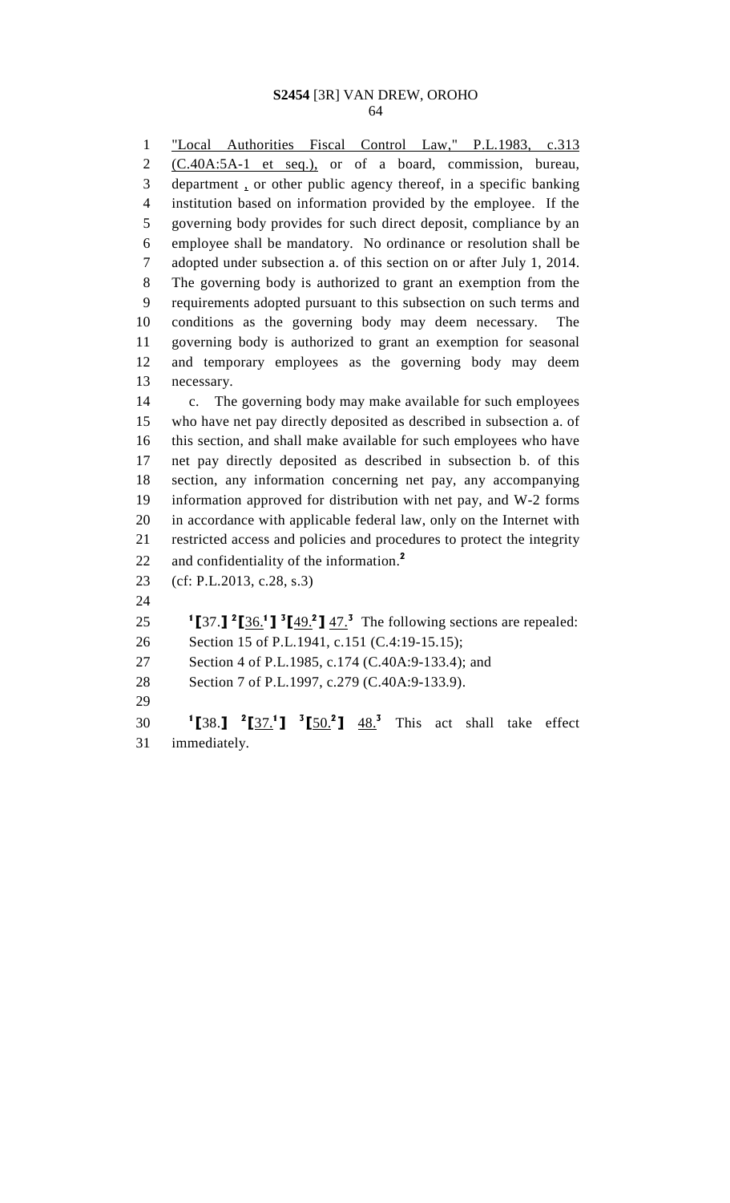"Local Authorities Fiscal Control Law," P.L.1983, c.313 (C.40A:5A-1 et seq.), or of a board, commission, bureau, department , or other public agency thereof, in a specific banking institution based on information provided by the employee. If the governing body provides for such direct deposit, compliance by an employee shall be mandatory. No ordinance or resolution shall be adopted under subsection a. of this section on or after July 1, 2014. The governing body is authorized to grant an exemption from the requirements adopted pursuant to this subsection on such terms and conditions as the governing body may deem necessary. The governing body is authorized to grant an exemption for seasonal and temporary employees as the governing body may deem necessary.

c. The governing body may make available for such employees who have net pay directly deposited as described in subsection a. of this section, and shall make available for such employees who have net pay directly deposited as described in subsection b. of this section, any information concerning net pay, any accompanying information approved for distribution with net pay, and W-2 forms in accordance with applicable federal law, only on the Internet with restricted access and policies and procedures to protect the integrity and confidentiality of the information.[2]

(cf: P.L.2013, c.28, s.3)

[1]⟦37.⟧ [2]⟦36.[1]⟧ [3]⟦49.[2]⟧ 47.[3] The following sections are repealed:

Section 15 of P.L.1941, c.151 (C.4:19-15.15);

Section 4 of P.L.1985, c.174 (C.40A:9-133.4); and

Section 7 of P.L.1997, c.279 (C.40A:9-133.9).

[1]⟦38.⟧ [2]⟦37.[1]⟧ [3]⟦50.[2]⟧ 48.[3] This act shall take effect immediately.